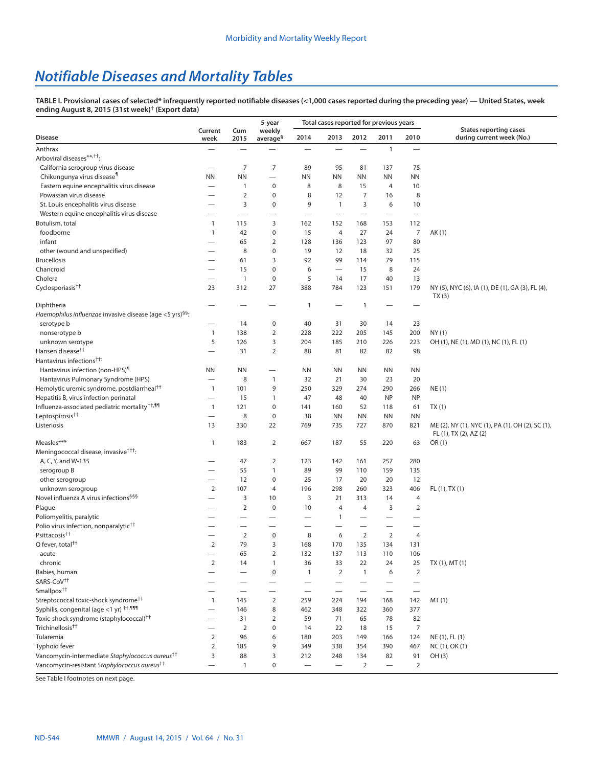# Notifiable Diseases and Mortality Tables

**TABLE I. Provisional cases of selected* infrequently reported notifiable diseases (<1,000 cases reported during the preceding year) — United States, week ending August 8, 2015 (31st week)† (Export data)**

| Disease | Current week | Cum 2015 | 5-year weekly average§ | Total cases reported for previous years | | | | | States reporting cases during current week (No.) |
|---|---|---|---|---|---|---|---|---|---|
| | | | | 2014 | 2013 | 2012 | 2011 | 2010 | |
| Anthrax | — | — | — | — | — | — | 1 | — | |
| Arboviral diseases**,††: | | | | | | | | | |
| California serogroup virus disease | — | 7 | 7 | 89 | 95 | 81 | 137 | 75 | |
| Chikungunya virus disease¶ | NN | NN | — | NN | NN | NN | NN | NN | |
| Eastern equine encephalitis virus disease | — | 1 | 0 | 8 | 8 | 15 | 4 | 10 | |
| Powassan virus disease | — | 2 | 0 | 8 | 12 | 7 | 16 | 8 | |
| St. Louis encephalitis virus disease | — | 3 | 0 | 9 | 1 | 3 | 6 | 10 | |
| Western equine encephalitis virus disease | — | — | — | — | — | — | — | — | |
| Botulism, total | 1 | 115 | 3 | 162 | 152 | 168 | 153 | 112 | |
| foodborne | 1 | 42 | 0 | 15 | 4 | 27 | 24 | 7 | AK (1) |
| infant | — | 65 | 2 | 128 | 136 | 123 | 97 | 80 | |
| other (wound and unspecified) | — | 8 | 0 | 19 | 12 | 18 | 32 | 25 | |
| Brucellosis | — | 61 | 3 | 92 | 99 | 114 | 79 | 115 | |
| Chancroid | — | 15 | 0 | 6 | — | 15 | 8 | 24 | |
| Cholera | — | 1 | 0 | 5 | 14 | 17 | 40 | 13 | |
| Cyclosporiasis†† | 23 | 312 | 27 | 388 | 784 | 123 | 151 | 179 | NY (5), NYC (6), IA (1), DE (1), GA (3), FL (4), TX (3) |
| Diphtheria | — | — | — | 1 | — | 1 | — | — | |
| *Haemophilus influenzae* invasive disease (age <5 yrs)§§: | | | | | | | | | |
| serotype b | — | 14 | 0 | 40 | 31 | 30 | 14 | 23 | |
| nonserotype b | 1 | 138 | 2 | 228 | 222 | 205 | 145 | 200 | NY (1) |
| unknown serotype | 5 | 126 | 3 | 204 | 185 | 210 | 226 | 223 | OH (1), NE (1), MD (1), NC (1), FL (1) |
| Hansen disease†† | — | 31 | 2 | 88 | 81 | 82 | 82 | 98 | |
| Hantavirus infections††: | | | | | | | | | |
| Hantavirus infection (non-HPS)¶ | NN | NN | — | NN | NN | NN | NN | NN | |
| Hantavirus Pulmonary Syndrome (HPS) | — | 8 | 1 | 32 | 21 | 30 | 23 | 20 | |
| Hemolytic uremic syndrome, postdiarrheal†† | 1 | 101 | 9 | 250 | 329 | 274 | 290 | 266 | NE (1) |
| Hepatitis B, virus infection perinatal | — | 15 | 1 | 47 | 48 | 40 | NP | NP | |
| Influenza-associated pediatric mortality††,¶¶ | 1 | 121 | 0 | 141 | 160 | 52 | 118 | 61 | TX (1) |
| Leptospirosis†† | — | 8 | 0 | 38 | NN | NN | NN | NN | |
| Listeriosis | 13 | 330 | 22 | 769 | 735 | 727 | 870 | 821 | ME (2), NY (1), NYC (1), PA (1), OH (2), SC (1), FL (1), TX (2), AZ (2) |
| Measles*** | 1 | 183 | 2 | 667 | 187 | 55 | 220 | 63 | OR (1) |
| Meningococcal disease, invasive†††: | | | | | | | | | |
| A, C, Y, and W-135 | — | 47 | 2 | 123 | 142 | 161 | 257 | 280 | |
| serogroup B | — | 55 | 1 | 89 | 99 | 110 | 159 | 135 | |
| other serogroup | — | 12 | 0 | 25 | 17 | 20 | 20 | 12 | |
| unknown serogroup | 2 | 107 | 4 | 196 | 298 | 260 | 323 | 406 | FL (1), TX (1) |
| Novel influenza A virus infections§§§ | — | 3 | 10 | 3 | 21 | 313 | 14 | 4 | |
| Plague | — | 2 | 0 | 10 | 4 | 4 | 3 | 2 | |
| Poliomyelitis, paralytic | — | — | — | — | 1 | — | — | — | |
| Polio virus infection, nonparalytic†† | — | — | — | — | — | — | — | — | |
| Psittacosis†† | — | 2 | 0 | 8 | 6 | 2 | 2 | 4 | |
| Q fever, total†† | 2 | 79 | 3 | 168 | 170 | 135 | 134 | 131 | |
| acute | — | 65 | 2 | 132 | 137 | 113 | 110 | 106 | |
| chronic | 2 | 14 | 1 | 36 | 33 | 22 | 24 | 25 | TX (1), MT (1) |
| Rabies, human | — | — | 0 | 1 | 2 | 1 | 6 | 2 | |
| SARS-CoV†† | — | — | — | — | — | — | — | — | |
| Smallpox†† | — | — | — | — | — | — | — | — | |
| Streptococcal toxic-shock syndrome†† | 1 | 145 | 2 | 259 | 224 | 194 | 168 | 142 | MT (1) |
| Syphilis, congenital (age <1 yr) ††,¶¶¶ | — | 146 | 8 | 462 | 348 | 322 | 360 | 377 | |
| Toxic-shock syndrome (staphylococcal)†† | — | 31 | 2 | 59 | 71 | 65 | 78 | 82 | |
| Trichinellosis†† | — | 2 | 0 | 14 | 22 | 18 | 15 | 7 | |
| Tularemia | 2 | 96 | 6 | 180 | 203 | 149 | 166 | 124 | NE (1), FL (1) |
| Typhoid fever | 2 | 185 | 9 | 349 | 338 | 354 | 390 | 467 | NC (1), OK (1) |
| Vancomycin-intermediate *Staphylococcus aureus*†† | 3 | 88 | 3 | 212 | 248 | 134 | 82 | 91 | OH (3) |
| Vancomycin-resistant *Staphylococcus aureus*†† | — | 1 | 0 | — | — | 2 | — | 2 | |

See Table I footnotes on next page.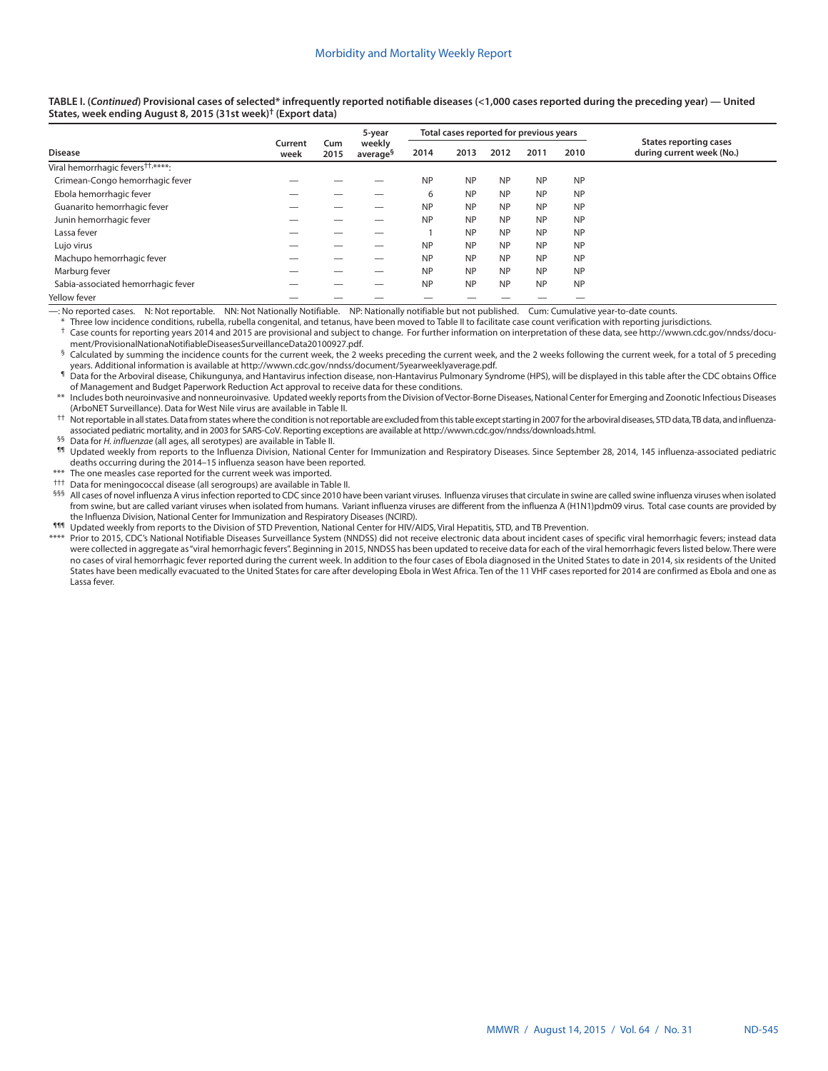**TABLE I. (*Continued*) Provisional cases of selected* infrequently reported notifiable diseases (<1,000 cases reported during the preceding year) — United States, week ending August 8, 2015 (31st week)† (Export data)**

| Disease | Current week | Cum 2015 | 5-year weekly average§ | Total cases reported for previous years | | | | | States reporting cases during current week (No.) |
|---|---|---|---|---|---|---|---|---|---|
| | | | | 2014 | 2013 | 2012 | 2011 | 2010 | |
| Viral hemorrhagic fevers††,****: | | | | | | | | | |
| Crimean-Congo hemorrhagic fever | — | — | — | NP | NP | NP | NP | NP | |
| Ebola hemorrhagic fever | — | — | — | 6 | NP | NP | NP | NP | |
| Guanarito hemorrhagic fever | — | — | — | NP | NP | NP | NP | NP | |
| Junin hemorrhagic fever | — | — | — | NP | NP | NP | NP | NP | |
| Lassa fever | — | — | — | 1 | NP | NP | NP | NP | |
| Lujo virus | — | — | — | NP | NP | NP | NP | NP | |
| Machupo hemorrhagic fever | — | — | — | NP | NP | NP | NP | NP | |
| Marburg fever | — | — | — | NP | NP | NP | NP | NP | |
| Sabia-associated hemorrhagic fever | — | — | — | NP | NP | NP | NP | NP | |
| Yellow fever | — | — | — | — | — | — | — | — | |

—: No reported cases. N: Not reportable. NN: Not Nationally Notifiable. NP: Nationally notifiable but not published. Cum: Cumulative year-to-date counts.

\* Three low incidence conditions, rubella, rubella congenital, and tetanus, have been moved to Table II to facilitate case count verification with reporting jurisdictions.

† Case counts for reporting years 2014 and 2015 are provisional and subject to change. For further information on interpretation of these data, see http://wwwn.cdc.gov/nndss/document/ProvisionalNationaNotifiableDiseasesSurveillanceData20100927.pdf.

§ Calculated by summing the incidence counts for the current week, the 2 weeks preceding the current week, and the 2 weeks following the current week, for a total of 5 preceding years. Additional information is available at http://wwwn.cdc.gov/nndss/document/5yearweeklyaverage.pdf.

¶ Data for the Arboviral disease, Chikungunya, and Hantavirus infection disease, non-Hantavirus Pulmonary Syndrome (HPS), will be displayed in this table after the CDC obtains Office of Management and Budget Paperwork Reduction Act approval to receive data for these conditions.

\** Includes both neuroinvasive and nonneuroinvasive. Updated weekly reports from the Division of Vector-Borne Diseases, National Center for Emerging and Zoonotic Infectious Diseases (ArboNET Surveillance). Data for West Nile virus are available in Table II.

†† Not reportable in all states. Data from states where the condition is not reportable are excluded from this table except starting in 2007 for the arboviral diseases, STD data, TB data, and influenza-associated pediatric mortality, and in 2003 for SARS-CoV. Reporting exceptions are available at http://wwwn.cdc.gov/nndss/downloads.html.

§§ Data for *H. influenzae* (all ages, all serotypes) are available in Table II.

¶¶ Updated weekly from reports to the Influenza Division, National Center for Immunization and Respiratory Diseases. Since September 28, 2014, 145 influenza-associated pediatric deaths occurring during the 2014–15 influenza season have been reported.

\*** The one measles case reported for the current week was imported.

††† Data for meningococcal disease (all serogroups) are available in Table II.

§§§ All cases of novel influenza A virus infection reported to CDC since 2010 have been variant viruses. Influenza viruses that circulate in swine are called swine influenza viruses when isolated from swine, but are called variant viruses when isolated from humans. Variant influenza viruses are different from the influenza A (H1N1)pdm09 virus. Total case counts are provided by the Influenza Division, National Center for Immunization and Respiratory Diseases (NCIRD).

¶¶¶ Updated weekly from reports to the Division of STD Prevention, National Center for HIV/AIDS, Viral Hepatitis, STD, and TB Prevention.

\**** Prior to 2015, CDC's National Notifiable Diseases Surveillance System (NNDSS) did not receive electronic data about incident cases of specific viral hemorrhagic fevers; instead data were collected in aggregate as "viral hemorrhagic fevers". Beginning in 2015, NNDSS has been updated to receive data for each of the viral hemorrhagic fevers listed below. There were no cases of viral hemorrhagic fever reported during the current week. In addition to the four cases of Ebola diagnosed in the United States to date in 2014, six residents of the United States have been medically evacuated to the United States for care after developing Ebola in West Africa. Ten of the 11 VHF cases reported for 2014 are confirmed as Ebola and one as Lassa fever.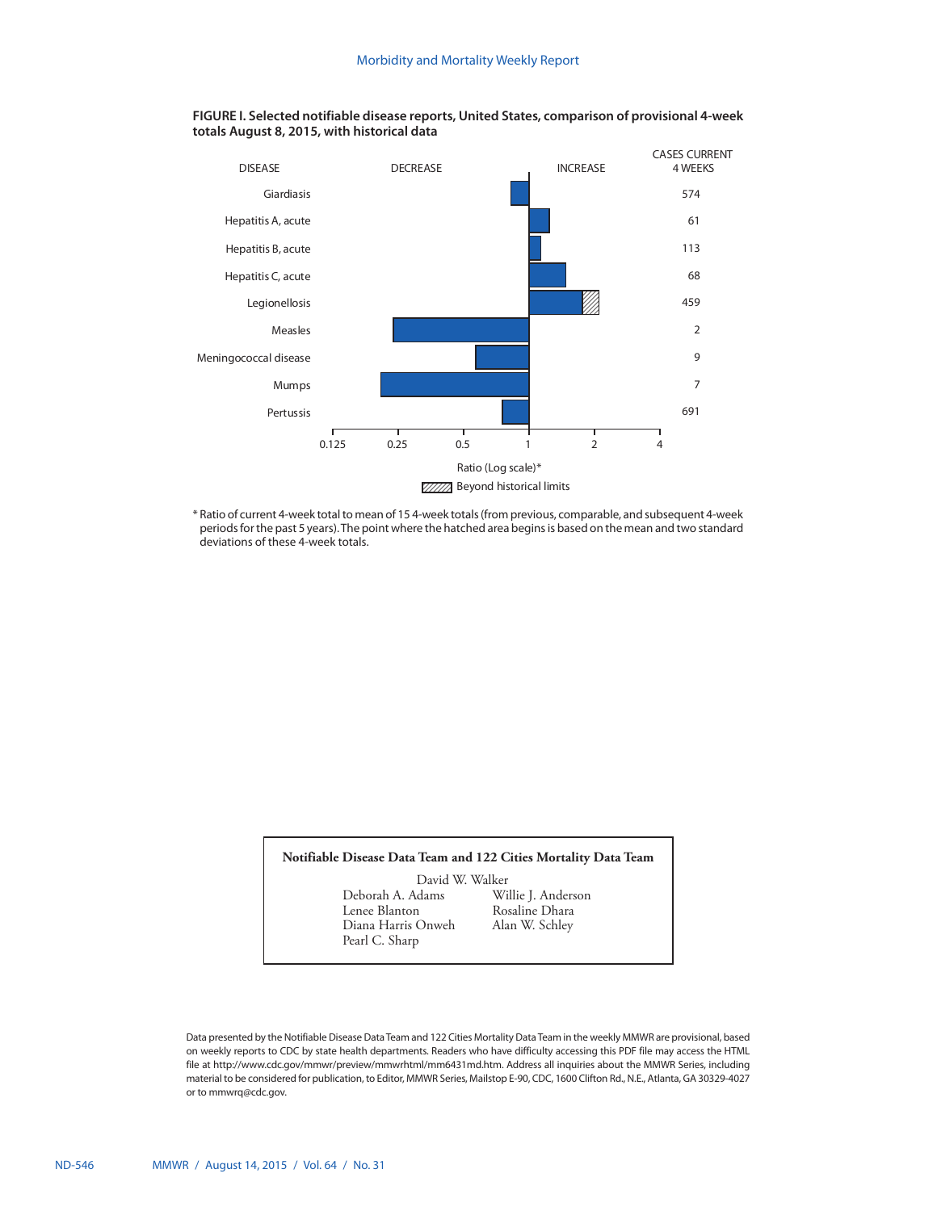**FIGURE I. Selected notifiable disease reports, United States, comparison of provisional 4-week totals August 8, 2015, with historical data**

| DISEASE | CASES CURRENT 4 WEEKS |
|---|---|
| Giardiasis | 574 |
| Hepatitis A, acute | 61 |
| Hepatitis B, acute | 113 |
| Hepatitis C, acute | 68 |
| Legionellosis | 459 |
| Measles | 2 |
| Meningococcal disease | 9 |
| Mumps | 7 |
| Pertussis | 691 |

DECREASE | INCREASE

Ratio (Log scale)*: 0.125, 0.25, 0.5, 1, 2, 4

Beyond historical limits

\* Ratio of current 4-week total to mean of 15 4-week totals (from previous, comparable, and subsequent 4-week periods for the past 5 years). The point where the hatched area begins is based on the mean and two standard deviations of these 4-week totals.

**Notifiable Disease Data Team and 122 Cities Mortality Data Team**

David W. Walker
Deborah A. Adams
Willie J. Anderson
Lenee Blanton
Rosaline Dhara
Diana Harris Onweh
Alan W. Schley
Pearl C. Sharp

Data presented by the Notifiable Disease Data Team and 122 Cities Mortality Data Team in the weekly MMWR are provisional, based on weekly reports to CDC by state health departments. Readers who have difficulty accessing this PDF file may access the HTML file at http://www.cdc.gov/mmwr/preview/mmwrhtml/mm6431md.htm. Address all inquiries about the MMWR Series, including material to be considered for publication, to Editor, MMWR Series, Mailstop E-90, CDC, 1600 Clifton Rd., N.E., Atlanta, GA 30329-4027 or to mmwrq@cdc.gov.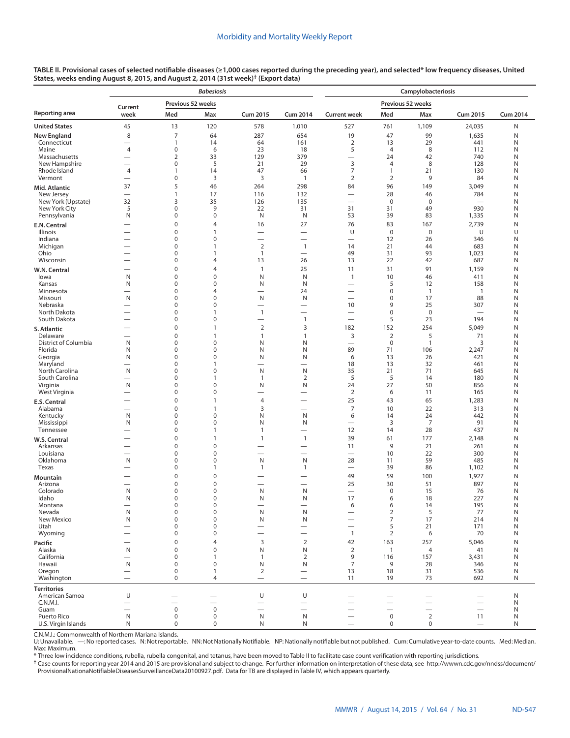**TABLE II. Provisional cases of selected notifiable diseases (≥1,000 cases reported during the preceding year), and selected* low frequency diseases, United States, weeks ending August 8, 2015, and August 2, 2014 (31st week)† (Export data)**

| Reporting area | *Babesiosis* | | | | | Campylobacteriosis | | | | |
|---|---|---|---|---|---|---|---|---|---|---|
| | Current week | Previous 52 weeks Med | Previous 52 weeks Max | Cum 2015 | Cum 2014 | Current week | Previous 52 weeks Med | Previous 52 weeks Max | Cum 2015 | Cum 2014 |
| **United States** | 45 | 13 | 120 | 578 | 1,010 | 527 | 761 | 1,109 | 24,035 | N |
| **New England** | 8 | 7 | 64 | 287 | 654 | 19 | 47 | 99 | 1,635 | N |
| Connecticut | — | 1 | 14 | 64 | 161 | 2 | 13 | 29 | 441 | N |
| Maine | 4 | 0 | 6 | 23 | 18 | 5 | 4 | 8 | 112 | N |
| Massachusetts | — | 2 | 33 | 129 | 379 | — | 24 | 42 | 740 | N |
| New Hampshire | — | 0 | 5 | 21 | 29 | 3 | 4 | 8 | 128 | N |
| Rhode Island | 4 | 1 | 14 | 47 | 66 | 7 | 1 | 21 | 130 | N |
| Vermont | — | 0 | 3 | 3 | 1 | 2 | 2 | 9 | 84 | N |
| **Mid. Atlantic** | 37 | 5 | 46 | 264 | 298 | 84 | 96 | 149 | 3,049 | N |
| New Jersey | — | 1 | 17 | 116 | 132 | — | 28 | 46 | 784 | N |
| New York (Upstate) | 32 | 3 | 35 | 126 | 135 | — | 0 | 0 | — | N |
| New York City | 5 | 0 | 9 | 22 | 31 | 31 | 31 | 49 | 930 | N |
| Pennsylvania | N | 0 | 0 | N | N | 53 | 39 | 83 | 1,335 | N |
| **E.N. Central** | — | 0 | 4 | 16 | 27 | 76 | 83 | 167 | 2,739 | N |
| Illinois | — | 0 | 1 | — | — | U | 0 | 0 | U | U |
| Indiana | — | 0 | 0 | — | — | — | 12 | 26 | 346 | N |
| Michigan | — | 0 | 1 | 2 | 1 | 14 | 21 | 44 | 683 | N |
| Ohio | — | 0 | 1 | 1 | — | 49 | 31 | 93 | 1,023 | N |
| Wisconsin | — | 0 | 4 | 13 | 26 | 13 | 22 | 42 | 687 | N |
| **W.N. Central** | — | 0 | 4 | 1 | 25 | 11 | 31 | 91 | 1,159 | N |
| Iowa | N | 0 | 0 | N | N | 1 | 10 | 46 | 411 | N |
| Kansas | N | 0 | 0 | N | N | — | 5 | 12 | 158 | N |
| Minnesota | — | 0 | 4 | — | 24 | — | 0 | 1 | 1 | N |
| Missouri | N | 0 | 0 | N | N | — | 0 | 17 | 88 | N |
| Nebraska | — | 0 | 0 | — | — | 10 | 9 | 25 | 307 | N |
| North Dakota | — | 0 | 1 | 1 | — | — | 0 | 0 | — | N |
| South Dakota | — | 0 | 0 | — | 1 | — | 5 | 23 | 194 | N |
| **S. Atlantic** | — | 0 | 1 | 2 | 3 | 182 | 152 | 254 | 5,049 | N |
| Delaware | — | 0 | 1 | 1 | 1 | 3 | 2 | 5 | 71 | N |
| District of Columbia | N | 0 | 0 | N | N | — | 0 | 1 | 3 | N |
| Florida | N | 0 | 0 | N | N | 89 | 71 | 106 | 2,247 | N |
| Georgia | N | 0 | 0 | N | N | 6 | 13 | 26 | 421 | N |
| Maryland | — | 0 | 1 | — | — | 18 | 13 | 32 | 461 | N |
| North Carolina | N | 0 | 0 | N | N | 35 | 21 | 71 | 645 | N |
| South Carolina | — | 0 | 1 | 1 | 2 | 5 | 5 | 14 | 180 | N |
| Virginia | N | 0 | 0 | N | N | 24 | 27 | 50 | 856 | N |
| West Virginia | — | 0 | 0 | — | — | 2 | 6 | 11 | 165 | N |
| **E.S. Central** | — | 0 | 1 | 4 | — | 25 | 43 | 65 | 1,283 | N |
| Alabama | — | 0 | 1 | 3 | — | 7 | 10 | 22 | 313 | N |
| Kentucky | N | 0 | 0 | N | N | 6 | 14 | 24 | 442 | N |
| Mississippi | N | 0 | 0 | N | N | — | 3 | 7 | 91 | N |
| Tennessee | — | 0 | 1 | 1 | — | 12 | 14 | 28 | 437 | N |
| **W.S. Central** | — | 0 | 1 | 1 | 1 | 39 | 61 | 177 | 2,148 | N |
| Arkansas | — | 0 | 0 | — | — | 11 | 9 | 21 | 261 | N |
| Louisiana | — | 0 | 0 | — | — | — | 10 | 22 | 300 | N |
| Oklahoma | N | 0 | 0 | N | N | 28 | 11 | 59 | 485 | N |
| Texas | — | 0 | 1 | 1 | 1 | — | 39 | 86 | 1,102 | N |
| **Mountain** | — | 0 | 0 | — | — | 49 | 59 | 100 | 1,927 | N |
| Arizona | — | 0 | 0 | — | — | 25 | 30 | 51 | 897 | N |
| Colorado | N | 0 | 0 | N | N | — | 0 | 15 | 76 | N |
| Idaho | N | 0 | 0 | N | N | 17 | 6 | 18 | 227 | N |
| Montana | — | 0 | 0 | — | — | 6 | 6 | 14 | 195 | N |
| Nevada | N | 0 | 0 | N | N | — | 2 | 5 | 77 | N |
| New Mexico | N | 0 | 0 | N | N | — | 7 | 17 | 214 | N |
| Utah | — | 0 | 0 | — | — | — | 5 | 21 | 171 | N |
| Wyoming | — | 0 | 0 | — | — | 1 | 2 | 6 | 70 | N |
| **Pacific** | — | 0 | 4 | 3 | 2 | 42 | 163 | 257 | 5,046 | N |
| Alaska | N | 0 | 0 | N | N | 2 | 1 | 4 | 41 | N |
| California | — | 0 | 1 | 1 | 2 | 9 | 116 | 157 | 3,431 | N |
| Hawaii | N | 0 | 0 | N | N | 7 | 9 | 28 | 346 | N |
| Oregon | — | 0 | 1 | 2 | — | 13 | 18 | 31 | 536 | N |
| Washington | — | 0 | 4 | — | — | 11 | 19 | 73 | 692 | N |
| **Territories** | | | | | | | | | | |
| American Samoa | U | — | — | U | U | — | — | — | — | N |
| C.N.M.I. | — | — | — | — | — | — | — | — | — | N |
| Guam | — | 0 | 0 | — | — | — | — | — | — | N |
| Puerto Rico | N | 0 | 0 | N | N | — | 0 | 2 | 11 | N |
| U.S. Virgin Islands | N | 0 | 0 | N | N | — | 0 | 0 | — | N |

C.N.M.I.: Commonwealth of Northern Mariana Islands.
U: Unavailable. —: No reported cases. N: Not reportable. NN: Not Nationally Notifiable. NP: Nationally notifiable but not published. Cum: Cumulative year-to-date counts. Med: Median. Max: Maximum.
* Three low incidence conditions, rubella, rubella congenital, and tetanus, have been moved to Table II to facilitate case count verification with reporting jurisdictions.
† Case counts for reporting year 2014 and 2015 are provisional and subject to change. For further information on interpretation of these data, see http://wwwn.cdc.gov/nndss/document/ProvisionalNationaNotifiableDiseasesSurveillanceData20100927.pdf. Data for TB are displayed in Table IV, which appears quarterly.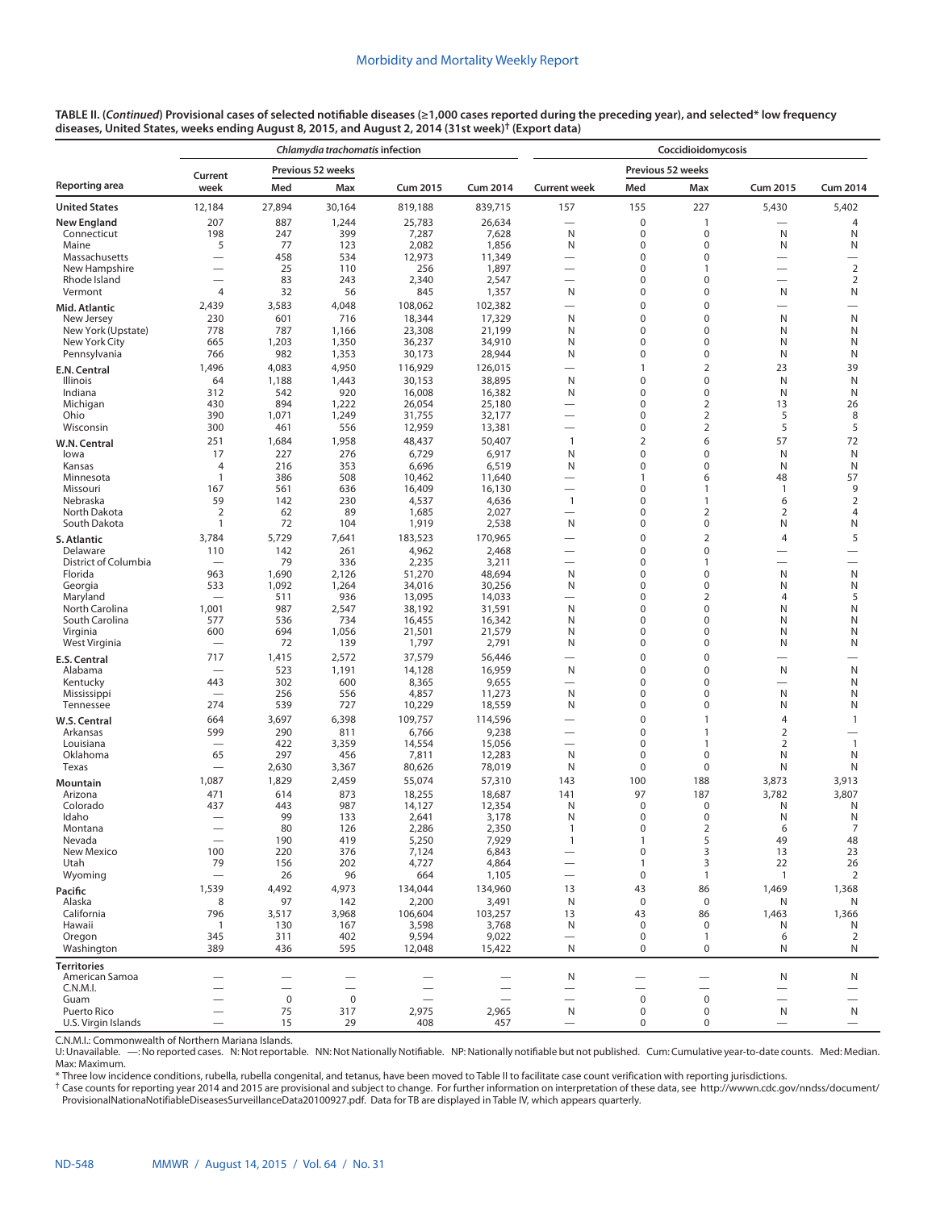**TABLE II. (*Continued*) Provisional cases of selected notifiable diseases (≥1,000 cases reported during the preceding year), and selected* low frequency diseases, United States, weeks ending August 8, 2015, and August 2, 2014 (31st week)† (Export data)**

| Reporting area | *Chlamydia trachomatis* infection | | | | | Coccidioidomycosis | | | | |
|---|---|---|---|---|---|---|---|---|---|---|
| | Current week | Previous 52 weeks Med | Previous 52 weeks Max | Cum 2015 | Cum 2014 | Current week | Previous 52 weeks Med | Previous 52 weeks Max | Cum 2015 | Cum 2014 |
| **United States** | 12,184 | 27,894 | 30,164 | 819,188 | 839,715 | 157 | 155 | 227 | 5,430 | 5,402 |
| **New England** | 207 | 887 | 1,244 | 25,783 | 26,634 | — | 0 | 1 | — | 4 |
| Connecticut | 198 | 247 | 399 | 7,287 | 7,628 | N | 0 | 0 | N | N |
| Maine | 5 | 77 | 123 | 2,082 | 1,856 | N | 0 | 0 | N | N |
| Massachusetts | — | 458 | 534 | 12,973 | 11,349 | — | 0 | 0 | — | — |
| New Hampshire | — | 25 | 110 | 256 | 1,897 | — | 0 | 1 | — | 2 |
| Rhode Island | — | 83 | 243 | 2,340 | 2,547 | — | 0 | 0 | — | 2 |
| Vermont | 4 | 32 | 56 | 845 | 1,357 | N | 0 | 0 | N | N |
| **Mid. Atlantic** | 2,439 | 3,583 | 4,048 | 108,062 | 102,382 | — | 0 | 0 | — | — |
| New Jersey | 230 | 601 | 716 | 18,344 | 17,329 | N | 0 | 0 | N | N |
| New York (Upstate) | 778 | 787 | 1,166 | 23,308 | 21,199 | N | 0 | 0 | N | N |
| New York City | 665 | 1,203 | 1,350 | 36,237 | 34,910 | N | 0 | 0 | N | N |
| Pennsylvania | 766 | 982 | 1,353 | 30,173 | 28,944 | N | 0 | 0 | N | N |
| **E.N. Central** | 1,496 | 4,083 | 4,950 | 116,929 | 126,015 | — | 1 | 2 | 23 | 39 |
| Illinois | 64 | 1,188 | 1,443 | 30,153 | 38,895 | N | 0 | 0 | N | N |
| Indiana | 312 | 542 | 920 | 16,008 | 16,382 | N | 0 | 0 | N | N |
| Michigan | 430 | 894 | 1,222 | 26,054 | 25,180 | — | 0 | 2 | 13 | 26 |
| Ohio | 390 | 1,071 | 1,249 | 31,755 | 32,177 | — | 0 | 2 | 5 | 8 |
| Wisconsin | 300 | 461 | 556 | 12,959 | 13,381 | — | 0 | 2 | 5 | 5 |
| **W.N. Central** | 251 | 1,684 | 1,958 | 48,437 | 50,407 | 1 | 2 | 6 | 57 | 72 |
| Iowa | 17 | 227 | 276 | 6,729 | 6,917 | N | 0 | 0 | N | N |
| Kansas | 4 | 216 | 353 | 6,696 | 6,519 | N | 0 | 0 | N | N |
| Minnesota | 1 | 386 | 508 | 10,462 | 11,640 | — | 1 | 6 | 48 | 57 |
| Missouri | 167 | 561 | 636 | 16,409 | 16,130 | — | 0 | 1 | 1 | 9 |
| Nebraska | 59 | 142 | 230 | 4,537 | 4,636 | 1 | 0 | 1 | 6 | 2 |
| North Dakota | 2 | 62 | 89 | 1,685 | 2,027 | — | 0 | 2 | 2 | 4 |
| South Dakota | 1 | 72 | 104 | 1,919 | 2,538 | N | 0 | 0 | N | N |
| **S. Atlantic** | 3,784 | 5,729 | 7,641 | 183,523 | 170,965 | — | 0 | 2 | 4 | 5 |
| Delaware | 110 | 142 | 261 | 4,962 | 2,468 | — | 0 | 0 | — | — |
| District of Columbia | — | 79 | 336 | 2,235 | 3,211 | — | 0 | 1 | — | — |
| Florida | 963 | 1,690 | 2,126 | 51,270 | 48,694 | N | 0 | 0 | N | N |
| Georgia | 533 | 1,092 | 1,264 | 34,016 | 30,256 | N | 0 | 0 | N | N |
| Maryland | — | 511 | 936 | 13,095 | 14,033 | — | 0 | 2 | 4 | 5 |
| North Carolina | 1,001 | 987 | 2,547 | 38,192 | 31,591 | N | 0 | 0 | N | N |
| South Carolina | 577 | 536 | 734 | 16,455 | 16,342 | N | 0 | 0 | N | N |
| Virginia | 600 | 694 | 1,056 | 21,501 | 21,579 | N | 0 | 0 | N | N |
| West Virginia | — | 72 | 139 | 1,797 | 2,791 | N | 0 | 0 | N | N |
| **E.S. Central** | 717 | 1,415 | 2,572 | 37,579 | 56,446 | — | 0 | 0 | — | — |
| Alabama | — | 523 | 1,191 | 14,128 | 16,959 | N | 0 | 0 | N | N |
| Kentucky | 443 | 302 | 600 | 8,365 | 9,655 | — | 0 | 0 | — | N |
| Mississippi | — | 256 | 556 | 4,857 | 11,273 | N | 0 | 0 | N | N |
| Tennessee | 274 | 539 | 727 | 10,229 | 18,559 | N | 0 | 0 | N | N |
| **W.S. Central** | 664 | 3,697 | 6,398 | 109,757 | 114,596 | — | 0 | 1 | 4 | 1 |
| Arkansas | 599 | 290 | 811 | 6,766 | 9,238 | — | 0 | 1 | 2 | — |
| Louisiana | — | 422 | 3,359 | 14,554 | 15,056 | — | 0 | 1 | 2 | 1 |
| Oklahoma | 65 | 297 | 456 | 7,811 | 12,283 | N | 0 | 0 | N | N |
| Texas | — | 2,630 | 3,367 | 80,626 | 78,019 | N | 0 | 0 | N | N |
| **Mountain** | 1,087 | 1,829 | 2,459 | 55,074 | 57,310 | 143 | 100 | 188 | 3,873 | 3,913 |
| Arizona | 471 | 614 | 873 | 18,255 | 18,687 | 141 | 97 | 187 | 3,782 | 3,807 |
| Colorado | 437 | 443 | 987 | 14,127 | 12,354 | N | 0 | 0 | N | N |
| Idaho | — | 99 | 133 | 2,641 | 3,178 | N | 0 | 0 | N | N |
| Montana | — | 80 | 126 | 2,286 | 2,350 | 1 | 0 | 2 | 6 | 7 |
| Nevada | — | 190 | 419 | 5,250 | 7,929 | 1 | 1 | 5 | 49 | 48 |
| New Mexico | 100 | 220 | 376 | 7,124 | 6,843 | — | 0 | 3 | 13 | 23 |
| Utah | 79 | 156 | 202 | 4,727 | 4,864 | — | 1 | 3 | 22 | 26 |
| Wyoming | — | 26 | 96 | 664 | 1,105 | — | 0 | 1 | 1 | 2 |
| **Pacific** | 1,539 | 4,492 | 4,973 | 134,044 | 134,960 | 13 | 43 | 86 | 1,469 | 1,368 |
| Alaska | 8 | 97 | 142 | 2,200 | 3,491 | N | 0 | 0 | N | N |
| California | 796 | 3,517 | 3,968 | 106,604 | 103,257 | 13 | 43 | 86 | 1,463 | 1,366 |
| Hawaii | 1 | 130 | 167 | 3,598 | 3,768 | N | 0 | 0 | N | N |
| Oregon | 345 | 311 | 402 | 9,594 | 9,022 | — | 0 | 1 | 6 | 2 |
| Washington | 389 | 436 | 595 | 12,048 | 15,422 | N | 0 | 0 | N | N |
| **Territories** | | | | | | | | | | |
| American Samoa | — | — | — | — | — | N | — | — | N | N |
| C.N.M.I. | — | — | — | — | — | — | — | — | — | — |
| Guam | — | 0 | 0 | — | — | — | 0 | 0 | — | — |
| Puerto Rico | — | 75 | 317 | 2,975 | 2,965 | N | 0 | 0 | N | N |
| U.S. Virgin Islands | — | 15 | 29 | 408 | 457 | — | 0 | 0 | — | — |

C.N.M.I.: Commonwealth of Northern Mariana Islands.
U: Unavailable. —: No reported cases. N: Not reportable. NN: Not Nationally Notifiable. NP: Nationally notifiable but not published. Cum: Cumulative year-to-date counts. Med: Median. Max: Maximum.
\* Three low incidence conditions, rubella, rubella congenital, and tetanus, have been moved to Table II to facilitate case count verification with reporting jurisdictions.
† Case counts for reporting year 2014 and 2015 are provisional and subject to change. For further information on interpretation of these data, see http://wwwn.cdc.gov/nndss/document/ProvisionalNationaNotifiableDiseasesSurveillanceData20100927.pdf. Data for TB are displayed in Table IV, which appears quarterly.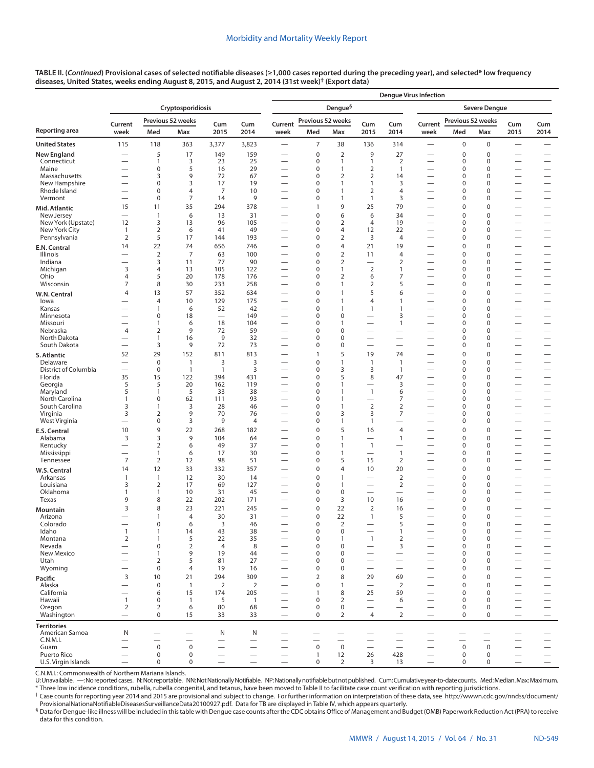**TABLE II. (*Continued*) Provisional cases of selected notifiable diseases (≥1,000 cases reported during the preceding year), and selected* low frequency diseases, United States, weeks ending August 8, 2015, and August 2, 2014 (31st week)† (Export data)**

| Reporting area | Cryptosporidiosis | | | | | Dengue Virus Infection: Dengue§ | | | | | Dengue Virus Infection: Severe Dengue | | | | |
|---|---|---|---|---|---|---|---|---|---|---|---|---|---|---|---|
| | Current week | Previous 52 weeks Med | Previous 52 weeks Max | Cum 2015 | Cum 2014 | Current week | Previous 52 weeks Med | Previous 52 weeks Max | Cum 2015 | Cum 2014 | Current week | Previous 52 weeks Med | Previous 52 weeks Max | Cum 2015 | Cum 2014 |
| **United States** | 115 | 118 | 363 | 3,377 | 3,823 | — | 7 | 38 | 136 | 314 | — | 0 | 0 | — | — |
| **New England** | — | 5 | 17 | 149 | 159 | — | 0 | 2 | 9 | 27 | — | 0 | 0 | — | — |
| Connecticut | — | 1 | 3 | 23 | 25 | — | 0 | 1 | 1 | 2 | — | 0 | 0 | — | — |
| Maine | — | 0 | 5 | 16 | 29 | — | 0 | 1 | 2 | 1 | — | 0 | 0 | — | — |
| Massachusetts | — | 3 | 9 | 72 | 67 | — | 0 | 2 | 2 | 14 | — | 0 | 0 | — | — |
| New Hampshire | — | 0 | 3 | 17 | 19 | — | 0 | 1 | 1 | 3 | — | 0 | 0 | — | — |
| Rhode Island | — | 0 | 4 | 7 | 10 | — | 0 | 1 | 2 | 4 | — | 0 | 0 | — | — |
| Vermont | — | 0 | 7 | 14 | 9 | — | 0 | 1 | 1 | 3 | — | 0 | 0 | — | — |
| **Mid. Atlantic** | 15 | 11 | 35 | 294 | 378 | — | 1 | 9 | 25 | 79 | — | 0 | 0 | — | — |
| New Jersey | — | 1 | 6 | 13 | 31 | — | 0 | 6 | 6 | 34 | — | 0 | 0 | — | — |
| New York (Upstate) | 12 | 3 | 13 | 96 | 105 | — | 0 | 2 | 4 | 19 | — | 0 | 0 | — | — |
| New York City | 1 | 2 | 6 | 41 | 49 | — | 0 | 4 | 12 | 22 | — | 0 | 0 | — | — |
| Pennsylvania | 2 | 5 | 17 | 144 | 193 | — | 0 | 2 | 3 | 4 | — | 0 | 0 | — | — |
| **E.N. Central** | 14 | 22 | 74 | 656 | 746 | — | 0 | 4 | 21 | 19 | — | 0 | 0 | — | — |
| Illinois | — | 2 | 7 | 63 | 100 | — | 0 | 2 | 11 | 4 | — | 0 | 0 | — | — |
| Indiana | — | 3 | 11 | 77 | 90 | — | 0 | 2 | — | 2 | — | 0 | 0 | — | — |
| Michigan | 3 | 4 | 13 | 105 | 122 | — | 0 | 1 | 2 | 1 | — | 0 | 0 | — | — |
| Ohio | 4 | 5 | 20 | 178 | 176 | — | 0 | 2 | 6 | 7 | — | 0 | 0 | — | — |
| Wisconsin | 7 | 8 | 30 | 233 | 258 | — | 0 | 1 | 2 | 5 | — | 0 | 0 | — | — |
| **W.N. Central** | 4 | 13 | 57 | 352 | 634 | — | 0 | 1 | 5 | 6 | — | 0 | 0 | — | — |
| Iowa | — | 4 | 10 | 129 | 175 | — | 0 | 1 | 4 | 1 | — | 0 | 0 | — | — |
| Kansas | — | 1 | 6 | 52 | 42 | — | 0 | 1 | 1 | 1 | — | 0 | 0 | — | — |
| Minnesota | — | 0 | 18 | — | 149 | — | 0 | 0 | — | 3 | — | 0 | 0 | — | — |
| Missouri | — | 1 | 6 | 18 | 104 | — | 0 | 1 | — | 1 | — | 0 | 0 | — | — |
| Nebraska | 4 | 2 | 9 | 72 | 59 | — | 0 | 0 | — | — | — | 0 | 0 | — | — |
| North Dakota | — | 1 | 16 | 9 | 32 | — | 0 | 0 | — | — | — | 0 | 0 | — | — |
| South Dakota | — | 3 | 9 | 72 | 73 | — | 0 | 0 | — | — | — | 0 | 0 | — | — |
| **S. Atlantic** | 52 | 29 | 152 | 811 | 813 | — | 1 | 5 | 19 | 74 | — | 0 | 0 | — | — |
| Delaware | — | 0 | 1 | 3 | 3 | — | 0 | 1 | 1 | 1 | — | 0 | 0 | — | — |
| District of Columbia | — | 0 | 1 | 1 | 3 | — | 0 | 3 | 3 | 1 | — | 0 | 0 | — | — |
| Florida | 35 | 15 | 122 | 394 | 431 | — | 0 | 5 | 8 | 47 | — | 0 | 0 | — | — |
| Georgia | 5 | 5 | 20 | 162 | 119 | — | 0 | 1 | — | 3 | — | 0 | 0 | — | — |
| Maryland | 5 | 1 | 5 | 33 | 38 | — | 0 | 1 | 1 | 6 | — | 0 | 0 | — | — |
| North Carolina | 1 | 0 | 62 | 111 | 93 | — | 0 | 1 | — | 7 | — | 0 | 0 | — | — |
| South Carolina | 3 | 1 | 3 | 28 | 46 | — | 0 | 1 | 2 | 2 | — | 0 | 0 | — | — |
| Virginia | 3 | 2 | 9 | 70 | 76 | — | 0 | 3 | 3 | 7 | — | 0 | 0 | — | — |
| West Virginia | — | 0 | 3 | 9 | 4 | — | 0 | 1 | 1 | — | — | 0 | 0 | — | — |
| **E.S. Central** | 10 | 9 | 22 | 268 | 182 | — | 0 | 5 | 16 | 4 | — | 0 | 0 | — | — |
| Alabama | 3 | 3 | 9 | 104 | 64 | — | 0 | 1 | — | 1 | — | 0 | 0 | — | — |
| Kentucky | — | 2 | 6 | 49 | 37 | — | 0 | 1 | 1 | — | — | 0 | 0 | — | — |
| Mississippi | — | 1 | 6 | 17 | 30 | — | 0 | 1 | — | 1 | — | 0 | 0 | — | — |
| Tennessee | 7 | 2 | 12 | 98 | 51 | — | 0 | 5 | 15 | 2 | — | 0 | 0 | — | — |
| **W.S. Central** | 14 | 12 | 33 | 332 | 357 | — | 0 | 4 | 10 | 20 | — | 0 | 0 | — | — |
| Arkansas | 1 | 1 | 12 | 30 | 14 | — | 0 | 1 | — | 2 | — | 0 | 0 | — | — |
| Louisiana | 3 | 2 | 17 | 69 | 127 | — | 0 | 1 | — | 2 | — | 0 | 0 | — | — |
| Oklahoma | 1 | 1 | 10 | 31 | 45 | — | 0 | 0 | — | — | — | 0 | 0 | — | — |
| Texas | 9 | 8 | 22 | 202 | 171 | — | 0 | 3 | 10 | 16 | — | 0 | 0 | — | — |
| **Mountain** | 3 | 8 | 23 | 221 | 245 | — | 0 | 22 | 2 | 16 | — | 0 | 0 | — | — |
| Arizona | — | 1 | 4 | 30 | 31 | — | 0 | 22 | 1 | 5 | — | 0 | 0 | — | — |
| Colorado | — | 0 | 6 | 3 | 46 | — | 0 | 2 | — | 5 | — | 0 | 0 | — | — |
| Idaho | 1 | 1 | 14 | 43 | 38 | — | 0 | 0 | — | 1 | — | 0 | 0 | — | — |
| Montana | 2 | 1 | 5 | 22 | 35 | — | 0 | 1 | 1 | 2 | — | 0 | 0 | — | — |
| Nevada | — | 0 | 2 | 4 | 8 | — | 0 | 0 | — | 3 | — | 0 | 0 | — | — |
| New Mexico | — | 1 | 9 | 19 | 44 | — | 0 | 0 | — | — | — | 0 | 0 | — | — |
| Utah | — | 2 | 5 | 81 | 27 | — | 0 | 0 | — | — | — | 0 | 0 | — | — |
| Wyoming | — | 0 | 4 | 19 | 16 | — | 0 | 0 | — | — | — | 0 | 0 | — | — |
| **Pacific** | 3 | 10 | 21 | 294 | 309 | — | 2 | 8 | 29 | 69 | — | 0 | 0 | — | — |
| Alaska | — | 0 | 1 | 2 | 2 | — | 0 | 1 | — | 2 | — | 0 | 0 | — | — |
| California | — | 6 | 15 | 174 | 205 | — | 1 | 8 | 25 | 59 | — | 0 | 0 | — | — |
| Hawaii | 1 | 0 | 1 | 5 | 1 | — | 0 | 2 | — | 6 | — | 0 | 0 | — | — |
| Oregon | 2 | 2 | 6 | 80 | 68 | — | 0 | 0 | — | — | — | 0 | 0 | — | — |
| Washington | — | 0 | 15 | 33 | 33 | — | 0 | 2 | 4 | 2 | — | 0 | 0 | — | — |
| **Territories** | | | | | | | | | | | | | | | |
| American Samoa | N | — | — | N | N | — | — | — | — | — | — | — | — | — | — |
| C.N.M.I. | — | — | — | — | — | — | — | — | — | — | — | — | — | — | — |
| Guam | — | 0 | 0 | — | — | — | 0 | 0 | — | — | — | 0 | 0 | — | — |
| Puerto Rico | — | 0 | 0 | — | — | — | 1 | 12 | 26 | 428 | — | 0 | 0 | — | — |
| U.S. Virgin Islands | — | 0 | 0 | — | — | — | 0 | 2 | 3 | 13 | — | 0 | 0 | — | — |

C.N.M.I.: Commonwealth of Northern Mariana Islands.

U: Unavailable. —: No reported cases. N: Not reportable. NN: Not Nationally Notifiable. NP: Nationally notifiable but not published. Cum: Cumulative year-to-date counts. Med: Median. Max: Maximum.

\* Three low incidence conditions, rubella, rubella congenital, and tetanus, have been moved to Table II to facilitate case count verification with reporting jurisdictions.

† Case counts for reporting year 2014 and 2015 are provisional and subject to change. For further information on interpretation of these data, see http://wwwn.cdc.gov/nndss/document/ProvisionalNationaNotifiableDiseasesSurveillanceData20100927.pdf. Data for TB are displayed in Table IV, which appears quarterly.

§ Data for Dengue-like illness will be included in this table with Dengue case counts after the CDC obtains Office of Management and Budget (OMB) Paperwork Reduction Act (PRA) to receive data for this condition.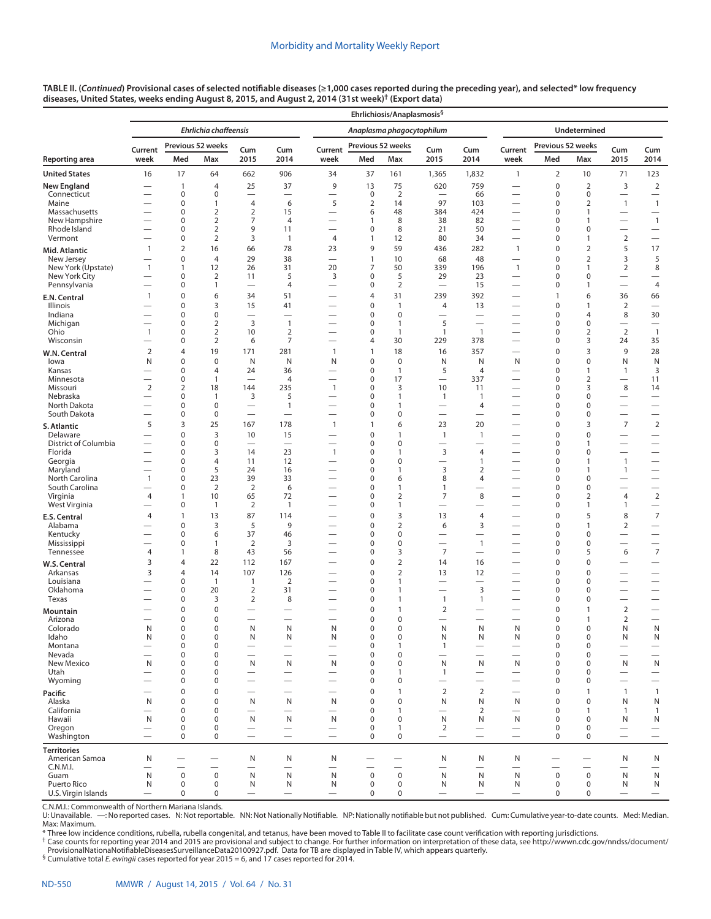**TABLE II. (*Continued*) Provisional cases of selected notifiable diseases (≥1,000 cases reported during the preceding year), and selected* low frequency diseases, United States, weeks ending August 8, 2015, and August 2, 2014 (31st week)† (Export data)**

| Reporting area | Ehrlichiosis/Anaplasmosis§ | | | | | | | | | | | | | | |
|---|---|---|---|---|---|---|---|---|---|---|---|---|---|---|---|
| | *Ehrlichia chaffeensis* | | | | | *Anaplasma phagocytophilum* | | | | | Undetermined | | | | |
| | Current week | Previous 52 weeks Med | Previous 52 weeks Max | Cum 2015 | Cum 2014 | Current week | Previous 52 weeks Med | Previous 52 weeks Max | Cum 2015 | Cum 2014 | Current week | Previous 52 weeks Med | Previous 52 weeks Max | Cum 2015 | Cum 2014 |
| **United States** | 16 | 17 | 64 | 662 | 906 | 34 | 37 | 161 | 1,365 | 1,832 | 1 | 2 | 10 | 71 | 123 |
| **New England** | — | 1 | 4 | 25 | 37 | 9 | 13 | 75 | 620 | 759 | — | 0 | 2 | 3 | 2 |
| Connecticut | — | 0 | 0 | — | — | — | 0 | 2 | — | 66 | — | 0 | 0 | — | — |
| Maine | — | 0 | 1 | 4 | 6 | 5 | 2 | 14 | 97 | 103 | — | 0 | 2 | 1 | 1 |
| Massachusetts | — | 0 | 2 | 2 | 15 | — | 6 | 48 | 384 | 424 | — | 0 | 1 | — | — |
| New Hampshire | — | 0 | 2 | 7 | 4 | — | 1 | 8 | 38 | 82 | — | 0 | 1 | — | 1 |
| Rhode Island | — | 0 | 2 | 9 | 11 | — | 0 | 8 | 21 | 50 | — | 0 | 0 | — | — |
| Vermont | — | 0 | 2 | 3 | 1 | 4 | 1 | 12 | 80 | 34 | — | 0 | 1 | 2 | — |
| **Mid. Atlantic** | 1 | 2 | 16 | 66 | 78 | 23 | 9 | 59 | 436 | 282 | 1 | 0 | 2 | 5 | 17 |
| New Jersey | — | 0 | 4 | 29 | 38 | — | 1 | 10 | 68 | 48 | — | 0 | 2 | 3 | 5 |
| New York (Upstate) | 1 | 1 | 12 | 26 | 31 | 20 | 7 | 50 | 339 | 196 | 1 | 0 | 1 | 2 | 8 |
| New York City | — | 0 | 2 | 11 | 5 | 3 | 0 | 5 | 29 | 23 | — | 0 | 0 | — | — |
| Pennsylvania | — | 0 | 1 | — | 4 | — | 0 | 2 | — | 15 | — | 0 | 1 | — | 4 |
| **E.N. Central** | 1 | 0 | 6 | 34 | 51 | — | 4 | 31 | 239 | 392 | — | 1 | 6 | 36 | 66 |
| Illinois | — | 0 | 3 | 15 | 41 | — | 0 | 1 | 4 | 13 | — | 0 | 1 | 2 | — |
| Indiana | — | 0 | 0 | — | — | — | 0 | 0 | — | — | — | 0 | 4 | 8 | 30 |
| Michigan | — | 0 | 2 | 3 | 1 | — | 0 | 1 | 5 | — | — | 0 | 0 | — | — |
| Ohio | 1 | 0 | 2 | 10 | 2 | — | 0 | 1 | 1 | 1 | — | 0 | 2 | 2 | 1 |
| Wisconsin | — | 0 | 2 | 6 | 7 | — | 4 | 30 | 229 | 378 | — | 0 | 3 | 24 | 35 |
| **W.N. Central** | 2 | 4 | 19 | 171 | 281 | 1 | 1 | 18 | 16 | 357 | — | 0 | 3 | 9 | 28 |
| Iowa | N | 0 | 0 | N | N | N | 0 | 0 | N | N | N | 0 | 0 | N | N |
| Kansas | — | 0 | 4 | 24 | 36 | — | 0 | 1 | 5 | 4 | — | 0 | 1 | 1 | 3 |
| Minnesota | — | 0 | 1 | — | 4 | — | 0 | 17 | — | 337 | — | 0 | 2 | — | 11 |
| Missouri | 2 | 2 | 18 | 144 | 235 | 1 | 0 | 3 | 10 | 11 | — | 0 | 3 | 8 | 14 |
| Nebraska | — | 0 | 1 | 3 | 5 | — | 0 | 1 | 1 | 1 | — | 0 | 0 | — | — |
| North Dakota | — | 0 | 0 | — | 1 | — | 0 | 1 | — | 4 | — | 0 | 0 | — | — |
| South Dakota | — | 0 | 0 | — | — | — | 0 | 0 | — | — | — | 0 | 0 | — | — |
| **S. Atlantic** | 5 | 3 | 25 | 167 | 178 | 1 | 1 | 6 | 23 | 20 | — | 0 | 3 | 7 | 2 |
| Delaware | — | 0 | 3 | 10 | 15 | — | 0 | 1 | 1 | 1 | — | 0 | 0 | — | — |
| District of Columbia | — | 0 | 0 | — | — | — | 0 | 0 | — | — | — | 0 | 1 | — | — |
| Florida | — | 0 | 3 | 14 | 23 | 1 | 0 | 1 | 3 | 4 | — | 0 | 0 | — | — |
| Georgia | — | 0 | 4 | 11 | 12 | — | 0 | 0 | — | 1 | — | 0 | 1 | 1 | — |
| Maryland | — | 0 | 5 | 24 | 16 | — | 0 | 1 | 3 | 2 | — | 0 | 1 | 1 | — |
| North Carolina | 1 | 0 | 23 | 39 | 33 | — | 0 | 6 | 8 | 4 | — | 0 | 0 | — | — |
| South Carolina | — | 0 | 2 | 2 | 6 | — | 0 | 1 | 1 | — | — | 0 | 0 | — | — |
| Virginia | 4 | 1 | 10 | 65 | 72 | — | 0 | 2 | 7 | 8 | — | 0 | 2 | 4 | 2 |
| West Virginia | — | 0 | 1 | 2 | 1 | — | 0 | 1 | — | — | — | 0 | 1 | 1 | — |
| **E.S. Central** | 4 | 1 | 13 | 87 | 114 | — | 0 | 3 | 13 | 4 | — | 0 | 5 | 8 | 7 |
| Alabama | — | 0 | 3 | 5 | 9 | — | 0 | 2 | 6 | 3 | — | 0 | 1 | 2 | — |
| Kentucky | — | 0 | 6 | 37 | 46 | — | 0 | 0 | — | — | — | 0 | 0 | — | — |
| Mississippi | — | 0 | 1 | 2 | 3 | — | 0 | 0 | — | 1 | — | 0 | 0 | — | — |
| Tennessee | 4 | 1 | 8 | 43 | 56 | — | 0 | 3 | 7 | — | — | 0 | 5 | 6 | 7 |
| **W.S. Central** | 3 | 4 | 22 | 112 | 167 | — | 0 | 2 | 14 | 16 | — | 0 | 0 | — | — |
| Arkansas | 3 | 4 | 14 | 107 | 126 | — | 0 | 2 | 13 | 12 | — | 0 | 0 | — | — |
| Louisiana | — | 0 | 1 | 1 | 2 | — | 0 | 1 | — | — | — | 0 | 0 | — | — |
| Oklahoma | — | 0 | 20 | 2 | 31 | — | 0 | 1 | — | 3 | — | 0 | 0 | — | — |
| Texas | — | 0 | 3 | 2 | 8 | — | 0 | 1 | 1 | 1 | — | 0 | 0 | — | — |
| **Mountain** | — | 0 | 0 | — | — | — | 0 | 1 | 2 | — | — | 0 | 1 | 2 | — |
| Arizona | — | 0 | 0 | — | — | — | 0 | 0 | — | — | — | 0 | 1 | 2 | — |
| Colorado | N | 0 | 0 | N | N | N | 0 | 0 | N | N | N | 0 | 0 | N | N |
| Idaho | N | 0 | 0 | N | N | N | 0 | 0 | N | N | N | 0 | 0 | N | N |
| Montana | — | 0 | 0 | — | — | — | 0 | 1 | 1 | — | — | 0 | 0 | — | — |
| Nevada | — | 0 | 0 | — | — | — | 0 | 0 | — | — | — | 0 | 0 | — | — |
| New Mexico | N | 0 | 0 | N | N | N | 0 | 0 | N | N | N | 0 | 0 | N | N |
| Utah | — | 0 | 0 | — | — | — | 0 | 1 | 1 | — | — | 0 | 0 | — | — |
| Wyoming | — | 0 | 0 | — | — | — | 0 | 0 | — | — | — | 0 | 0 | — | — |
| **Pacific** | — | 0 | 0 | — | — | — | 0 | 1 | 2 | 2 | — | 0 | 1 | 1 | 1 |
| Alaska | N | 0 | 0 | N | N | N | 0 | 0 | N | N | N | 0 | 0 | N | N |
| California | — | 0 | 0 | — | — | — | 0 | 1 | — | 2 | — | 0 | 1 | 1 | 1 |
| Hawaii | N | 0 | 0 | N | N | N | 0 | 0 | N | N | N | 0 | 0 | N | N |
| Oregon | — | 0 | 0 | — | — | — | 0 | 1 | 2 | — | — | 0 | 0 | — | — |
| Washington | — | 0 | 0 | — | — | — | 0 | 0 | — | — | — | 0 | 0 | — | — |
| **Territories** | | | | | | | | | | | | | | | |
| American Samoa | N | — | — | N | N | N | — | — | N | N | N | — | — | N | N |
| C.N.M.I. | — | — | — | — | — | — | — | — | — | — | — | — | — | — | — |
| Guam | N | 0 | 0 | N | N | N | 0 | 0 | N | N | N | 0 | 0 | N | N |
| Puerto Rico | N | 0 | 0 | N | N | N | 0 | 0 | N | N | N | 0 | 0 | N | N |
| U.S. Virgin Islands | — | 0 | 0 | — | — | — | 0 | 0 | — | — | — | 0 | 0 | — | — |

C.N.M.I.: Commonwealth of Northern Mariana Islands.
U: Unavailable. —: No reported cases. N: Not reportable. NN: Not Nationally Notifiable. NP: Nationally notifiable but not published. Cum: Cumulative year-to-date counts. Med: Median. Max: Maximum.
\* Three low incidence conditions, rubella, rubella congenital, and tetanus, have been moved to Table II to facilitate case count verification with reporting jurisdictions.
† Case counts for reporting year 2014 and 2015 are provisional and subject to change. For further information on interpretation of these data, see http://wwwn.cdc.gov/nndss/document/ProvisionalNationaNotifiableDiseasesSurveillanceData20100927.pdf. Data for TB are displayed in Table IV, which appears quarterly.
§ Cumulative total *E. ewingii* cases reported for year 2015 = 6, and 17 cases reported for 2014.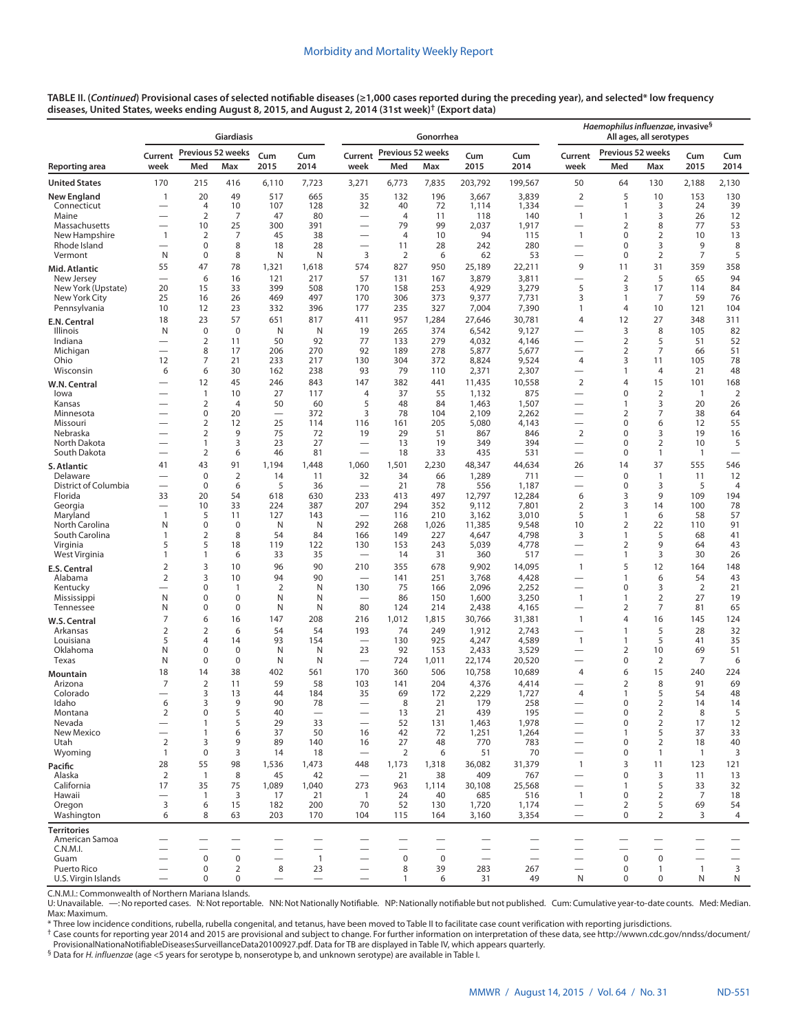**TABLE II. (*Continued*) Provisional cases of selected notifiable diseases (≥1,000 cases reported during the preceding year), and selected* low frequency diseases, United States, weeks ending August 8, 2015, and August 2, 2014 (31st week)† (Export data)**

| Reporting area | Giardiasis | | | | | Gonorrhea | | | | | *Haemophilus influenzae*, invasive§ All ages, all serotypes | | | | |
|---|---|---|---|---|---|---|---|---|---|---|---|---|---|---|---|
| | Current week | Previous 52 weeks Med | Previous 52 weeks Max | Cum 2015 | Cum 2014 | Current week | Previous 52 weeks Med | Previous 52 weeks Max | Cum 2015 | Cum 2014 | Current week | Previous 52 weeks Med | Previous 52 weeks Max | Cum 2015 | Cum 2014 |
| **United States** | 170 | 215 | 416 | 6,110 | 7,723 | 3,271 | 6,773 | 7,835 | 203,792 | 199,567 | 50 | 64 | 130 | 2,188 | 2,130 |
| **New England** | 1 | 20 | 49 | 517 | 665 | 35 | 132 | 196 | 3,667 | 3,839 | 2 | 5 | 10 | 153 | 130 |
| Connecticut | — | 4 | 10 | 107 | 128 | 32 | 40 | 72 | 1,114 | 1,334 | — | 1 | 3 | 24 | 39 |
| Maine | — | 2 | 7 | 47 | 80 | — | 4 | 11 | 118 | 140 | 1 | 1 | 3 | 26 | 12 |
| Massachusetts | — | 10 | 25 | 300 | 391 | — | 79 | 99 | 2,037 | 1,917 | — | 2 | 8 | 77 | 53 |
| New Hampshire | 1 | 2 | 7 | 45 | 38 | — | 4 | 10 | 94 | 115 | 1 | 0 | 2 | 10 | 13 |
| Rhode Island | — | 0 | 8 | 18 | 28 | — | 11 | 28 | 242 | 280 | — | 0 | 3 | 9 | 8 |
| Vermont | N | 0 | 8 | N | N | 3 | 2 | 6 | 62 | 53 | — | 0 | 2 | 7 | 5 |
| **Mid. Atlantic** | 55 | 47 | 78 | 1,321 | 1,618 | 574 | 827 | 950 | 25,189 | 22,211 | 9 | 11 | 31 | 359 | 358 |
| New Jersey | — | 6 | 16 | 121 | 217 | 57 | 131 | 167 | 3,879 | 3,811 | — | 2 | 5 | 65 | 94 |
| New York (Upstate) | 20 | 15 | 33 | 399 | 508 | 170 | 158 | 253 | 4,929 | 3,279 | 5 | 3 | 17 | 114 | 84 |
| New York City | 25 | 16 | 26 | 469 | 497 | 170 | 306 | 373 | 9,377 | 7,731 | 3 | 1 | 7 | 59 | 76 |
| Pennsylvania | 10 | 12 | 23 | 332 | 396 | 177 | 235 | 327 | 7,004 | 7,390 | 1 | 4 | 10 | 121 | 104 |
| **E.N. Central** | 18 | 23 | 57 | 651 | 817 | 411 | 957 | 1,284 | 27,646 | 30,781 | 4 | 12 | 27 | 348 | 311 |
| Illinois | N | 0 | 0 | N | N | 19 | 265 | 374 | 6,542 | 9,127 | — | 3 | 8 | 105 | 82 |
| Indiana | — | 2 | 11 | 50 | 92 | 77 | 133 | 279 | 4,032 | 4,146 | — | 2 | 5 | 51 | 52 |
| Michigan | — | 8 | 17 | 206 | 270 | 92 | 189 | 278 | 5,877 | 5,677 | — | 2 | 7 | 66 | 51 |
| Ohio | 12 | 7 | 21 | 233 | 217 | 130 | 304 | 372 | 8,824 | 9,524 | 4 | 3 | 11 | 105 | 78 |
| Wisconsin | 6 | 6 | 30 | 162 | 238 | 93 | 79 | 110 | 2,371 | 2,307 | — | 1 | 4 | 21 | 48 |
| **W.N. Central** | — | 12 | 45 | 246 | 843 | 147 | 382 | 441 | 11,435 | 10,558 | 2 | 4 | 15 | 101 | 168 |
| Iowa | — | 1 | 10 | 27 | 117 | 4 | 37 | 55 | 1,132 | 875 | — | 0 | 2 | 1 | 2 |
| Kansas | — | 2 | 4 | 50 | 60 | 5 | 48 | 84 | 1,463 | 1,507 | — | 1 | 3 | 20 | 26 |
| Minnesota | — | 0 | 20 | — | 372 | 3 | 78 | 104 | 2,109 | 2,262 | — | 2 | 7 | 38 | 64 |
| Missouri | — | 2 | 12 | 25 | 114 | 116 | 161 | 205 | 5,080 | 4,143 | — | 0 | 6 | 12 | 55 |
| Nebraska | — | 2 | 9 | 75 | 72 | 19 | 29 | 51 | 867 | 846 | 2 | 0 | 3 | 19 | 16 |
| North Dakota | — | 1 | 3 | 23 | 27 | — | 13 | 19 | 349 | 394 | — | 0 | 2 | 10 | 5 |
| South Dakota | — | 2 | 6 | 46 | 81 | — | 18 | 33 | 435 | 531 | — | 0 | 1 | 1 | — |
| **S. Atlantic** | 41 | 43 | 91 | 1,194 | 1,448 | 1,060 | 1,501 | 2,230 | 48,347 | 44,634 | 26 | 14 | 37 | 555 | 546 |
| Delaware | — | 0 | 2 | 14 | 11 | 32 | 34 | 66 | 1,289 | 711 | — | 0 | 1 | 11 | 12 |
| District of Columbia | — | 0 | 6 | 5 | 36 | — | 21 | 78 | 556 | 1,187 | — | 0 | 3 | 5 | 4 |
| Florida | 33 | 20 | 54 | 618 | 630 | 233 | 413 | 497 | 12,797 | 12,284 | 6 | 3 | 9 | 109 | 194 |
| Georgia | — | 10 | 33 | 224 | 387 | 207 | 294 | 352 | 9,112 | 7,801 | 2 | 3 | 14 | 100 | 78 |
| Maryland | 1 | 5 | 11 | 127 | 143 | — | 116 | 210 | 3,162 | 3,010 | 5 | 1 | 6 | 58 | 57 |
| North Carolina | N | 0 | 0 | N | N | 292 | 268 | 1,026 | 11,385 | 9,548 | 10 | 2 | 22 | 110 | 91 |
| South Carolina | 1 | 2 | 8 | 54 | 84 | 166 | 149 | 227 | 4,647 | 4,798 | 3 | 1 | 5 | 68 | 41 |
| Virginia | 5 | 5 | 18 | 119 | 122 | 130 | 153 | 243 | 5,039 | 4,778 | — | 2 | 9 | 64 | 43 |
| West Virginia | 1 | 1 | 6 | 33 | 35 | — | 14 | 31 | 360 | 517 | — | 1 | 3 | 30 | 26 |
| **E.S. Central** | 2 | 3 | 10 | 96 | 90 | 210 | 355 | 678 | 9,902 | 14,095 | 1 | 5 | 12 | 164 | 148 |
| Alabama | 2 | 3 | 10 | 94 | 90 | — | 141 | 251 | 3,768 | 4,428 | — | 1 | 6 | 54 | 43 |
| Kentucky | — | 0 | 1 | 2 | N | 130 | 75 | 166 | 2,096 | 2,252 | — | 0 | 3 | 2 | 21 |
| Mississippi | N | 0 | 0 | N | N | — | 86 | 150 | 1,600 | 3,250 | 1 | 1 | 2 | 27 | 19 |
| Tennessee | N | 0 | 0 | N | N | 80 | 124 | 214 | 2,438 | 4,165 | — | 2 | 7 | 81 | 65 |
| **W.S. Central** | 7 | 6 | 16 | 147 | 208 | 216 | 1,012 | 1,815 | 30,766 | 31,381 | 1 | 4 | 16 | 145 | 124 |
| Arkansas | 2 | 2 | 6 | 54 | 54 | 193 | 74 | 249 | 1,912 | 2,743 | — | 1 | 5 | 28 | 32 |
| Louisiana | 5 | 4 | 14 | 93 | 154 | — | 130 | 925 | 4,247 | 4,589 | 1 | 1 | 5 | 41 | 35 |
| Oklahoma | N | 0 | 0 | N | N | 23 | 92 | 153 | 2,433 | 3,529 | — | 2 | 10 | 69 | 51 |
| Texas | N | 0 | 0 | N | N | — | 724 | 1,011 | 22,174 | 20,520 | — | 0 | 2 | 7 | 6 |
| **Mountain** | 18 | 14 | 38 | 402 | 561 | 170 | 360 | 506 | 10,758 | 10,689 | 4 | 6 | 15 | 240 | 224 |
| Arizona | 7 | 2 | 11 | 59 | 58 | 103 | 141 | 204 | 4,376 | 4,414 | — | 2 | 8 | 91 | 69 |
| Colorado | — | 3 | 13 | 44 | 184 | 35 | 69 | 172 | 2,229 | 1,727 | 4 | 1 | 5 | 54 | 48 |
| Idaho | 6 | 3 | 9 | 90 | 78 | — | 8 | 21 | 179 | 258 | — | 0 | 2 | 14 | 14 |
| Montana | 2 | 0 | 5 | 40 | — | — | 13 | 21 | 439 | 195 | — | 0 | 2 | 8 | 5 |
| Nevada | — | 1 | 5 | 29 | 33 | — | 52 | 131 | 1,463 | 1,978 | — | 0 | 2 | 17 | 12 |
| New Mexico | — | 1 | 6 | 37 | 50 | 16 | 42 | 72 | 1,251 | 1,264 | — | 1 | 5 | 37 | 33 |
| Utah | 2 | 3 | 9 | 89 | 140 | 16 | 27 | 48 | 770 | 783 | — | 0 | 2 | 18 | 40 |
| Wyoming | 1 | 0 | 3 | 14 | 18 | — | 2 | 6 | 51 | 70 | — | 0 | 1 | 1 | 3 |
| **Pacific** | 28 | 55 | 98 | 1,536 | 1,473 | 448 | 1,173 | 1,318 | 36,082 | 31,379 | 1 | 3 | 11 | 123 | 121 |
| Alaska | 2 | 1 | 8 | 45 | 42 | — | 21 | 38 | 409 | 767 | — | 0 | 3 | 11 | 13 |
| California | 17 | 35 | 75 | 1,089 | 1,040 | 273 | 963 | 1,114 | 30,108 | 25,568 | — | 1 | 5 | 33 | 32 |
| Hawaii | — | 1 | 3 | 17 | 21 | 1 | 24 | 40 | 685 | 516 | 1 | 0 | 2 | 7 | 18 |
| Oregon | 3 | 6 | 15 | 182 | 200 | 70 | 52 | 130 | 1,720 | 1,174 | — | 2 | 5 | 69 | 54 |
| Washington | 6 | 8 | 63 | 203 | 170 | 104 | 115 | 164 | 3,160 | 3,354 | — | 0 | 2 | 3 | 4 |
| **Territories** | | | | | | | | | | | | | | | |
| American Samoa | — | — | — | — | — | — | — | — | — | — | — | — | — | — | — |
| C.N.M.I. | — | — | — | — | — | — | — | — | — | — | — | — | — | — | — |
| Guam | — | 0 | 0 | — | 1 | — | 0 | 0 | — | — | — | 0 | 0 | — | — |
| Puerto Rico | — | 0 | 2 | 8 | 23 | — | 8 | 39 | 283 | 267 | — | 0 | 1 | 1 | 3 |
| U.S. Virgin Islands | — | 0 | 0 | — | — | — | 1 | 6 | 31 | 49 | N | 0 | 0 | N | N |

C.N.M.I.: Commonwealth of Northern Mariana Islands.

U: Unavailable. —: No reported cases. N: Not reportable. NN: Not Nationally Notifiable. NP: Nationally notifiable but not published. Cum: Cumulative year-to-date counts. Med: Median. Max: Maximum.

\* Three low incidence conditions, rubella, rubella congenital, and tetanus, have been moved to Table II to facilitate case count verification with reporting jurisdictions.

† Case counts for reporting year 2014 and 2015 are provisional and subject to change. For further information on interpretation of these data, see http://wwwn.cdc.gov/nndss/document/ProvisionalNationaNotifiableDiseasesSurveillanceData20100927.pdf. Data for TB are displayed in Table IV, which appears quarterly.

§ Data for *H. influenzae* (age <5 years for serotype b, nonserotype b, and unknown serotype) are available in Table I.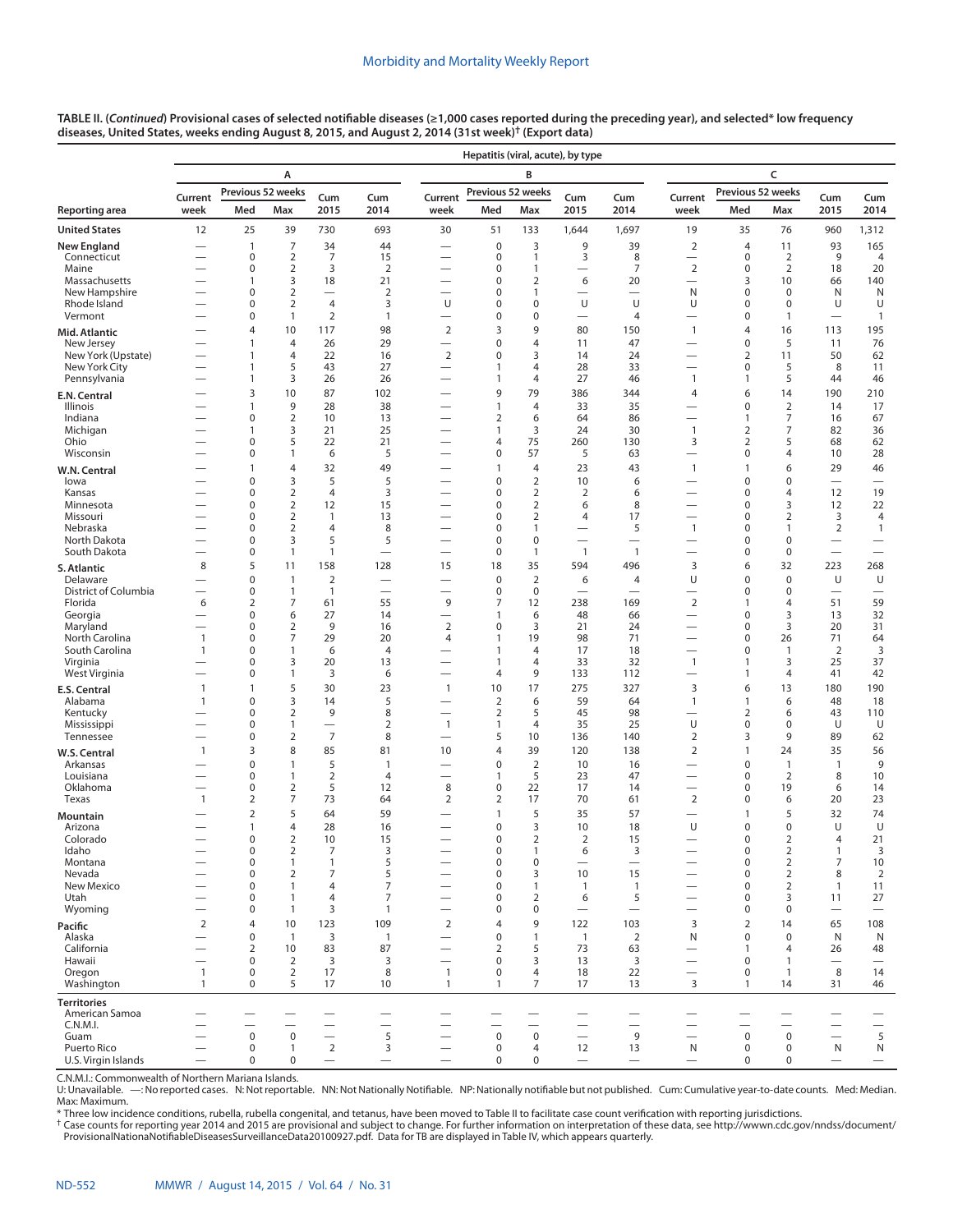**TABLE II. (*Continued*) Provisional cases of selected notifiable diseases (≥1,000 cases reported during the preceding year), and selected* low frequency diseases, United States, weeks ending August 8, 2015, and August 2, 2014 (31st week)† (Export data)**

| Reporting area | Hepatitis (viral, acute), by type | | | | | | | | | | | | | | |
|---|---|---|---|---|---|---|---|---|---|---|---|---|---|---|---|
| | A | | | | | B | | | | | C | | | | |
| | Current week | Previous 52 weeks Med | Previous 52 weeks Max | Cum 2015 | Cum 2014 | Current week | Previous 52 weeks Med | Previous 52 weeks Max | Cum 2015 | Cum 2014 | Current week | Previous 52 weeks Med | Previous 52 weeks Max | Cum 2015 | Cum 2014 |
| **United States** | 12 | 25 | 39 | 730 | 693 | 30 | 51 | 133 | 1,644 | 1,697 | 19 | 35 | 76 | 960 | 1,312 |
| **New England** | — | 1 | 7 | 34 | 44 | — | 0 | 3 | 9 | 39 | 2 | 4 | 11 | 93 | 165 |
| Connecticut | — | 0 | 2 | 7 | 15 | — | 0 | 1 | 3 | 8 | — | 0 | 2 | 9 | 4 |
| Maine | — | 0 | 2 | 3 | 2 | — | 0 | 1 | — | 7 | 2 | 0 | 2 | 18 | 20 |
| Massachusetts | — | 1 | 3 | 18 | 21 | — | 0 | 2 | 6 | 20 | — | 3 | 10 | 66 | 140 |
| New Hampshire | — | 0 | 2 | — | 2 | — | 0 | 1 | — | — | N | 0 | 0 | N | N |
| Rhode Island | — | 0 | 2 | 4 | 3 | U | 0 | 0 | U | U | U | 0 | 0 | U | U |
| Vermont | — | 0 | 1 | 2 | 1 | — | 0 | 0 | — | 4 | — | 0 | 1 | — | 1 |
| **Mid. Atlantic** | — | 4 | 10 | 117 | 98 | 2 | 3 | 9 | 80 | 150 | 1 | 4 | 16 | 113 | 195 |
| New Jersey | — | 1 | 4 | 26 | 29 | — | 0 | 4 | 11 | 47 | — | 0 | 5 | 11 | 76 |
| New York (Upstate) | — | 1 | 4 | 22 | 16 | 2 | 0 | 3 | 14 | 24 | — | 2 | 11 | 50 | 62 |
| New York City | — | 1 | 5 | 43 | 27 | — | 1 | 4 | 28 | 33 | — | 0 | 5 | 8 | 11 |
| Pennsylvania | — | 1 | 3 | 26 | 26 | — | 1 | 4 | 27 | 46 | 1 | 1 | 5 | 44 | 46 |
| **E.N. Central** | — | 3 | 10 | 87 | 102 | — | 9 | 79 | 386 | 344 | 4 | 6 | 14 | 190 | 210 |
| Illinois | — | 1 | 9 | 28 | 38 | — | 1 | 4 | 33 | 35 | — | 0 | 2 | 14 | 17 |
| Indiana | — | 0 | 2 | 10 | 13 | — | 2 | 6 | 64 | 86 | — | 1 | 7 | 16 | 67 |
| Michigan | — | 1 | 3 | 21 | 25 | — | 1 | 3 | 24 | 30 | 1 | 2 | 7 | 82 | 36 |
| Ohio | — | 0 | 5 | 22 | 21 | — | 4 | 75 | 260 | 130 | 3 | 2 | 5 | 68 | 62 |
| Wisconsin | — | 0 | 1 | 6 | 5 | — | 0 | 57 | 5 | 63 | — | 0 | 4 | 10 | 28 |
| **W.N. Central** | — | 1 | 4 | 32 | 49 | — | 1 | 4 | 23 | 43 | 1 | 1 | 6 | 29 | 46 |
| Iowa | — | 0 | 3 | 5 | 5 | — | 0 | 2 | 10 | 6 | — | 0 | 0 | — | — |
| Kansas | — | 0 | 2 | 4 | 3 | — | 0 | 2 | 2 | 6 | — | 0 | 4 | 12 | 19 |
| Minnesota | — | 0 | 2 | 12 | 15 | — | 0 | 2 | 6 | 8 | — | 0 | 3 | 12 | 22 |
| Missouri | — | 0 | 2 | 1 | 13 | — | 0 | 2 | 4 | 17 | — | 0 | 2 | 3 | 4 |
| Nebraska | — | 0 | 2 | 4 | 8 | — | 0 | 1 | — | 5 | 1 | 0 | 1 | 2 | 1 |
| North Dakota | — | 0 | 3 | 5 | 5 | — | 0 | 0 | — | — | — | 0 | 0 | — | — |
| South Dakota | — | 0 | 1 | 1 | — | — | 0 | 1 | 1 | 1 | — | 0 | 0 | — | — |
| **S. Atlantic** | 8 | 5 | 11 | 158 | 128 | 15 | 18 | 35 | 594 | 496 | 3 | 6 | 32 | 223 | 268 |
| Delaware | — | 0 | 1 | 2 | — | — | 0 | 2 | 6 | 4 | U | 0 | 0 | U | U |
| District of Columbia | — | 0 | 1 | 1 | — | — | 0 | 0 | — | — | — | 0 | 0 | — | — |
| Florida | 6 | 2 | 7 | 61 | 55 | 9 | 7 | 12 | 238 | 169 | 2 | 1 | 4 | 51 | 59 |
| Georgia | — | 0 | 6 | 27 | 14 | — | 1 | 6 | 48 | 66 | — | 0 | 3 | 13 | 32 |
| Maryland | — | 0 | 2 | 9 | 16 | 2 | 0 | 3 | 21 | 24 | — | 0 | 3 | 20 | 31 |
| North Carolina | 1 | 0 | 7 | 29 | 20 | 4 | 1 | 19 | 98 | 71 | — | 0 | 26 | 71 | 64 |
| South Carolina | 1 | 0 | 1 | 6 | 4 | — | 1 | 4 | 17 | 18 | — | 0 | 1 | 2 | 3 |
| Virginia | — | 0 | 3 | 20 | 13 | — | 1 | 4 | 33 | 32 | 1 | 1 | 3 | 25 | 37 |
| West Virginia | — | 0 | 1 | 3 | 6 | — | 4 | 9 | 133 | 112 | — | 1 | 4 | 41 | 42 |
| **E.S. Central** | 1 | 1 | 5 | 30 | 23 | 1 | 10 | 17 | 275 | 327 | 3 | 6 | 13 | 180 | 190 |
| Alabama | 1 | 0 | 3 | 14 | 5 | — | 2 | 6 | 59 | 64 | 1 | 1 | 6 | 48 | 18 |
| Kentucky | — | 0 | 2 | 9 | 8 | — | 2 | 5 | 45 | 98 | — | 2 | 6 | 43 | 110 |
| Mississippi | — | 0 | 1 | — | 2 | 1 | 1 | 4 | 35 | 25 | U | 0 | 0 | U | U |
| Tennessee | — | 0 | 2 | 7 | 8 | — | 5 | 10 | 136 | 140 | 2 | 3 | 9 | 89 | 62 |
| **W.S. Central** | 1 | 3 | 8 | 85 | 81 | 10 | 4 | 39 | 120 | 138 | 2 | 1 | 24 | 35 | 56 |
| Arkansas | — | 0 | 1 | 5 | 1 | — | 0 | 2 | 10 | 16 | — | 0 | 1 | 1 | 9 |
| Louisiana | — | 0 | 1 | 2 | 4 | — | 1 | 5 | 23 | 47 | — | 0 | 2 | 8 | 10 |
| Oklahoma | — | 0 | 2 | 5 | 12 | 8 | 0 | 22 | 17 | 14 | — | 0 | 19 | 6 | 14 |
| Texas | 1 | 2 | 7 | 73 | 64 | 2 | 2 | 17 | 70 | 61 | 2 | 0 | 6 | 20 | 23 |
| **Mountain** | — | 2 | 5 | 64 | 59 | — | 1 | 5 | 35 | 57 | — | 1 | 5 | 32 | 74 |
| Arizona | — | 1 | 4 | 28 | 16 | — | 0 | 3 | 10 | 18 | U | 0 | 0 | U | U |
| Colorado | — | 0 | 2 | 10 | 15 | — | 0 | 2 | 2 | 15 | — | 0 | 2 | 4 | 21 |
| Idaho | — | 0 | 2 | 7 | 3 | — | 0 | 1 | 6 | 3 | — | 0 | 2 | 1 | 3 |
| Montana | — | 0 | 1 | 1 | 5 | — | 0 | 0 | — | — | — | 0 | 2 | 7 | 10 |
| Nevada | — | 0 | 2 | 7 | 5 | — | 0 | 3 | 10 | 15 | — | 0 | 2 | 8 | 2 |
| New Mexico | — | 0 | 1 | 4 | 7 | — | 0 | 1 | 1 | 1 | — | 0 | 2 | 1 | 11 |
| Utah | — | 0 | 1 | 4 | 7 | — | 0 | 2 | 6 | 5 | — | 0 | 3 | 11 | 27 |
| Wyoming | — | 0 | 1 | 3 | 1 | — | 0 | 0 | — | — | — | 0 | 0 | — | — |
| **Pacific** | 2 | 4 | 10 | 123 | 109 | 2 | 4 | 9 | 122 | 103 | 3 | 2 | 14 | 65 | 108 |
| Alaska | — | 0 | 1 | 3 | 1 | — | 0 | 1 | 1 | 2 | N | 0 | 0 | N | N |
| California | — | 2 | 10 | 83 | 87 | — | 2 | 5 | 73 | 63 | — | 1 | 4 | 26 | 48 |
| Hawaii | — | 0 | 2 | 3 | 3 | — | 0 | 3 | 13 | 3 | — | 0 | 1 | — | — |
| Oregon | 1 | 0 | 2 | 17 | 8 | 1 | 0 | 4 | 18 | 22 | — | 0 | 1 | 8 | 14 |
| Washington | 1 | 0 | 5 | 17 | 10 | 1 | 1 | 7 | 17 | 13 | 3 | 1 | 14 | 31 | 46 |
| **Territories** | | | | | | | | | | | | | | | |
| American Samoa | — | — | — | — | — | — | — | — | — | — | — | — | — | — | — |
| C.N.M.I. | — | — | — | — | — | — | — | — | — | — | — | — | — | — | — |
| Guam | — | 0 | 0 | — | 5 | — | 0 | 0 | — | 9 | — | 0 | 0 | — | 5 |
| Puerto Rico | — | 0 | 1 | 2 | 3 | — | 0 | 4 | 12 | 13 | N | 0 | 0 | N | N |
| U.S. Virgin Islands | — | 0 | 0 | — | — | — | 0 | 0 | — | — | — | 0 | 0 | — | — |

C.N.M.I.: Commonwealth of Northern Mariana Islands.
U: Unavailable. —: No reported cases. N: Not reportable. NN: Not Nationally Notifiable. NP: Nationally notifiable but not published. Cum: Cumulative year-to-date counts. Med: Median. Max: Maximum.

\* Three low incidence conditions, rubella, rubella congenital, and tetanus, have been moved to Table II to facilitate case count verification with reporting jurisdictions.

† Case counts for reporting year 2014 and 2015 are provisional and subject to change. For further information on interpretation of these data, see http://wwwn.cdc.gov/nndss/document/ProvisionalNationaNotifiableDiseasesSurveillanceData20100927.pdf. Data for TB are displayed in Table IV, which appears quarterly.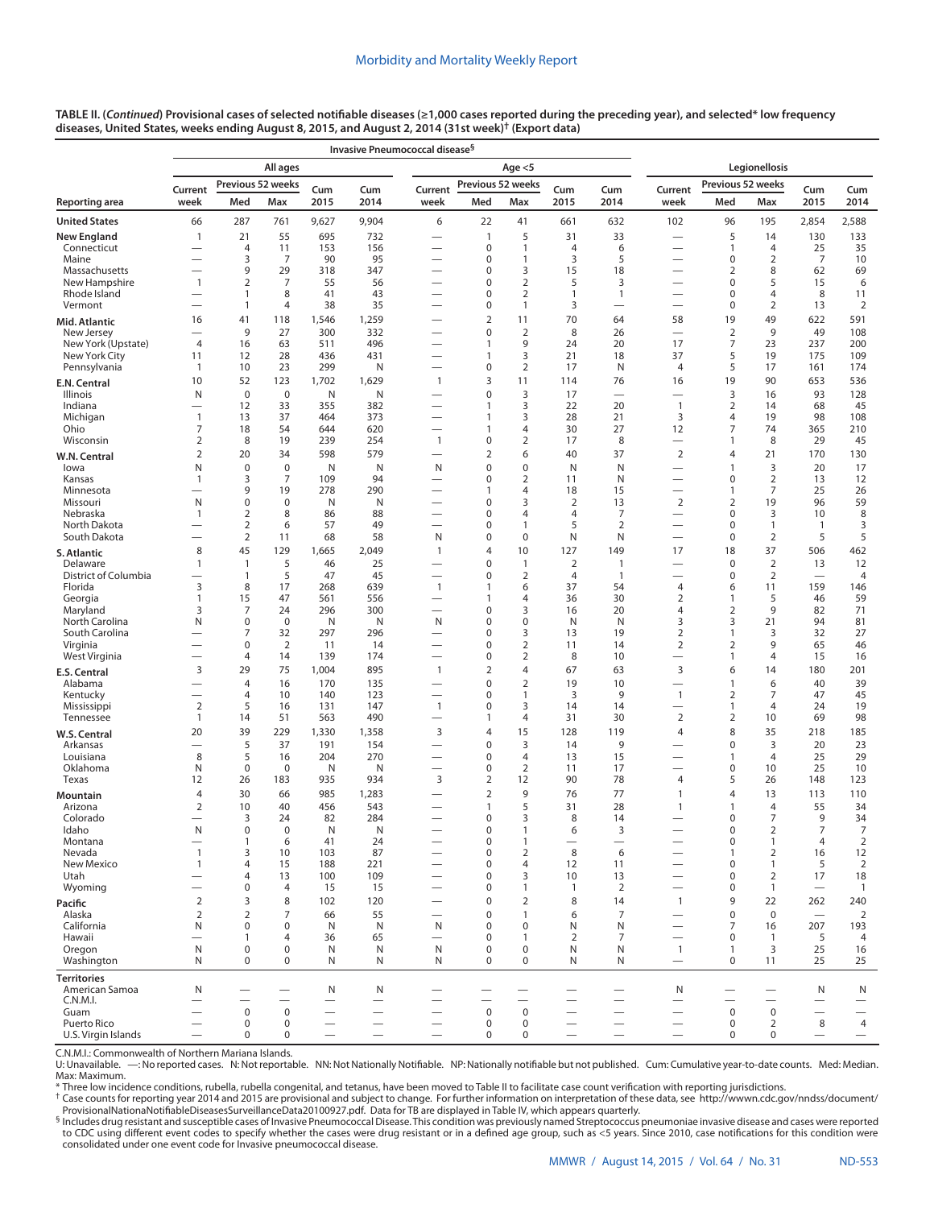**TABLE II. (*Continued*) Provisional cases of selected notifiable diseases (≥1,000 cases reported during the preceding year), and selected* low frequency diseases, United States, weeks ending August 8, 2015, and August 2, 2014 (31st week)† (Export data)**

| | Invasive Pneumococcal disease§ | | | | | | | | | | | | | | |
|---|---|---|---|---|---|---|---|---|---|---|---|---|---|---|---|
| | All ages | | | | | Age <5 | | | | | Legionellosis | | | | |
| | Current | Previous 52 weeks | | Cum | Cum | Current | Previous 52 weeks | | Cum | Cum | Current | Previous 52 weeks | | Cum | Cum |
| Reporting area | week | Med | Max | 2015 | 2014 | week | Med | Max | 2015 | 2014 | week | Med | Max | 2015 | 2014 |
| **United States** | 66 | 287 | 761 | 9,627 | 9,904 | 6 | 22 | 41 | 661 | 632 | 102 | 96 | 195 | 2,854 | 2,588 |
| **New England** | 1 | 21 | 55 | 695 | 732 | — | 1 | 5 | 31 | 33 | — | 5 | 14 | 130 | 133 |
| Connecticut | — | 4 | 11 | 153 | 156 | — | 0 | 1 | 4 | 6 | — | 1 | 4 | 25 | 35 |
| Maine | — | 3 | 7 | 90 | 95 | — | 0 | 1 | 3 | 5 | — | 0 | 2 | 7 | 10 |
| Massachusetts | — | 9 | 29 | 318 | 347 | — | 0 | 3 | 15 | 18 | — | 2 | 8 | 62 | 69 |
| New Hampshire | 1 | 2 | 7 | 55 | 56 | — | 0 | 2 | 5 | 3 | — | 0 | 5 | 15 | 6 |
| Rhode Island | — | 1 | 8 | 41 | 43 | — | 0 | 2 | 1 | 1 | — | 0 | 4 | 8 | 11 |
| Vermont | — | 1 | 4 | 38 | 35 | — | 0 | 1 | 3 | — | — | 0 | 2 | 13 | 2 |
| **Mid. Atlantic** | 16 | 41 | 118 | 1,546 | 1,259 | — | 2 | 11 | 70 | 64 | 58 | 19 | 49 | 622 | 591 |
| New Jersey | — | 9 | 27 | 300 | 332 | — | 0 | 2 | 8 | 26 | — | 2 | 9 | 49 | 108 |
| New York (Upstate) | 4 | 16 | 63 | 511 | 496 | — | 1 | 9 | 24 | 20 | 17 | 7 | 23 | 237 | 200 |
| New York City | 11 | 12 | 28 | 436 | 431 | — | 1 | 3 | 21 | 18 | 37 | 5 | 19 | 175 | 109 |
| Pennsylvania | 1 | 10 | 23 | 299 | N | — | 0 | 2 | 17 | N | 4 | 5 | 17 | 161 | 174 |
| **E.N. Central** | 10 | 52 | 123 | 1,702 | 1,629 | 1 | 3 | 11 | 114 | 76 | 16 | 19 | 90 | 653 | 536 |
| Illinois | N | 0 | 0 | N | N | — | 0 | 3 | 17 | — | — | 3 | 16 | 93 | 128 |
| Indiana | — | 12 | 33 | 355 | 382 | — | 1 | 3 | 22 | 20 | 1 | 2 | 14 | 68 | 45 |
| Michigan | 1 | 13 | 37 | 464 | 373 | — | 1 | 3 | 28 | 21 | 3 | 4 | 19 | 98 | 108 |
| Ohio | 7 | 18 | 54 | 644 | 620 | — | 1 | 4 | 30 | 27 | 12 | 7 | 74 | 365 | 210 |
| Wisconsin | 2 | 8 | 19 | 239 | 254 | 1 | 0 | 2 | 17 | 8 | — | 1 | 8 | 29 | 45 |
| **W.N. Central** | 2 | 20 | 34 | 598 | 579 | — | 2 | 6 | 40 | 37 | 2 | 4 | 21 | 170 | 130 |
| Iowa | N | 0 | 0 | N | N | N | 0 | 0 | N | N | — | 1 | 3 | 20 | 17 |
| Kansas | 1 | 3 | 7 | 109 | 94 | — | 0 | 2 | 11 | N | — | 0 | 2 | 13 | 12 |
| Minnesota | — | 9 | 19 | 278 | 290 | — | 1 | 4 | 18 | 15 | — | 1 | 7 | 25 | 26 |
| Missouri | N | 0 | 0 | N | N | — | 0 | 3 | 2 | 13 | 2 | 2 | 19 | 96 | 59 |
| Nebraska | 1 | 2 | 8 | 86 | 88 | — | 0 | 4 | 4 | 7 | — | 0 | 3 | 10 | 8 |
| North Dakota | — | 2 | 6 | 57 | 49 | — | 0 | 1 | 5 | 2 | — | 0 | 1 | 1 | 3 |
| South Dakota | — | 2 | 11 | 68 | 58 | N | 0 | 0 | N | N | — | 0 | 2 | 5 | 5 |
| **S. Atlantic** | 8 | 45 | 129 | 1,665 | 2,049 | 1 | 4 | 10 | 127 | 149 | 17 | 18 | 37 | 506 | 462 |
| Delaware | 1 | 1 | 5 | 46 | 25 | — | 0 | 1 | 2 | 1 | — | 0 | 2 | 13 | 12 |
| District of Columbia | — | 1 | 5 | 47 | 45 | — | 0 | 2 | 4 | 1 | — | 0 | 2 | — | 4 |
| Florida | 3 | 8 | 17 | 268 | 639 | 1 | 1 | 6 | 37 | 54 | 4 | 6 | 11 | 159 | 146 |
| Georgia | 1 | 15 | 47 | 561 | 556 | — | 1 | 4 | 36 | 30 | 2 | 1 | 5 | 46 | 59 |
| Maryland | 3 | 7 | 24 | 296 | 300 | — | 0 | 3 | 16 | 20 | 4 | 2 | 9 | 82 | 71 |
| North Carolina | N | 0 | 0 | N | N | N | 0 | 0 | N | N | 3 | 3 | 21 | 94 | 81 |
| South Carolina | — | 7 | 32 | 297 | 296 | — | 0 | 3 | 13 | 19 | 2 | 1 | 3 | 32 | 27 |
| Virginia | — | 0 | 2 | 11 | 14 | — | 0 | 2 | 11 | 14 | 2 | 2 | 9 | 65 | 46 |
| West Virginia | — | 4 | 14 | 139 | 174 | — | 0 | 2 | 8 | 10 | — | 1 | 4 | 15 | 16 |
| **E.S. Central** | 3 | 29 | 75 | 1,004 | 895 | 1 | 2 | 4 | 67 | 63 | 3 | 6 | 14 | 180 | 201 |
| Alabama | — | 4 | 16 | 170 | 135 | — | 0 | 2 | 19 | 10 | — | 1 | 6 | 40 | 39 |
| Kentucky | — | 4 | 10 | 140 | 123 | — | 0 | 1 | 3 | 9 | 1 | 2 | 7 | 47 | 45 |
| Mississippi | 2 | 5 | 16 | 131 | 147 | 1 | 0 | 3 | 14 | 14 | — | 1 | 4 | 24 | 19 |
| Tennessee | 1 | 14 | 51 | 563 | 490 | — | 1 | 4 | 31 | 30 | 2 | 2 | 10 | 69 | 98 |
| **W.S. Central** | 20 | 39 | 229 | 1,330 | 1,358 | 3 | 4 | 15 | 128 | 119 | 4 | 8 | 35 | 218 | 185 |
| Arkansas | — | 5 | 37 | 191 | 154 | — | 0 | 3 | 14 | 9 | — | 0 | 3 | 20 | 23 |
| Louisiana | 8 | 5 | 16 | 204 | 270 | — | 0 | 4 | 13 | 15 | — | 1 | 4 | 25 | 29 |
| Oklahoma | N | 0 | 0 | N | N | — | 0 | 2 | 11 | 17 | — | 0 | 10 | 25 | 10 |
| Texas | 12 | 26 | 183 | 935 | 934 | 3 | 2 | 12 | 90 | 78 | 4 | 5 | 26 | 148 | 123 |
| **Mountain** | 4 | 30 | 66 | 985 | 1,283 | — | 2 | 9 | 76 | 77 | 1 | 4 | 13 | 113 | 110 |
| Arizona | 2 | 10 | 40 | 456 | 543 | — | 1 | 5 | 31 | 28 | 1 | 1 | 4 | 55 | 34 |
| Colorado | — | 3 | 24 | 82 | 284 | — | 0 | 3 | 8 | 14 | — | 0 | 7 | 9 | 34 |
| Idaho | N | 0 | 0 | N | N | — | 0 | 1 | 6 | 3 | — | 0 | 2 | 7 | 7 |
| Montana | — | 1 | 6 | 41 | 24 | — | 0 | 1 | — | — | — | 0 | 1 | 4 | 2 |
| Nevada | 1 | 3 | 10 | 103 | 87 | — | 0 | 2 | 8 | 6 | — | 1 | 2 | 16 | 12 |
| New Mexico | 1 | 4 | 15 | 188 | 221 | — | 0 | 4 | 12 | 11 | — | 0 | 1 | 5 | 2 |
| Utah | — | 4 | 13 | 100 | 109 | — | 0 | 3 | 10 | 13 | — | 0 | 2 | 17 | 18 |
| Wyoming | — | 0 | 4 | 15 | 15 | — | 0 | 1 | 1 | 2 | — | 0 | 1 | — | 1 |
| **Pacific** | 2 | 3 | 8 | 102 | 120 | — | 0 | 2 | 8 | 14 | 1 | 9 | 22 | 262 | 240 |
| Alaska | 2 | 2 | 7 | 66 | 55 | — | 0 | 1 | 6 | 7 | — | 0 | 0 | — | 2 |
| California | N | 0 | 0 | N | N | N | 0 | 0 | N | N | — | 7 | 16 | 207 | 193 |
| Hawaii | — | 1 | 4 | 36 | 65 | — | 0 | 1 | 2 | 7 | — | 0 | 1 | 5 | 4 |
| Oregon | N | 0 | 0 | N | N | N | 0 | 0 | N | N | 1 | 1 | 3 | 25 | 16 |
| Washington | N | 0 | 0 | N | N | N | 0 | 0 | N | N | — | 0 | 11 | 25 | 25 |
| **Territories** | | | | | | | | | | | | | | | |
| American Samoa | N | — | — | N | N | — | — | — | — | — | N | — | — | N | N |
| C.N.M.I. | — | — | — | — | — | — | — | — | — | — | — | — | — | — | — |
| Guam | — | 0 | 0 | — | — | — | 0 | 0 | — | — | — | 0 | 0 | — | — |
| Puerto Rico | — | 0 | 0 | — | — | — | 0 | 0 | — | — | — | 0 | 2 | 8 | 4 |
| U.S. Virgin Islands | — | 0 | 0 | — | — | — | 0 | 0 | — | — | — | 0 | 0 | — | — |

C.N.M.I.: Commonwealth of Northern Mariana Islands.
U: Unavailable. —: No reported cases. N: Not reportable. NN: Not Nationally Notifiable. NP: Nationally notifiable but not published. Cum: Cumulative year-to-date counts. Med: Median. Max: Maximum.

\* Three low incidence conditions, rubella, rubella congenital, and tetanus, have been moved to Table II to facilitate case count verification with reporting jurisdictions.

† Case counts for reporting year 2014 and 2015 are provisional and subject to change. For further information on interpretation of these data, see http://wwwn.cdc.gov/nndss/document/ProvisionalNationaNotifiableDiseasesSurveillanceData20100927.pdf. Data for TB are displayed in Table IV, which appears quarterly.

§ Includes drug resistant and susceptible cases of Invasive Pneumococcal Disease. This condition was previously named Streptococcus pneumoniae invasive disease and cases were reported to CDC using different event codes to specify whether the cases were drug resistant or in a defined age group, such as <5 years. Since 2010, case notifications for this condition were consolidated under one event code for Invasive pneumococcal disease.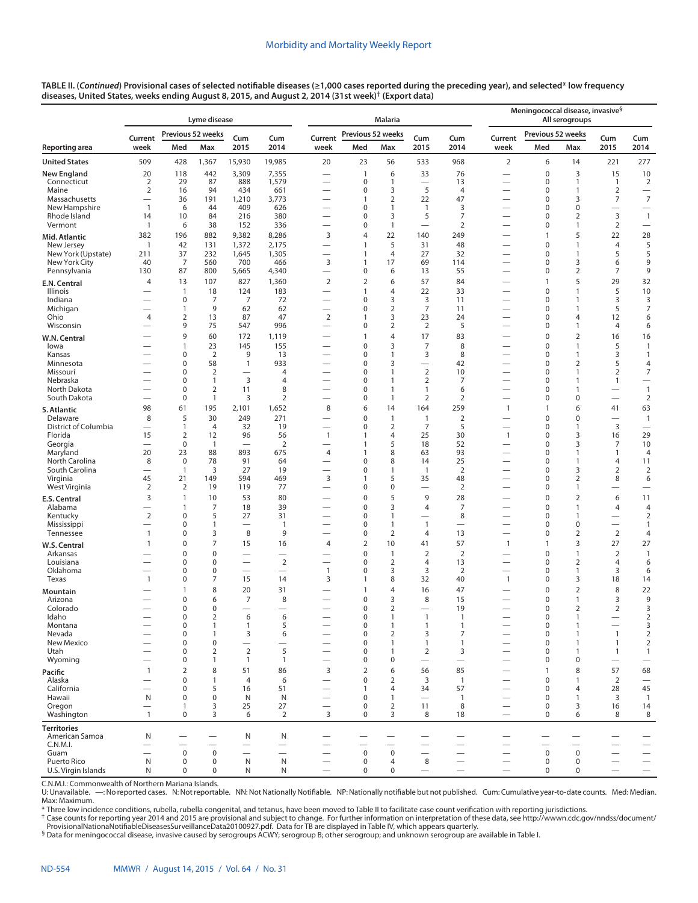**TABLE II. (*Continued*) Provisional cases of selected notifiable diseases (≥1,000 cases reported during the preceding year), and selected* low frequency diseases, United States, weeks ending August 8, 2015, and August 2, 2014 (31st week)† (Export data)**

| Reporting area | Lyme disease | | | | | Malaria | | | | | Meningococcal disease, invasive§ All serogroups | | | | |
|---|---|---|---|---|---|---|---|---|---|---|---|---|---|---|---|
| | Current week | Previous 52 weeks Med | Previous 52 weeks Max | Cum 2015 | Cum 2014 | Current week | Previous 52 weeks Med | Previous 52 weeks Max | Cum 2015 | Cum 2014 | Current week | Previous 52 weeks Med | Previous 52 weeks Max | Cum 2015 | Cum 2014 |
| **United States** | 509 | 428 | 1,367 | 15,930 | 19,985 | 20 | 23 | 56 | 533 | 968 | 2 | 6 | 14 | 221 | 277 |
| **New England** | 20 | 118 | 442 | 3,309 | 7,355 | — | 1 | 6 | 33 | 76 | — | 0 | 3 | 15 | 10 |
| Connecticut | 2 | 29 | 87 | 888 | 1,579 | — | 0 | 1 | — | 13 | — | 0 | 1 | 1 | 2 |
| Maine | 2 | 16 | 94 | 434 | 661 | — | 0 | 3 | 5 | 4 | — | 0 | 1 | 2 | — |
| Massachusetts | — | 36 | 191 | 1,210 | 3,773 | — | 1 | 2 | 22 | 47 | — | 0 | 3 | 7 | 7 |
| New Hampshire | 1 | 6 | 44 | 409 | 626 | — | 0 | 1 | 1 | 3 | — | 0 | 0 | — | — |
| Rhode Island | 14 | 10 | 84 | 216 | 380 | — | 0 | 3 | 5 | 7 | — | 0 | 2 | 3 | 1 |
| Vermont | 1 | 6 | 38 | 152 | 336 | — | 0 | 1 | — | 2 | — | 0 | 1 | 2 | — |
| **Mid. Atlantic** | 382 | 196 | 882 | 9,382 | 8,286 | 3 | 4 | 22 | 140 | 249 | — | 1 | 5 | 22 | 28 |
| New Jersey | 1 | 42 | 131 | 1,372 | 2,175 | — | 1 | 5 | 31 | 48 | — | 0 | 1 | 4 | 5 |
| New York (Upstate) | 211 | 37 | 232 | 1,645 | 1,305 | — | 1 | 4 | 27 | 32 | — | 0 | 1 | 5 | 5 |
| New York City | 40 | 7 | 560 | 700 | 466 | 3 | 1 | 17 | 69 | 114 | — | 0 | 3 | 6 | 9 |
| Pennsylvania | 130 | 87 | 800 | 5,665 | 4,340 | — | 0 | 6 | 13 | 55 | — | 0 | 2 | 7 | 9 |
| **E.N. Central** | 4 | 13 | 107 | 827 | 1,360 | 2 | 2 | 6 | 57 | 84 | — | 1 | 5 | 29 | 32 |
| Illinois | — | 1 | 18 | 124 | 183 | — | 1 | 4 | 22 | 33 | — | 0 | 1 | 5 | 10 |
| Indiana | — | 0 | 7 | 7 | 72 | — | 0 | 3 | 3 | 11 | — | 0 | 1 | 3 | 3 |
| Michigan | — | 1 | 9 | 62 | 62 | — | 0 | 2 | 7 | 11 | — | 0 | 1 | 5 | 7 |
| Ohio | 4 | 2 | 13 | 87 | 47 | 2 | 1 | 3 | 23 | 24 | — | 0 | 4 | 12 | 6 |
| Wisconsin | — | 9 | 75 | 547 | 996 | — | 0 | 2 | 2 | 5 | — | 0 | 1 | 4 | 6 |
| **W.N. Central** | — | 9 | 60 | 172 | 1,119 | — | 1 | 4 | 17 | 83 | — | 0 | 2 | 16 | 16 |
| Iowa | — | 1 | 23 | 145 | 155 | — | 0 | 3 | 7 | 8 | — | 0 | 1 | 5 | 1 |
| Kansas | — | 0 | 2 | 9 | 13 | — | 0 | 1 | 3 | 8 | — | 0 | 1 | 3 | 1 |
| Minnesota | — | 0 | 58 | 1 | 933 | — | 0 | 3 | — | 42 | — | 0 | 2 | 5 | 4 |
| Missouri | — | 0 | 2 | — | 4 | — | 0 | 1 | 2 | 10 | — | 0 | 1 | 2 | 7 |
| Nebraska | — | 0 | 1 | 3 | 4 | — | 0 | 1 | 2 | 7 | — | 0 | 1 | 1 | — |
| North Dakota | — | 0 | 2 | 11 | 8 | — | 0 | 1 | 1 | 6 | — | 0 | 1 | — | 1 |
| South Dakota | — | 0 | 1 | 3 | 2 | — | 0 | 1 | 2 | 2 | — | 0 | 0 | — | 2 |
| **S. Atlantic** | 98 | 61 | 195 | 2,101 | 1,652 | 8 | 6 | 14 | 164 | 259 | 1 | 1 | 6 | 41 | 63 |
| Delaware | 8 | 5 | 30 | 249 | 271 | — | 0 | 1 | 1 | 2 | — | 0 | 0 | — | 1 |
| District of Columbia | — | 1 | 4 | 32 | 19 | — | 0 | 2 | 7 | 5 | — | 0 | 1 | 3 | — |
| Florida | 15 | 2 | 12 | 96 | 56 | 1 | 1 | 4 | 25 | 30 | 1 | 0 | 3 | 16 | 29 |
| Georgia | — | 0 | 1 | — | 2 | — | 1 | 5 | 18 | 52 | — | 0 | 3 | 7 | 10 |
| Maryland | 20 | 23 | 88 | 893 | 675 | 4 | 1 | 8 | 63 | 93 | — | 0 | 1 | 1 | 4 |
| North Carolina | 8 | 0 | 78 | 91 | 64 | — | 0 | 8 | 14 | 25 | — | 0 | 1 | 4 | 11 |
| South Carolina | — | 1 | 3 | 27 | 19 | — | 0 | 1 | 1 | 2 | — | 0 | 3 | 2 | 2 |
| Virginia | 45 | 21 | 149 | 594 | 469 | 3 | 1 | 5 | 35 | 48 | — | 0 | 2 | 8 | 6 |
| West Virginia | 2 | 2 | 19 | 119 | 77 | — | 0 | 0 | — | 2 | — | 0 | 1 | — | — |
| **E.S. Central** | 3 | 1 | 10 | 53 | 80 | — | 0 | 5 | 9 | 28 | — | 0 | 2 | 6 | 11 |
| Alabama | — | 1 | 7 | 18 | 39 | — | 0 | 3 | 4 | 7 | — | 0 | 1 | 4 | 4 |
| Kentucky | 2 | 0 | 5 | 27 | 31 | — | 0 | 1 | — | 8 | — | 0 | 1 | — | 2 |
| Mississippi | — | 0 | 1 | — | 1 | — | 0 | 1 | 1 | — | — | 0 | 0 | — | 1 |
| Tennessee | 1 | 0 | 3 | 8 | 9 | — | 0 | 2 | 4 | 13 | — | 0 | 2 | 2 | 4 |
| **W.S. Central** | 1 | 0 | 7 | 15 | 16 | 4 | 2 | 10 | 41 | 57 | 1 | 1 | 3 | 27 | 27 |
| Arkansas | — | 0 | 0 | — | — | — | 0 | 1 | 2 | 2 | — | 0 | 1 | 2 | 1 |
| Louisiana | — | 0 | 0 | — | 2 | — | 0 | 2 | 4 | 13 | — | 0 | 2 | 4 | 6 |
| Oklahoma | — | 0 | 0 | — | — | 1 | 0 | 3 | 3 | 2 | — | 0 | 1 | 3 | 6 |
| Texas | 1 | 0 | 7 | 15 | 14 | 3 | 1 | 8 | 32 | 40 | 1 | 0 | 3 | 18 | 14 |
| **Mountain** | — | 1 | 8 | 20 | 31 | — | 1 | 4 | 16 | 47 | — | 0 | 2 | 8 | 22 |
| Arizona | — | 0 | 6 | 7 | 8 | — | 0 | 3 | 8 | 15 | — | 0 | 1 | 3 | 9 |
| Colorado | — | 0 | 0 | — | — | — | 0 | 2 | — | 19 | — | 0 | 2 | 2 | 3 |
| Idaho | — | 0 | 2 | 6 | 6 | — | 0 | 1 | 1 | 1 | — | 0 | 1 | — | 2 |
| Montana | — | 0 | 1 | 1 | 5 | — | 0 | 1 | 1 | 1 | — | 0 | 1 | — | 3 |
| Nevada | — | 0 | 1 | 3 | 6 | — | 0 | 2 | 3 | 7 | — | 0 | 1 | 1 | 2 |
| New Mexico | — | 0 | 0 | — | — | — | 0 | 1 | 1 | 1 | — | 0 | 1 | 1 | 2 |
| Utah | — | 0 | 2 | 2 | 5 | — | 0 | 1 | 2 | 3 | — | 0 | 1 | 1 | 1 |
| Wyoming | — | 0 | 1 | 1 | 1 | — | 0 | 0 | — | — | — | 0 | 0 | — | — |
| **Pacific** | 1 | 2 | 8 | 51 | 86 | 3 | 2 | 6 | 56 | 85 | — | 1 | 8 | 57 | 68 |
| Alaska | — | 0 | 1 | 4 | 6 | — | 0 | 2 | 3 | 1 | — | 0 | 1 | 2 | — |
| California | — | 0 | 5 | 16 | 51 | — | 1 | 4 | 34 | 57 | — | 0 | 4 | 28 | 45 |
| Hawaii | N | 0 | 0 | N | N | — | 0 | 1 | — | 1 | — | 0 | 1 | 3 | 1 |
| Oregon | — | 1 | 3 | 25 | 27 | — | 0 | 2 | 11 | 8 | — | 0 | 3 | 16 | 14 |
| Washington | 1 | 0 | 3 | 6 | 2 | 3 | 0 | 3 | 8 | 18 | — | 0 | 6 | 8 | 8 |
| **Territories** | | | | | | | | | | | | | | | |
| American Samoa | N | — | — | N | N | — | — | — | — | — | — | — | — | — | — |
| C.N.M.I. | — | — | — | — | — | — | — | — | — | — | — | — | — | — | — |
| Guam | — | 0 | 0 | — | — | — | 0 | 0 | — | — | — | 0 | 0 | — | — |
| Puerto Rico | N | 0 | 0 | N | N | — | 0 | 4 | 8 | — | — | 0 | 0 | — | — |
| U.S. Virgin Islands | N | 0 | 0 | N | N | — | 0 | 0 | — | — | — | 0 | 0 | — | — |

C.N.M.I.: Commonwealth of Northern Mariana Islands.

U: Unavailable. —: No reported cases. N: Not reportable. NN: Not Nationally Notifiable. NP: Nationally notifiable but not published. Cum: Cumulative year-to-date counts. Med: Median. Max: Maximum.

\* Three low incidence conditions, rubella, rubella congenital, and tetanus, have been moved to Table II to facilitate case count verification with reporting jurisdictions.

† Case counts for reporting year 2014 and 2015 are provisional and subject to change. For further information on interpretation of these data, see http://wwwn.cdc.gov/nndss/document/ProvisionalNationaNotifiableDiseasesSurveillanceData20100927.pdf. Data for TB are displayed in Table IV, which appears quarterly.

§ Data for meningococcal disease, invasive caused by serogroups ACWY; serogroup B; other serogroup; and unknown serogroup are available in Table I.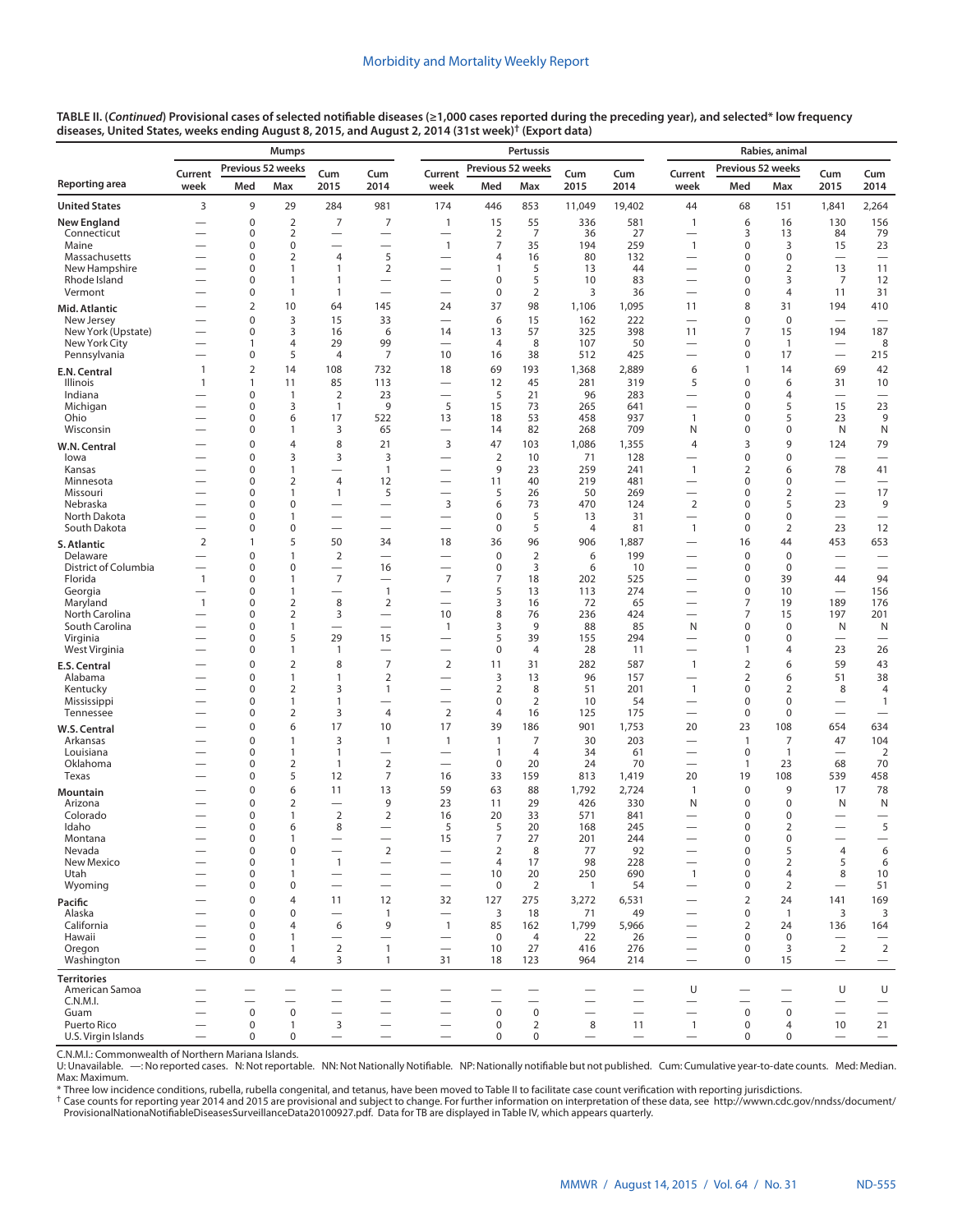**TABLE II. (*Continued*) Provisional cases of selected notifiable diseases (≥1,000 cases reported during the preceding year), and selected* low frequency diseases, United States, weeks ending August 8, 2015, and August 2, 2014 (31st week)† (Export data)**

| Reporting area | Mumps | | | | | Pertussis | | | | | Rabies, animal | | | | |
|---|---|---|---|---|---|---|---|---|---|---|---|---|---|---|---|
| | Current week | Previous 52 weeks Med | Previous 52 weeks Max | Cum 2015 | Cum 2014 | Current week | Previous 52 weeks Med | Previous 52 weeks Max | Cum 2015 | Cum 2014 | Current week | Previous 52 weeks Med | Previous 52 weeks Max | Cum 2015 | Cum 2014 |
| **United States** | 3 | 9 | 29 | 284 | 981 | 174 | 446 | 853 | 11,049 | 19,402 | 44 | 68 | 151 | 1,841 | 2,264 |
| **New England** | — | 0 | 2 | 7 | 7 | 1 | 15 | 55 | 336 | 581 | 1 | 6 | 16 | 130 | 156 |
| Connecticut | — | 0 | 2 | — | — | — | 2 | 7 | 36 | 27 | — | 3 | 13 | 84 | 79 |
| Maine | — | 0 | 0 | — | — | 1 | 7 | 35 | 194 | 259 | 1 | 0 | 3 | 15 | 23 |
| Massachusetts | — | 0 | 2 | 4 | 5 | — | 4 | 16 | 80 | 132 | — | 0 | 0 | — | — |
| New Hampshire | — | 0 | 1 | 1 | 2 | — | 1 | 5 | 13 | 44 | — | 0 | 2 | 13 | 11 |
| Rhode Island | — | 0 | 1 | 1 | — | — | 0 | 5 | 10 | 83 | — | 0 | 3 | 7 | 12 |
| Vermont | — | 0 | 1 | 1 | — | — | 0 | 2 | 3 | 36 | — | 0 | 4 | 11 | 31 |
| **Mid. Atlantic** | — | 2 | 10 | 64 | 145 | 24 | 37 | 98 | 1,106 | 1,095 | 11 | 8 | 31 | 194 | 410 |
| New Jersey | — | 0 | 3 | 15 | 33 | — | 6 | 15 | 162 | 222 | — | 0 | 0 | — | — |
| New York (Upstate) | — | 0 | 3 | 16 | 6 | 14 | 13 | 57 | 325 | 398 | 11 | 7 | 15 | 194 | 187 |
| New York City | — | 1 | 4 | 29 | 99 | — | 4 | 8 | 107 | 50 | — | 0 | 1 | — | 8 |
| Pennsylvania | — | 0 | 5 | 4 | 7 | 10 | 16 | 38 | 512 | 425 | — | 0 | 17 | — | 215 |
| **E.N. Central** | 1 | 2 | 14 | 108 | 732 | 18 | 69 | 193 | 1,368 | 2,889 | 6 | 1 | 14 | 69 | 42 |
| Illinois | 1 | 1 | 11 | 85 | 113 | — | 12 | 45 | 281 | 319 | 5 | 0 | 6 | 31 | 10 |
| Indiana | — | 0 | 1 | 2 | 23 | — | 5 | 21 | 96 | 283 | — | 0 | 4 | — | — |
| Michigan | — | 0 | 3 | 1 | 9 | 5 | 15 | 73 | 265 | 641 | — | 0 | 5 | 15 | 23 |
| Ohio | — | 0 | 6 | 17 | 522 | 13 | 18 | 53 | 458 | 937 | 1 | 0 | 5 | 23 | 9 |
| Wisconsin | — | 0 | 1 | 3 | 65 | — | 14 | 82 | 268 | 709 | N | 0 | 0 | N | N |
| **W.N. Central** | — | 0 | 4 | 8 | 21 | 3 | 47 | 103 | 1,086 | 1,355 | 4 | 3 | 9 | 124 | 79 |
| Iowa | — | 0 | 3 | 3 | 3 | — | 2 | 10 | 71 | 128 | — | 0 | 0 | — | — |
| Kansas | — | 0 | 1 | — | 1 | — | 9 | 23 | 259 | 241 | 1 | 2 | 6 | 78 | 41 |
| Minnesota | — | 0 | 2 | 4 | 12 | — | 11 | 40 | 219 | 481 | — | 0 | 0 | — | — |
| Missouri | — | 0 | 1 | 1 | 5 | — | 5 | 26 | 50 | 269 | — | 0 | 2 | — | 17 |
| Nebraska | — | 0 | 0 | — | — | 3 | 6 | 73 | 470 | 124 | 2 | 0 | 5 | 23 | 9 |
| North Dakota | — | 0 | 1 | — | — | — | 0 | 5 | 13 | 31 | — | 0 | 0 | — | — |
| South Dakota | — | 0 | 0 | — | — | — | 0 | 5 | 4 | 81 | 1 | 0 | 2 | 23 | 12 |
| **S. Atlantic** | 2 | 1 | 5 | 50 | 34 | 18 | 36 | 96 | 906 | 1,887 | — | 16 | 44 | 453 | 653 |
| Delaware | — | 0 | 1 | 2 | — | — | 0 | 2 | 6 | 199 | — | 0 | 0 | — | — |
| District of Columbia | — | 0 | 0 | — | 16 | — | 0 | 3 | 6 | 10 | — | 0 | 0 | — | — |
| Florida | 1 | 0 | 1 | 7 | — | 7 | 7 | 18 | 202 | 525 | — | 0 | 39 | 44 | 94 |
| Georgia | — | 0 | 1 | — | 1 | — | 5 | 13 | 113 | 274 | — | 0 | 10 | — | 156 |
| Maryland | 1 | 0 | 2 | 8 | 2 | — | 3 | 16 | 72 | 65 | — | 7 | 19 | 189 | 176 |
| North Carolina | — | 0 | 2 | 3 | — | 10 | 8 | 76 | 236 | 424 | — | 7 | 15 | 197 | 201 |
| South Carolina | — | 0 | 1 | — | — | 1 | 3 | 9 | 88 | 85 | N | 0 | 0 | N | N |
| Virginia | — | 0 | 5 | 29 | 15 | — | 5 | 39 | 155 | 294 | — | 0 | 0 | — | — |
| West Virginia | — | 0 | 1 | 1 | — | — | 0 | 4 | 28 | 11 | — | 1 | 4 | 23 | 26 |
| **E.S. Central** | — | 0 | 2 | 8 | 7 | 2 | 11 | 31 | 282 | 587 | 1 | 2 | 6 | 59 | 43 |
| Alabama | — | 0 | 1 | 1 | 2 | — | 3 | 13 | 96 | 157 | — | 2 | 6 | 51 | 38 |
| Kentucky | — | 0 | 2 | 3 | 1 | — | 2 | 8 | 51 | 201 | 1 | 0 | 2 | 8 | 4 |
| Mississippi | — | 0 | 1 | 1 | — | — | 0 | 2 | 10 | 54 | — | 0 | 0 | — | 1 |
| Tennessee | — | 0 | 2 | 3 | 4 | 2 | 4 | 16 | 125 | 175 | — | 0 | 0 | — | — |
| **W.S. Central** | — | 0 | 6 | 17 | 10 | 17 | 39 | 186 | 901 | 1,753 | 20 | 23 | 108 | 654 | 634 |
| Arkansas | — | 0 | 1 | 3 | 1 | 1 | 1 | 7 | 30 | 203 | — | 1 | 7 | 47 | 104 |
| Louisiana | — | 0 | 1 | 1 | — | — | 1 | 4 | 34 | 61 | — | 0 | 1 | — | 2 |
| Oklahoma | — | 0 | 2 | 1 | 2 | — | 0 | 20 | 24 | 70 | — | 1 | 23 | 68 | 70 |
| Texas | — | 0 | 5 | 12 | 7 | 16 | 33 | 159 | 813 | 1,419 | 20 | 19 | 108 | 539 | 458 |
| **Mountain** | — | 0 | 6 | 11 | 13 | 59 | 63 | 88 | 1,792 | 2,724 | 1 | 0 | 9 | 17 | 78 |
| Arizona | — | 0 | 2 | — | 9 | 23 | 11 | 29 | 426 | 330 | N | 0 | 0 | N | N |
| Colorado | — | 0 | 1 | 2 | 2 | 16 | 20 | 33 | 571 | 841 | — | 0 | 0 | — | — |
| Idaho | — | 0 | 6 | 8 | — | 5 | 5 | 20 | 168 | 245 | — | 0 | 2 | — | 5 |
| Montana | — | 0 | 1 | — | — | 15 | 7 | 27 | 201 | 244 | — | 0 | 0 | — | — |
| Nevada | — | 0 | 0 | — | 2 | — | 2 | 8 | 77 | 92 | — | 0 | 5 | 4 | 6 |
| New Mexico | — | 0 | 1 | 1 | — | — | 4 | 17 | 98 | 228 | — | 0 | 2 | 5 | 6 |
| Utah | — | 0 | 1 | — | — | — | 10 | 20 | 250 | 690 | 1 | 0 | 4 | 8 | 10 |
| Wyoming | — | 0 | 0 | — | — | — | 0 | 2 | 1 | 54 | — | 0 | 2 | — | 51 |
| **Pacific** | — | 0 | 4 | 11 | 12 | 32 | 127 | 275 | 3,272 | 6,531 | — | 2 | 24 | 141 | 169 |
| Alaska | — | 0 | 0 | — | 1 | — | 3 | 18 | 71 | 49 | — | 0 | 1 | 3 | 3 |
| California | — | 0 | 4 | 6 | 9 | 1 | 85 | 162 | 1,799 | 5,966 | — | 2 | 24 | 136 | 164 |
| Hawaii | — | 0 | 1 | — | — | — | 0 | 4 | 22 | 26 | — | 0 | 0 | — | — |
| Oregon | — | 0 | 1 | 2 | 1 | — | 10 | 27 | 416 | 276 | — | 0 | 3 | 2 | 2 |
| Washington | — | 0 | 4 | 3 | 1 | 31 | 18 | 123 | 964 | 214 | — | 0 | 15 | — | — |
| **Territories** | | | | | | | | | | | | | | | |
| American Samoa | — | — | — | — | — | — | — | — | — | — | U | — | — | U | U |
| C.N.M.I. | — | — | — | — | — | — | — | — | — | — | — | — | — | — | — |
| Guam | — | 0 | 0 | — | — | — | 0 | 0 | — | — | — | 0 | 0 | — | — |
| Puerto Rico | — | 0 | 1 | 3 | — | — | 0 | 2 | 8 | 11 | 1 | 0 | 4 | 10 | 21 |
| U.S. Virgin Islands | — | 0 | 0 | — | — | — | 0 | 0 | — | — | — | 0 | 0 | — | — |

C.N.M.I.: Commonwealth of Northern Mariana Islands.
U: Unavailable. —: No reported cases. N: Not reportable. NN: Not Nationally Notifiable. NP: Nationally notifiable but not published. Cum: Cumulative year-to-date counts. Med: Median. Max: Maximum.

\* Three low incidence conditions, rubella, rubella congenital, and tetanus, have been moved to Table II to facilitate case count verification with reporting jurisdictions.
† Case counts for reporting year 2014 and 2015 are provisional and subject to change. For further information on interpretation of these data, see http://wwwn.cdc.gov/nndss/document/ProvisionalNationaNotifiableDiseasesSurveillanceData20100927.pdf. Data for TB are displayed in Table IV, which appears quarterly.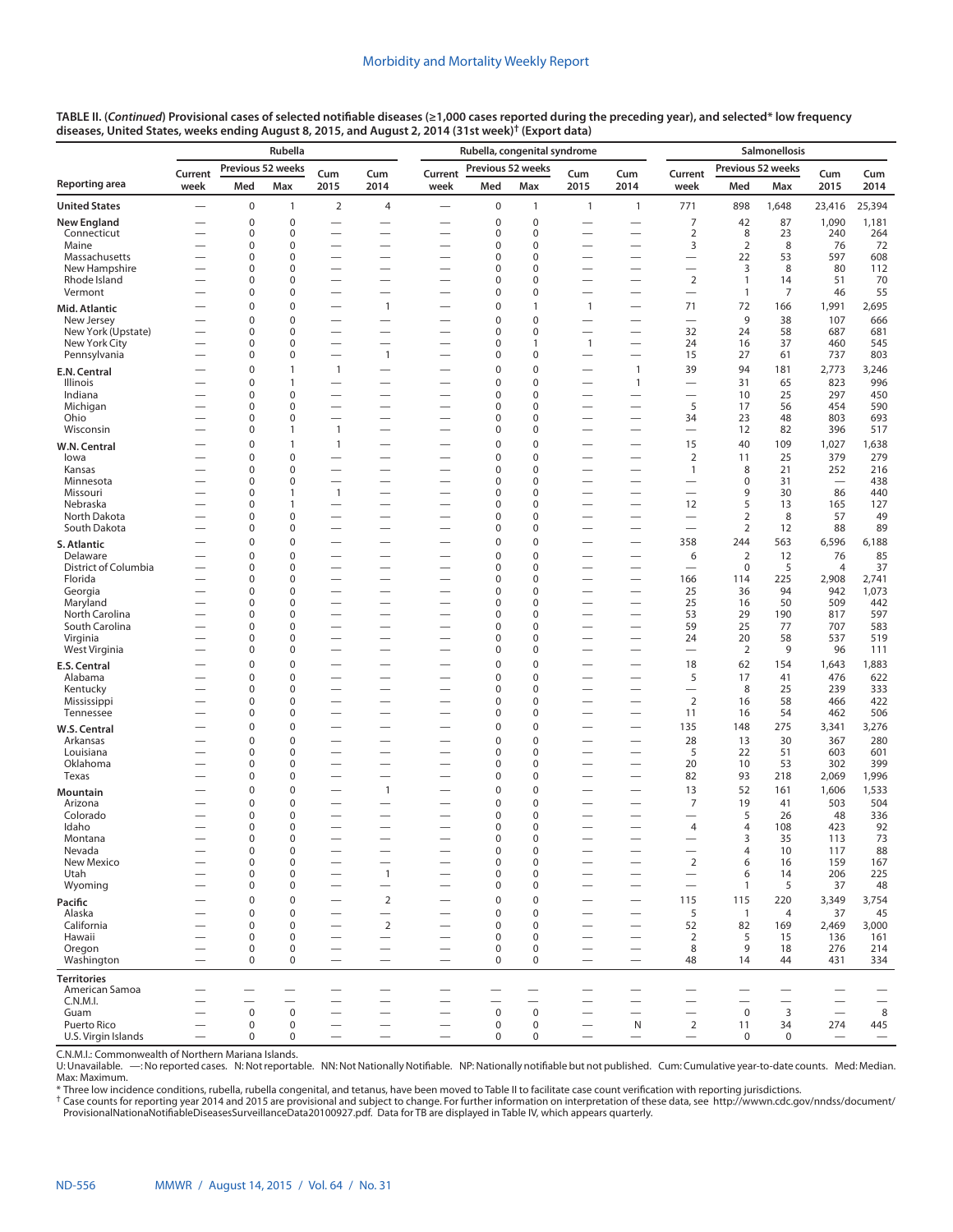**TABLE II. (*Continued*) Provisional cases of selected notifiable diseases (≥1,000 cases reported during the preceding year), and selected* low frequency diseases, United States, weeks ending August 8, 2015, and August 2, 2014 (31st week)† (Export data)**

| Reporting area | Rubella | | | | | Rubella, congenital syndrome | | | | | Salmonellosis | | | | |
|---|---|---|---|---|---|---|---|---|---|---|---|---|---|---|---|
| | Current week | Previous 52 weeks Med | Previous 52 weeks Max | Cum 2015 | Cum 2014 | Current week | Previous 52 weeks Med | Previous 52 weeks Max | Cum 2015 | Cum 2014 | Current week | Previous 52 weeks Med | Previous 52 weeks Max | Cum 2015 | Cum 2014 |
| **United States** | — | 0 | 1 | 2 | 4 | — | 0 | 1 | 1 | 1 | 771 | 898 | 1,648 | 23,416 | 25,394 |
| **New England** | — | 0 | 0 | — | — | — | 0 | 0 | — | — | 7 | 42 | 87 | 1,090 | 1,181 |
| Connecticut | — | 0 | 0 | — | — | — | 0 | 0 | — | — | 2 | 8 | 23 | 240 | 264 |
| Maine | — | 0 | 0 | — | — | — | 0 | 0 | — | — | 3 | 2 | 8 | 76 | 72 |
| Massachusetts | — | 0 | 0 | — | — | — | 0 | 0 | — | — | — | 22 | 53 | 597 | 608 |
| New Hampshire | — | 0 | 0 | — | — | — | 0 | 0 | — | — | — | 3 | 8 | 80 | 112 |
| Rhode Island | — | 0 | 0 | — | — | — | 0 | 0 | — | — | 2 | 1 | 14 | 51 | 70 |
| Vermont | — | 0 | 0 | — | — | — | 0 | 0 | — | — | — | 1 | 7 | 46 | 55 |
| **Mid. Atlantic** | — | 0 | 0 | — | 1 | — | 0 | 1 | 1 | — | 71 | 72 | 166 | 1,991 | 2,695 |
| New Jersey | — | 0 | 0 | — | — | — | 0 | 0 | — | — | — | 9 | 38 | 107 | 666 |
| New York (Upstate) | — | 0 | 0 | — | — | — | 0 | 0 | — | — | 32 | 24 | 58 | 687 | 681 |
| New York City | — | 0 | 0 | — | — | — | 0 | 1 | 1 | — | 24 | 16 | 37 | 460 | 545 |
| Pennsylvania | — | 0 | 0 | — | 1 | — | 0 | 0 | — | — | 15 | 27 | 61 | 737 | 803 |
| **E.N. Central** | — | 0 | 1 | 1 | — | — | 0 | 0 | — | 1 | 39 | 94 | 181 | 2,773 | 3,246 |
| Illinois | — | 0 | 1 | — | — | — | 0 | 0 | — | 1 | — | 31 | 65 | 823 | 996 |
| Indiana | — | 0 | 0 | — | — | — | 0 | 0 | — | — | — | 10 | 25 | 297 | 450 |
| Michigan | — | 0 | 0 | — | — | — | 0 | 0 | — | — | 5 | 17 | 56 | 454 | 590 |
| Ohio | — | 0 | 0 | — | — | — | 0 | 0 | — | — | 34 | 23 | 48 | 803 | 693 |
| Wisconsin | — | 0 | 1 | 1 | — | — | 0 | 0 | — | — | — | 12 | 82 | 396 | 517 |
| **W.N. Central** | — | 0 | 1 | 1 | — | — | 0 | 0 | — | — | 15 | 40 | 109 | 1,027 | 1,638 |
| Iowa | — | 0 | 0 | — | — | — | 0 | 0 | — | — | 2 | 11 | 25 | 379 | 279 |
| Kansas | — | 0 | 0 | — | — | — | 0 | 0 | — | — | 1 | 8 | 21 | 252 | 216 |
| Minnesota | — | 0 | 0 | — | — | — | 0 | 0 | — | — | — | 0 | 31 | — | 438 |
| Missouri | — | 0 | 1 | 1 | — | — | 0 | 0 | — | — | — | 9 | 30 | 86 | 440 |
| Nebraska | — | 0 | 1 | — | — | — | 0 | 0 | — | — | 12 | 5 | 13 | 165 | 127 |
| North Dakota | — | 0 | 0 | — | — | — | 0 | 0 | — | — | — | 2 | 8 | 57 | 49 |
| South Dakota | — | 0 | 0 | — | — | — | 0 | 0 | — | — | — | 2 | 12 | 88 | 89 |
| **S. Atlantic** | — | 0 | 0 | — | — | — | 0 | 0 | — | — | 358 | 244 | 563 | 6,596 | 6,188 |
| Delaware | — | 0 | 0 | — | — | — | 0 | 0 | — | — | 6 | 2 | 12 | 76 | 85 |
| District of Columbia | — | 0 | 0 | — | — | — | 0 | 0 | — | — | — | 0 | 5 | 4 | 37 |
| Florida | — | 0 | 0 | — | — | — | 0 | 0 | — | — | 166 | 114 | 225 | 2,908 | 2,741 |
| Georgia | — | 0 | 0 | — | — | — | 0 | 0 | — | — | 25 | 36 | 94 | 942 | 1,073 |
| Maryland | — | 0 | 0 | — | — | — | 0 | 0 | — | — | 25 | 16 | 50 | 509 | 442 |
| North Carolina | — | 0 | 0 | — | — | — | 0 | 0 | — | — | 53 | 29 | 190 | 817 | 597 |
| South Carolina | — | 0 | 0 | — | — | — | 0 | 0 | — | — | 59 | 25 | 77 | 707 | 583 |
| Virginia | — | 0 | 0 | — | — | — | 0 | 0 | — | — | 24 | 20 | 58 | 537 | 519 |
| West Virginia | — | 0 | 0 | — | — | — | 0 | 0 | — | — | — | 2 | 9 | 96 | 111 |
| **E.S. Central** | — | 0 | 0 | — | — | — | 0 | 0 | — | — | 18 | 62 | 154 | 1,643 | 1,883 |
| Alabama | — | 0 | 0 | — | — | — | 0 | 0 | — | — | 5 | 17 | 41 | 476 | 622 |
| Kentucky | — | 0 | 0 | — | — | — | 0 | 0 | — | — | — | 8 | 25 | 239 | 333 |
| Mississippi | — | 0 | 0 | — | — | — | 0 | 0 | — | — | 2 | 16 | 58 | 466 | 422 |
| Tennessee | — | 0 | 0 | — | — | — | 0 | 0 | — | — | 11 | 16 | 54 | 462 | 506 |
| **W.S. Central** | — | 0 | 0 | — | — | — | 0 | 0 | — | — | 135 | 148 | 275 | 3,341 | 3,276 |
| Arkansas | — | 0 | 0 | — | — | — | 0 | 0 | — | — | 28 | 13 | 30 | 367 | 280 |
| Louisiana | — | 0 | 0 | — | — | — | 0 | 0 | — | — | 5 | 22 | 51 | 603 | 601 |
| Oklahoma | — | 0 | 0 | — | — | — | 0 | 0 | — | — | 20 | 10 | 53 | 302 | 399 |
| Texas | — | 0 | 0 | — | — | — | 0 | 0 | — | — | 82 | 93 | 218 | 2,069 | 1,996 |
| **Mountain** | — | 0 | 0 | — | 1 | — | 0 | 0 | — | — | 13 | 52 | 161 | 1,606 | 1,533 |
| Arizona | — | 0 | 0 | — | — | — | 0 | 0 | — | — | 7 | 19 | 41 | 503 | 504 |
| Colorado | — | 0 | 0 | — | — | — | 0 | 0 | — | — | — | 5 | 26 | 48 | 336 |
| Idaho | — | 0 | 0 | — | — | — | 0 | 0 | — | — | 4 | 4 | 108 | 423 | 92 |
| Montana | — | 0 | 0 | — | — | — | 0 | 0 | — | — | — | 3 | 35 | 113 | 73 |
| Nevada | — | 0 | 0 | — | — | — | 0 | 0 | — | — | — | 4 | 10 | 117 | 88 |
| New Mexico | — | 0 | 0 | — | — | — | 0 | 0 | — | — | 2 | 6 | 16 | 159 | 167 |
| Utah | — | 0 | 0 | — | 1 | — | 0 | 0 | — | — | — | 6 | 14 | 206 | 225 |
| Wyoming | — | 0 | 0 | — | — | — | 0 | 0 | — | — | — | 1 | 5 | 37 | 48 |
| **Pacific** | — | 0 | 0 | — | 2 | — | 0 | 0 | — | — | 115 | 115 | 220 | 3,349 | 3,754 |
| Alaska | — | 0 | 0 | — | — | — | 0 | 0 | — | — | 5 | 1 | 4 | 37 | 45 |
| California | — | 0 | 0 | — | 2 | — | 0 | 0 | — | — | 52 | 82 | 169 | 2,469 | 3,000 |
| Hawaii | — | 0 | 0 | — | — | — | 0 | 0 | — | — | 2 | 5 | 15 | 136 | 161 |
| Oregon | — | 0 | 0 | — | — | — | 0 | 0 | — | — | 8 | 9 | 18 | 276 | 214 |
| Washington | — | 0 | 0 | — | — | — | 0 | 0 | — | — | 48 | 14 | 44 | 431 | 334 |
| **Territories** | | | | | | | | | | | | | | | |
| American Samoa | — | — | — | — | — | — | — | — | — | — | — | — | — | — | — |
| C.N.M.I. | — | — | — | — | — | — | — | — | — | — | — | — | — | — | — |
| Guam | — | 0 | 0 | — | — | — | 0 | 0 | — | — | — | 0 | 3 | — | 8 |
| Puerto Rico | — | 0 | 0 | — | — | — | 0 | 0 | — | N | 2 | 11 | 34 | 274 | 445 |
| U.S. Virgin Islands | — | 0 | 0 | — | — | — | 0 | 0 | — | — | — | 0 | 0 | — | — |

C.N.M.I.: Commonwealth of Northern Mariana Islands.
U: Unavailable. —: No reported cases. N: Not reportable. NN: Not Nationally Notifiable. NP: Nationally notifiable but not published. Cum: Cumulative year-to-date counts. Med: Median. Max: Maximum.

\* Three low incidence conditions, rubella, rubella congenital, and tetanus, have been moved to Table II to facilitate case count verification with reporting jurisdictions.

† Case counts for reporting year 2014 and 2015 are provisional and subject to change. For further information on interpretation of these data, see http://wwwn.cdc.gov/nndss/document/ProvisionalNationaNotifiableDiseasesSurveillanceData20100927.pdf. Data for TB are displayed in Table IV, which appears quarterly.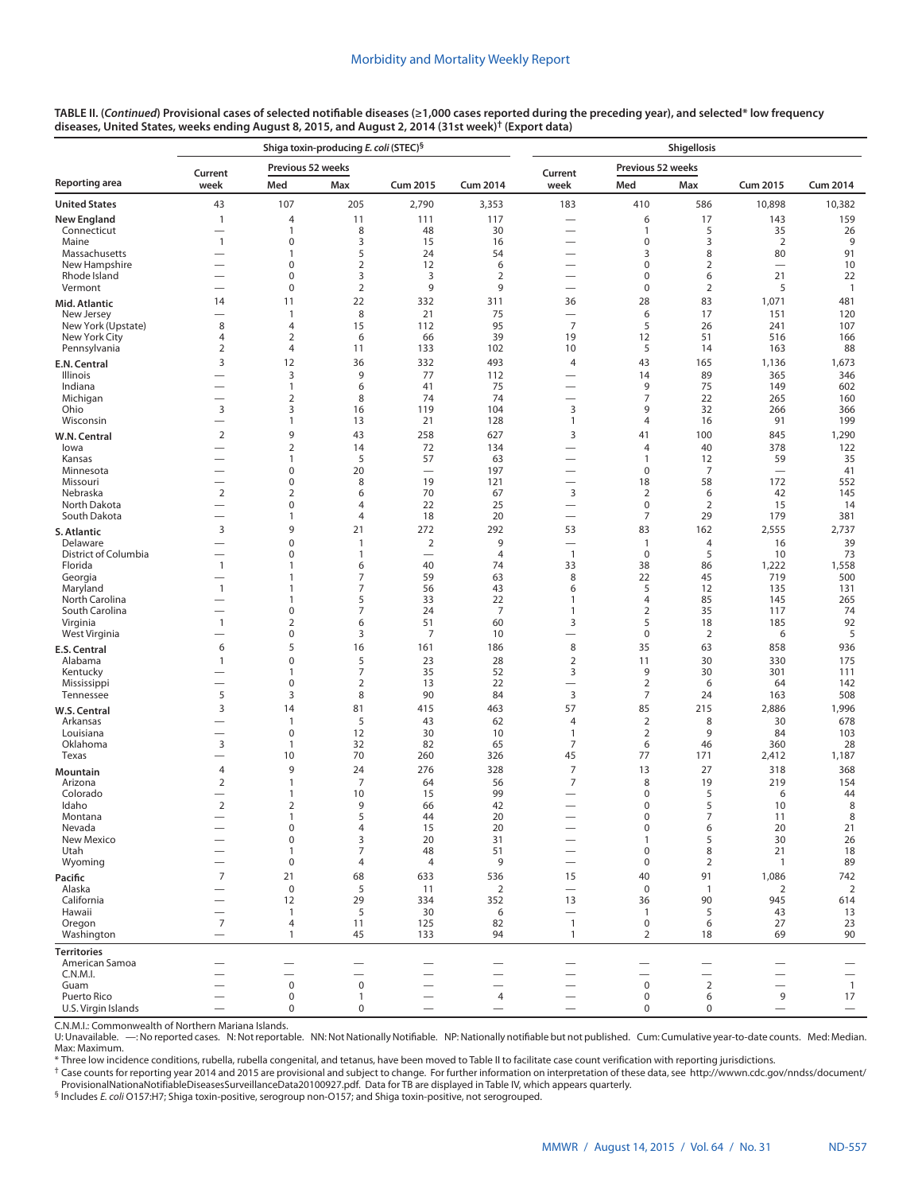**TABLE II. (*Continued*) Provisional cases of selected notifiable diseases (≥1,000 cases reported during the preceding year), and selected* low frequency diseases, United States, weeks ending August 8, 2015, and August 2, 2014 (31st week)† (Export data)**

| Reporting area | Shiga toxin-producing *E. coli* (STEC)§ | | | | | Shigellosis | | | | |
|---|---|---|---|---|---|---|---|---|---|---|
| | Current week | Previous 52 weeks | | Cum 2015 | Cum 2014 | Current week | Previous 52 weeks | | Cum 2015 | Cum 2014 |
| | | Med | Max | | | | Med | Max | | |
| **United States** | 43 | 107 | 205 | 2,790 | 3,353 | 183 | 410 | 586 | 10,898 | 10,382 |
| **New England** | 1 | 4 | 11 | 111 | 117 | — | 6 | 17 | 143 | 159 |
| Connecticut | — | 1 | 8 | 48 | 30 | — | 1 | 5 | 35 | 26 |
| Maine | 1 | 0 | 3 | 15 | 16 | — | 0 | 3 | 2 | 9 |
| Massachusetts | — | 1 | 5 | 24 | 54 | — | 3 | 8 | 80 | 91 |
| New Hampshire | — | 0 | 2 | 12 | 6 | — | 0 | 2 | — | 10 |
| Rhode Island | — | 0 | 3 | 3 | 2 | — | 0 | 6 | 21 | 22 |
| Vermont | — | 0 | 2 | 9 | 9 | — | 0 | 2 | 5 | 1 |
| **Mid. Atlantic** | 14 | 11 | 22 | 332 | 311 | 36 | 28 | 83 | 1,071 | 481 |
| New Jersey | — | 1 | 8 | 21 | 75 | — | 6 | 17 | 151 | 120 |
| New York (Upstate) | 8 | 4 | 15 | 112 | 95 | 7 | 5 | 26 | 241 | 107 |
| New York City | 4 | 2 | 6 | 66 | 39 | 19 | 12 | 51 | 516 | 166 |
| Pennsylvania | 2 | 4 | 11 | 133 | 102 | 10 | 5 | 14 | 163 | 88 |
| **E.N. Central** | 3 | 12 | 36 | 332 | 493 | 4 | 43 | 165 | 1,136 | 1,673 |
| Illinois | — | 3 | 9 | 77 | 112 | — | 14 | 89 | 365 | 346 |
| Indiana | — | 1 | 6 | 41 | 75 | — | 9 | 75 | 149 | 602 |
| Michigan | — | 2 | 8 | 74 | 74 | — | 7 | 22 | 265 | 160 |
| Ohio | 3 | 3 | 16 | 119 | 104 | 3 | 9 | 32 | 266 | 366 |
| Wisconsin | — | 1 | 13 | 21 | 128 | 1 | 4 | 16 | 91 | 199 |
| **W.N. Central** | 2 | 9 | 43 | 258 | 627 | 3 | 41 | 100 | 845 | 1,290 |
| Iowa | — | 2 | 14 | 72 | 134 | — | 4 | 40 | 378 | 122 |
| Kansas | — | 1 | 5 | 57 | 63 | — | 1 | 12 | 59 | 35 |
| Minnesota | — | 0 | 20 | — | 197 | — | 0 | 7 | — | 41 |
| Missouri | — | 0 | 8 | 19 | 121 | — | 18 | 58 | 172 | 552 |
| Nebraska | 2 | 2 | 6 | 70 | 67 | 3 | 2 | 6 | 42 | 145 |
| North Dakota | — | 0 | 4 | 22 | 25 | — | 0 | 2 | 15 | 14 |
| South Dakota | — | 1 | 4 | 18 | 20 | — | 7 | 29 | 179 | 381 |
| **S. Atlantic** | 3 | 9 | 21 | 272 | 292 | 53 | 83 | 162 | 2,555 | 2,737 |
| Delaware | — | 0 | 1 | 2 | 9 | — | 1 | 4 | 16 | 39 |
| District of Columbia | — | 0 | 1 | — | 4 | 1 | 0 | 5 | 10 | 73 |
| Florida | 1 | 1 | 6 | 40 | 74 | 33 | 38 | 86 | 1,222 | 1,558 |
| Georgia | — | 1 | 7 | 59 | 63 | 8 | 22 | 45 | 719 | 500 |
| Maryland | 1 | 1 | 7 | 56 | 43 | 6 | 5 | 12 | 135 | 131 |
| North Carolina | — | 1 | 5 | 33 | 22 | 1 | 4 | 85 | 145 | 265 |
| South Carolina | — | 0 | 7 | 24 | 7 | 1 | 2 | 35 | 117 | 74 |
| Virginia | 1 | 2 | 6 | 51 | 60 | 3 | 5 | 18 | 185 | 92 |
| West Virginia | — | 0 | 3 | 7 | 10 | — | 0 | 2 | 6 | 5 |
| **E.S. Central** | 6 | 5 | 16 | 161 | 186 | 8 | 35 | 63 | 858 | 936 |
| Alabama | 1 | 0 | 5 | 23 | 28 | 2 | 11 | 30 | 330 | 175 |
| Kentucky | — | 1 | 7 | 35 | 52 | 3 | 9 | 30 | 301 | 111 |
| Mississippi | — | 0 | 2 | 13 | 22 | — | 2 | 6 | 64 | 142 |
| Tennessee | 5 | 3 | 8 | 90 | 84 | 3 | 7 | 24 | 163 | 508 |
| **W.S. Central** | 3 | 14 | 81 | 415 | 463 | 57 | 85 | 215 | 2,886 | 1,996 |
| Arkansas | — | 1 | 5 | 43 | 62 | 4 | 2 | 8 | 30 | 678 |
| Louisiana | — | 0 | 12 | 30 | 10 | 1 | 2 | 9 | 84 | 103 |
| Oklahoma | 3 | 1 | 32 | 82 | 65 | 7 | 6 | 46 | 360 | 28 |
| Texas | — | 10 | 70 | 260 | 326 | 45 | 77 | 171 | 2,412 | 1,187 |
| **Mountain** | 4 | 9 | 24 | 276 | 328 | 7 | 13 | 27 | 318 | 368 |
| Arizona | 2 | 1 | 7 | 64 | 56 | 7 | 8 | 19 | 219 | 154 |
| Colorado | — | 1 | 10 | 15 | 99 | — | 0 | 5 | 6 | 44 |
| Idaho | 2 | 2 | 9 | 66 | 42 | — | 0 | 5 | 10 | 8 |
| Montana | — | 1 | 5 | 44 | 20 | — | 0 | 7 | 11 | 8 |
| Nevada | — | 0 | 4 | 15 | 20 | — | 0 | 6 | 20 | 21 |
| New Mexico | — | 0 | 3 | 20 | 31 | — | 1 | 5 | 30 | 26 |
| Utah | — | 1 | 7 | 48 | 51 | — | 0 | 8 | 21 | 18 |
| Wyoming | — | 0 | 4 | 4 | 9 | — | 0 | 2 | 1 | 89 |
| **Pacific** | 7 | 21 | 68 | 633 | 536 | 15 | 40 | 91 | 1,086 | 742 |
| Alaska | — | 0 | 5 | 11 | 2 | — | 0 | 1 | 2 | 2 |
| California | — | 12 | 29 | 334 | 352 | 13 | 36 | 90 | 945 | 614 |
| Hawaii | — | 1 | 5 | 30 | 6 | — | 1 | 5 | 43 | 13 |
| Oregon | 7 | 4 | 11 | 125 | 82 | 1 | 0 | 6 | 27 | 23 |
| Washington | — | 1 | 45 | 133 | 94 | 1 | 2 | 18 | 69 | 90 |
| **Territories** | | | | | | | | | | |
| American Samoa | — | — | — | — | — | — | — | — | — | — |
| C.N.M.I. | — | — | — | — | — | — | — | — | — | — |
| Guam | — | 0 | 0 | — | — | — | 0 | 2 | — | 1 |
| Puerto Rico | — | 0 | 1 | — | 4 | — | 0 | 6 | 9 | 17 |
| U.S. Virgin Islands | — | 0 | 0 | — | — | — | 0 | 0 | — | — |

C.N.M.I.: Commonwealth of Northern Mariana Islands.
U: Unavailable. —: No reported cases. N: Not reportable. NN: Not Nationally Notifiable. NP: Nationally notifiable but not published. Cum: Cumulative year-to-date counts. Med: Median. Max: Maximum.
\* Three low incidence conditions, rubella, rubella congenital, and tetanus, have been moved to Table II to facilitate case count verification with reporting jurisdictions.
† Case counts for reporting year 2014 and 2015 are provisional and subject to change. For further information on interpretation of these data, see http://wwwn.cdc.gov/nndss/document/ProvisionalNationaNotifiableDiseasesSurveillanceData20100927.pdf. Data for TB are displayed in Table IV, which appears quarterly.
§ Includes *E. coli* O157:H7; Shiga toxin-positive, serogroup non-O157; and Shiga toxin-positive, not serogrouped.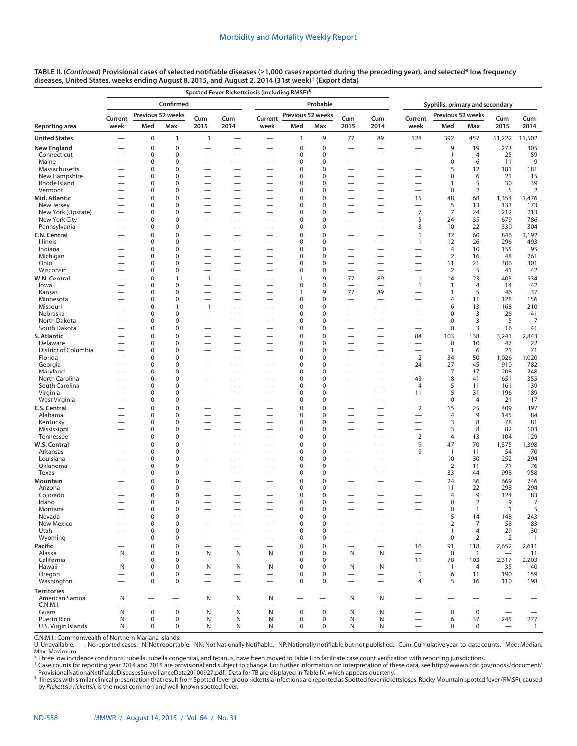**TABLE II. (*Continued*) Provisional cases of selected notifiable diseases (≥1,000 cases reported during the preceding year), and selected* low frequency diseases, United States, weeks ending August 8, 2015, and August 2, 2014 (31st week)† (Export data)**

| Reporting area | Spotted Fever Rickettsiosis (including RMSF)§ — Confirmed | | | | | Spotted Fever Rickettsiosis (including RMSF)§ — Probable | | | | | Syphilis, primary and secondary | | | | |
|---|---|---|---|---|---|---|---|---|---|---|---|---|---|---|---|
| | Current week | Previous 52 weeks Med | Previous 52 weeks Max | Cum 2015 | Cum 2014 | Current week | Previous 52 weeks Med | Previous 52 weeks Max | Cum 2015 | Cum 2014 | Current week | Previous 52 weeks Med | Previous 52 weeks Max | Cum 2015 | Cum 2014 |
| **United States** | — | 0 | 1 | 1 | — | — | 1 | 9 | 77 | 89 | 128 | 392 | 457 | 11,222 | 11,502 |
| **New England** | — | 0 | 0 | — | — | — | 0 | 0 | — | — | — | 9 | 19 | 273 | 305 |
| Connecticut | — | 0 | 0 | — | — | — | 0 | 0 | — | — | — | 1 | 4 | 25 | 59 |
| Maine | — | 0 | 0 | — | — | — | 0 | 0 | — | — | — | 0 | 6 | 11 | 9 |
| Massachusetts | — | 0 | 0 | — | — | — | 0 | 0 | — | — | — | 5 | 12 | 181 | 181 |
| New Hampshire | — | 0 | 0 | — | — | — | 0 | 0 | — | — | — | 0 | 6 | 21 | 15 |
| Rhode Island | — | 0 | 0 | — | — | — | 0 | 0 | — | — | — | 1 | 5 | 30 | 39 |
| Vermont | — | 0 | 0 | — | — | — | 0 | 0 | — | — | — | 0 | 2 | 5 | 2 |
| **Mid. Atlantic** | — | 0 | 0 | — | — | — | 0 | 0 | — | — | 15 | 48 | 68 | 1,354 | 1,476 |
| New Jersey | — | 0 | 0 | — | — | — | 0 | 0 | — | — | — | 5 | 13 | 133 | 173 |
| New York (Upstate) | — | 0 | 0 | — | — | — | 0 | 0 | — | — | 7 | 7 | 24 | 212 | 213 |
| New York City | — | 0 | 0 | — | — | — | 0 | 0 | — | — | 5 | 24 | 35 | 679 | 786 |
| Pennsylvania | — | 0 | 0 | — | — | — | 0 | 0 | — | — | 3 | 10 | 22 | 330 | 304 |
| **E.N. Central** | — | 0 | 0 | — | — | — | 0 | 0 | — | — | 1 | 32 | 60 | 846 | 1,192 |
| Illinois | — | 0 | 0 | — | — | — | 0 | 0 | — | — | 1 | 12 | 26 | 296 | 493 |
| Indiana | — | 0 | 0 | — | — | — | 0 | 0 | — | — | — | 4 | 10 | 155 | 95 |
| Michigan | — | 0 | 0 | — | — | — | 0 | 0 | — | — | — | 2 | 16 | 48 | 261 |
| Ohio | — | 0 | 0 | — | — | — | 0 | 0 | — | — | — | 11 | 21 | 306 | 301 |
| Wisconsin | — | 0 | 0 | — | — | — | 0 | 0 | — | — | — | 2 | 5 | 41 | 42 |
| **W.N. Central** | — | 0 | 1 | 1 | — | — | 1 | 9 | 77 | 89 | 1 | 14 | 23 | 403 | 534 |
| Iowa | — | 0 | 0 | — | — | — | 0 | 0 | — | — | 1 | 1 | 4 | 14 | 42 |
| Kansas | — | 0 | 0 | — | — | — | 1 | 9 | 77 | 89 | — | 1 | 5 | 46 | 37 |
| Minnesota | — | 0 | 0 | — | — | — | 0 | 0 | — | — | — | 4 | 11 | 128 | 156 |
| Missouri | — | 0 | 1 | 1 | — | — | 0 | 0 | — | — | — | 6 | 13 | 168 | 210 |
| Nebraska | — | 0 | 0 | — | — | — | 0 | 0 | — | — | — | 0 | 3 | 26 | 41 |
| North Dakota | — | 0 | 0 | — | — | — | 0 | 0 | — | — | — | 0 | 3 | 5 | 7 |
| South Dakota | — | 0 | 0 | — | — | — | 0 | 0 | — | — | — | 0 | 3 | 16 | 41 |
| **S. Atlantic** | — | 0 | 0 | — | — | — | 0 | 0 | — | — | 84 | 103 | 138 | 3,241 | 2,843 |
| Delaware | — | 0 | 0 | — | — | — | 0 | 0 | — | — | — | 0 | 10 | 47 | 22 |
| District of Columbia | — | 0 | 0 | — | — | — | 0 | 0 | — | — | — | 1 | 6 | 21 | 71 |
| Florida | — | 0 | 0 | — | — | — | 0 | 0 | — | — | 2 | 34 | 50 | 1,026 | 1,020 |
| Georgia | — | 0 | 0 | — | — | — | 0 | 0 | — | — | 24 | 27 | 45 | 910 | 782 |
| Maryland | — | 0 | 0 | — | — | — | 0 | 0 | — | — | — | 7 | 17 | 208 | 248 |
| North Carolina | — | 0 | 0 | — | — | — | 0 | 0 | — | — | 43 | 18 | 41 | 651 | 355 |
| South Carolina | — | 0 | 0 | — | — | — | 0 | 0 | — | — | 4 | 5 | 11 | 161 | 139 |
| Virginia | — | 0 | 0 | — | — | — | 0 | 0 | — | — | 11 | 5 | 31 | 196 | 189 |
| West Virginia | — | 0 | 0 | — | — | — | 0 | 0 | — | — | — | 0 | 4 | 21 | 17 |
| **E.S. Central** | — | 0 | 0 | — | — | — | 0 | 0 | — | — | 2 | 15 | 25 | 409 | 397 |
| Alabama | — | 0 | 0 | — | — | — | 0 | 0 | — | — | — | 4 | 9 | 145 | 84 |
| Kentucky | — | 0 | 0 | — | — | — | 0 | 0 | — | — | — | 3 | 8 | 78 | 81 |
| Mississippi | — | 0 | 0 | — | — | — | 0 | 0 | — | — | — | 3 | 8 | 82 | 103 |
| Tennessee | — | 0 | 0 | — | — | — | 0 | 0 | — | — | 2 | 4 | 13 | 104 | 129 |
| **W.S. Central** | — | 0 | 0 | — | — | — | 0 | 0 | — | — | 9 | 47 | 70 | 1,375 | 1,398 |
| Arkansas | — | 0 | 0 | — | — | — | 0 | 0 | — | — | 9 | 1 | 11 | 54 | 70 |
| Louisiana | — | 0 | 0 | — | — | — | 0 | 0 | — | — | — | 10 | 30 | 252 | 294 |
| Oklahoma | — | 0 | 0 | — | — | — | 0 | 0 | — | — | — | 2 | 11 | 71 | 76 |
| Texas | — | 0 | 0 | — | — | — | 0 | 0 | — | — | — | 33 | 44 | 998 | 958 |
| **Mountain** | — | 0 | 0 | — | — | — | 0 | 0 | — | — | — | 24 | 36 | 669 | 746 |
| Arizona | — | 0 | 0 | — | — | — | 0 | 0 | — | — | — | 11 | 22 | 298 | 294 |
| Colorado | — | 0 | 0 | — | — | — | 0 | 0 | — | — | — | 4 | 9 | 124 | 83 |
| Idaho | — | 0 | 0 | — | — | — | 0 | 0 | — | — | — | 0 | 2 | 9 | 7 |
| Montana | — | 0 | 0 | — | — | — | 0 | 0 | — | — | — | 0 | 1 | 1 | 5 |
| Nevada | — | 0 | 0 | — | — | — | 0 | 0 | — | — | — | 5 | 14 | 148 | 243 |
| New Mexico | — | 0 | 0 | — | — | — | 0 | 0 | — | — | — | 2 | 7 | 58 | 83 |
| Utah | — | 0 | 0 | — | — | — | 0 | 0 | — | — | — | 1 | 4 | 29 | 30 |
| Wyoming | — | 0 | 0 | — | — | — | 0 | 0 | — | — | — | 0 | 2 | 2 | 1 |
| **Pacific** | — | 0 | 0 | — | — | — | 0 | 0 | — | — | 16 | 91 | 118 | 2,652 | 2,611 |
| Alaska | N | 0 | 0 | N | N | N | 0 | 0 | N | N | — | 0 | 1 | — | 11 |
| California | — | 0 | 0 | — | — | — | 0 | 0 | — | — | 11 | 78 | 103 | 2,317 | 2,203 |
| Hawaii | N | 0 | 0 | N | N | N | 0 | 0 | N | N | — | 1 | 4 | 35 | 40 |
| Oregon | — | 0 | 0 | — | — | — | 0 | 0 | — | — | 1 | 6 | 11 | 190 | 159 |
| Washington | — | 0 | 0 | — | — | — | 0 | 0 | — | — | 4 | 5 | 16 | 110 | 198 |
| **Territories** | | | | | | | | | | | | | | | |
| American Samoa | N | — | — | N | N | N | — | — | N | N | — | — | — | — | — |
| C.N.M.I. | — | — | — | — | — | — | — | — | — | — | — | — | — | — | — |
| Guam | N | 0 | 0 | N | N | N | 0 | 0 | N | N | — | 0 | 0 | — | — |
| Puerto Rico | N | 0 | 0 | N | N | N | 0 | 0 | N | N | — | 6 | 37 | 245 | 277 |
| U.S. Virgin Islands | N | 0 | 0 | N | N | N | 0 | 0 | N | N | — | 0 | 0 | — | 1 |

C.N.M.I.: Commonwealth of Northern Mariana Islands.

U: Unavailable. —: No reported cases. N: Not reportable. NN: Not Nationally Notifiable. NP: Nationally notifiable but not published. Cum: Cumulative year-to-date counts. Med: Median. Max: Maximum.

\* Three low incidence conditions, rubella, rubella congenital, and tetanus, have been moved to Table II to facilitate case count verification with reporting jurisdictions.

† Case counts for reporting year 2014 and 2015 are provisional and subject to change. For further information on interpretation of these data, see http://wwwn.cdc.gov/nndss/document/ProvisionalNationaNotifiableDiseasesSurveillanceData20100927.pdf. Data for TB are displayed in Table IV, which appears quarterly.

§ Illnesses with similar clinical presentation that result from Spotted fever group rickettsia infections are reported as Spotted fever rickettsioses. Rocky Mountain spotted fever (RMSF), caused by *Rickettsia rickettsii*, is the most common and well-known spotted fever.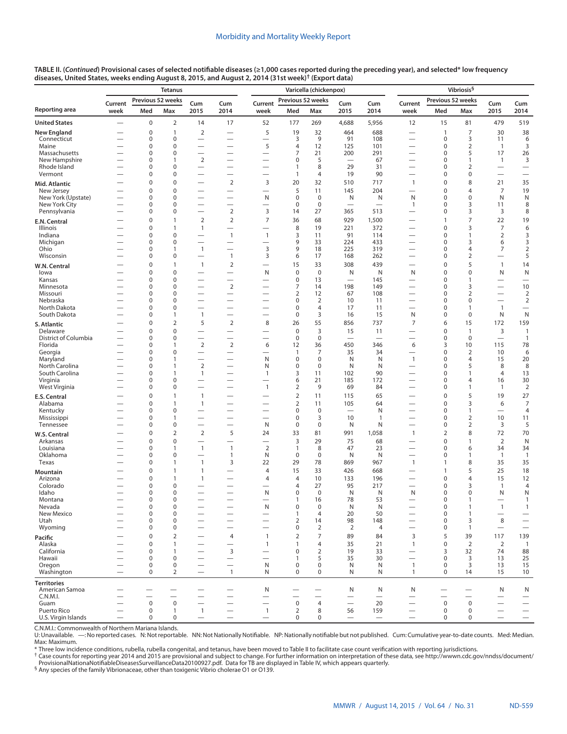**TABLE II. (*Continued*) Provisional cases of selected notifiable diseases (≥1,000 cases reported during the preceding year), and selected* low frequency diseases, United States, weeks ending August 8, 2015, and August 2, 2014 (31st week)† (Export data)**

| Reporting area | Tetanus | | | | | Varicella (chickenpox) | | | | | Vibriosis§ | | | | |
|---|---|---|---|---|---|---|---|---|---|---|---|---|---|---|---|
| | Current week | Previous 52 weeks Med | Previous 52 weeks Max | Cum 2015 | Cum 2014 | Current week | Previous 52 weeks Med | Previous 52 weeks Max | Cum 2015 | Cum 2014 | Current week | Previous 52 weeks Med | Previous 52 weeks Max | Cum 2015 | Cum 2014 |
| **United States** | — | 0 | 2 | 14 | 17 | 52 | 177 | 269 | 4,688 | 5,956 | 12 | 15 | 81 | 479 | 519 |
| **New England** | — | 0 | 1 | 2 | — | 5 | 19 | 32 | 464 | 688 | — | 1 | 7 | 30 | 38 |
| Connecticut | — | 0 | 0 | — | — | — | 3 | 9 | 91 | 108 | — | 0 | 3 | 11 | 6 |
| Maine | — | 0 | 0 | — | — | 5 | 4 | 12 | 125 | 101 | — | 0 | 2 | 1 | 3 |
| Massachusetts | — | 0 | 0 | — | — | — | 7 | 21 | 200 | 291 | — | 0 | 5 | 17 | 26 |
| New Hampshire | — | 0 | 1 | 2 | — | — | 0 | 5 | — | 67 | — | 0 | 1 | 1 | 3 |
| Rhode Island | — | 0 | 0 | — | — | — | 1 | 8 | 29 | 31 | — | 0 | 2 | — | — |
| Vermont | — | 0 | 0 | — | — | — | 1 | 4 | 19 | 90 | — | 0 | 0 | — | — |
| **Mid. Atlantic** | — | 0 | 0 | — | 2 | 3 | 20 | 32 | 510 | 717 | 1 | 0 | 8 | 21 | 35 |
| New Jersey | — | 0 | 0 | — | — | — | 5 | 11 | 145 | 204 | — | 0 | 4 | 7 | 19 |
| New York (Upstate) | — | 0 | 0 | — | — | N | 0 | 0 | N | N | N | 0 | 0 | N | N |
| New York City | — | 0 | 0 | — | — | — | 0 | 0 | — | — | 1 | 0 | 3 | 11 | 8 |
| Pennsylvania | — | 0 | 0 | — | 2 | 3 | 14 | 27 | 365 | 513 | — | 0 | 3 | 3 | 8 |
| **E.N. Central** | — | 0 | 1 | 2 | 2 | 7 | 36 | 68 | 929 | 1,500 | — | 1 | 7 | 22 | 19 |
| Illinois | — | 0 | 1 | 1 | — | — | 8 | 19 | 221 | 372 | — | 0 | 3 | 7 | 6 |
| Indiana | — | 0 | 0 | — | 1 | 1 | 3 | 11 | 91 | 114 | — | 0 | 1 | 2 | 3 |
| Michigan | — | 0 | 0 | — | — | — | 9 | 33 | 224 | 433 | — | 0 | 3 | 6 | 3 |
| Ohio | — | 0 | 1 | 1 | — | 3 | 9 | 18 | 225 | 319 | — | 0 | 4 | 7 | 2 |
| Wisconsin | — | 0 | 0 | — | 1 | 3 | 6 | 17 | 168 | 262 | — | 0 | 2 | — | 5 |
| **W.N. Central** | — | 0 | 1 | 1 | 2 | — | 15 | 33 | 308 | 439 | — | 0 | 5 | 1 | 14 |
| Iowa | — | 0 | 0 | — | — | N | 0 | 0 | N | N | N | 0 | 0 | N | N |
| Kansas | — | 0 | 0 | — | — | — | 0 | 13 | — | 145 | — | 0 | 1 | — | — |
| Minnesota | — | 0 | 0 | — | 2 | — | 7 | 14 | 198 | 149 | — | 0 | 3 | — | 10 |
| Missouri | — | 0 | 0 | — | — | — | 2 | 12 | 67 | 108 | — | 0 | 2 | — | 2 |
| Nebraska | — | 0 | 0 | — | — | — | 0 | 2 | 10 | 11 | — | 0 | 0 | — | 2 |
| North Dakota | — | 0 | 0 | — | — | — | 0 | 4 | 17 | 11 | — | 0 | 1 | 1 | — |
| South Dakota | — | 0 | 1 | 1 | — | — | 0 | 3 | 16 | 15 | N | 0 | 0 | N | N |
| **S. Atlantic** | — | 0 | 2 | 5 | 2 | 8 | 26 | 55 | 856 | 737 | 7 | 6 | 15 | 172 | 159 |
| Delaware | — | 0 | 0 | — | — | — | 0 | 3 | 15 | 11 | — | 0 | 1 | 3 | 1 |
| District of Columbia | — | 0 | 0 | — | — | — | 0 | 0 | — | — | — | 0 | 0 | — | 1 |
| Florida | — | 0 | 1 | 2 | 2 | 6 | 12 | 36 | 450 | 346 | 6 | 3 | 10 | 115 | 78 |
| Georgia | — | 0 | 0 | — | — | — | 1 | 7 | 35 | 34 | — | 0 | 2 | 10 | 6 |
| Maryland | — | 0 | 1 | — | — | N | 0 | 0 | N | N | 1 | 0 | 4 | 15 | 20 |
| North Carolina | — | 0 | 1 | 2 | — | N | 0 | 0 | N | N | — | 0 | 5 | 8 | 8 |
| South Carolina | — | 0 | 1 | 1 | — | 1 | 3 | 11 | 102 | 90 | — | 0 | 1 | 4 | 13 |
| Virginia | — | 0 | 0 | — | — | — | 6 | 21 | 185 | 172 | — | 0 | 4 | 16 | 30 |
| West Virginia | — | 0 | 0 | — | — | 1 | 2 | 9 | 69 | 84 | — | 0 | 1 | 1 | 2 |
| **E.S. Central** | — | 0 | 1 | 1 | — | — | 2 | 11 | 115 | 65 | — | 0 | 5 | 19 | 27 |
| Alabama | — | 0 | 1 | 1 | — | — | 2 | 11 | 105 | 64 | — | 0 | 3 | 6 | 7 |
| Kentucky | — | 0 | 0 | — | — | — | 0 | 0 | — | N | — | 0 | 1 | — | 4 |
| Mississippi | — | 0 | 1 | — | — | — | 0 | 3 | 10 | 1 | — | 0 | 2 | 10 | 11 |
| Tennessee | — | 0 | 0 | — | — | N | 0 | 0 | N | N | — | 0 | 2 | 3 | 5 |
| **W.S. Central** | — | 0 | 2 | 2 | 5 | 24 | 33 | 81 | 991 | 1,058 | 1 | 2 | 8 | 72 | 70 |
| Arkansas | — | 0 | 0 | — | — | — | 3 | 29 | 75 | 68 | — | 0 | 1 | 2 | N |
| Louisiana | — | 0 | 1 | 1 | 1 | 2 | 1 | 8 | 47 | 23 | — | 0 | 6 | 34 | 34 |
| Oklahoma | — | 0 | 0 | — | 1 | N | 0 | 0 | N | N | — | 0 | 1 | 1 | 1 |
| Texas | — | 0 | 1 | 1 | 3 | 22 | 29 | 78 | 869 | 967 | 1 | 1 | 8 | 35 | 35 |
| **Mountain** | — | 0 | 1 | 1 | — | 4 | 15 | 33 | 426 | 668 | — | 1 | 5 | 25 | 18 |
| Arizona | — | 0 | 1 | 1 | — | 4 | 4 | 10 | 133 | 196 | — | 0 | 4 | 15 | 12 |
| Colorado | — | 0 | 0 | — | — | — | 4 | 27 | 95 | 217 | — | 0 | 3 | 1 | 4 |
| Idaho | — | 0 | 0 | — | — | N | 0 | 0 | N | N | N | 0 | 0 | N | N |
| Montana | — | 0 | 0 | — | — | — | 1 | 16 | 78 | 53 | — | 0 | 1 | — | 1 |
| Nevada | — | 0 | 0 | — | — | N | 0 | 0 | N | N | — | 0 | 1 | 1 | 1 |
| New Mexico | — | 0 | 0 | — | — | — | 1 | 4 | 20 | 50 | — | 0 | 1 | — | — |
| Utah | — | 0 | 0 | — | — | — | 2 | 14 | 98 | 148 | — | 0 | 3 | 8 | — |
| Wyoming | — | 0 | 0 | — | — | — | 0 | 2 | 2 | 4 | — | 0 | 1 | — | — |
| **Pacific** | — | 0 | 2 | — | 4 | 1 | 2 | 7 | 89 | 84 | 3 | 5 | 39 | 117 | 139 |
| Alaska | — | 0 | 1 | — | — | 1 | 1 | 4 | 35 | 21 | 1 | 0 | 2 | 2 | 1 |
| California | — | 0 | 1 | — | 3 | — | 0 | 2 | 19 | 33 | — | 3 | 32 | 74 | 88 |
| Hawaii | — | 0 | 0 | — | — | — | 1 | 5 | 35 | 30 | — | 0 | 3 | 13 | 25 |
| Oregon | — | 0 | 0 | — | — | N | 0 | 0 | N | N | 1 | 0 | 3 | 13 | 15 |
| Washington | — | 0 | 2 | — | 1 | N | 0 | 0 | N | N | 1 | 0 | 14 | 15 | 10 |
| **Territories** | | | | | | | | | | | | | | | |
| American Samoa | — | — | — | — | — | N | — | — | N | N | N | — | — | N | N |
| C.N.M.I. | — | — | — | — | — | — | — | — | — | — | — | — | — | — | — |
| Guam | — | 0 | 0 | — | — | — | 0 | 4 | — | 20 | — | 0 | 0 | — | — |
| Puerto Rico | — | 0 | 1 | 1 | — | 1 | 2 | 8 | 56 | 159 | — | 0 | 0 | — | — |
| U.S. Virgin Islands | — | 0 | 0 | — | — | — | 0 | 0 | — | — | — | 0 | 0 | — | — |

C.N.M.I.: Commonwealth of Northern Mariana Islands.
U: Unavailable. —: No reported cases. N: Not reportable. NN: Not Nationally Notifiable. NP: Nationally notifiable but not published. Cum: Cumulative year-to-date counts. Med: Median. Max: Maximum.

\* Three low incidence conditions, rubella, rubella congenital, and tetanus, have been moved to Table II to facilitate case count verification with reporting jurisdictions.
† Case counts for reporting year 2014 and 2015 are provisional and subject to change. For further information on interpretation of these data, see http://wwwn.cdc.gov/nndss/document/ProvisionalNationaNotifiableDiseasesSurveillanceData20100927.pdf. Data for TB are displayed in Table IV, which appears quarterly.
§ Any species of the family Vibrionaceae, other than toxigenic Vibrio cholerae O1 or O139.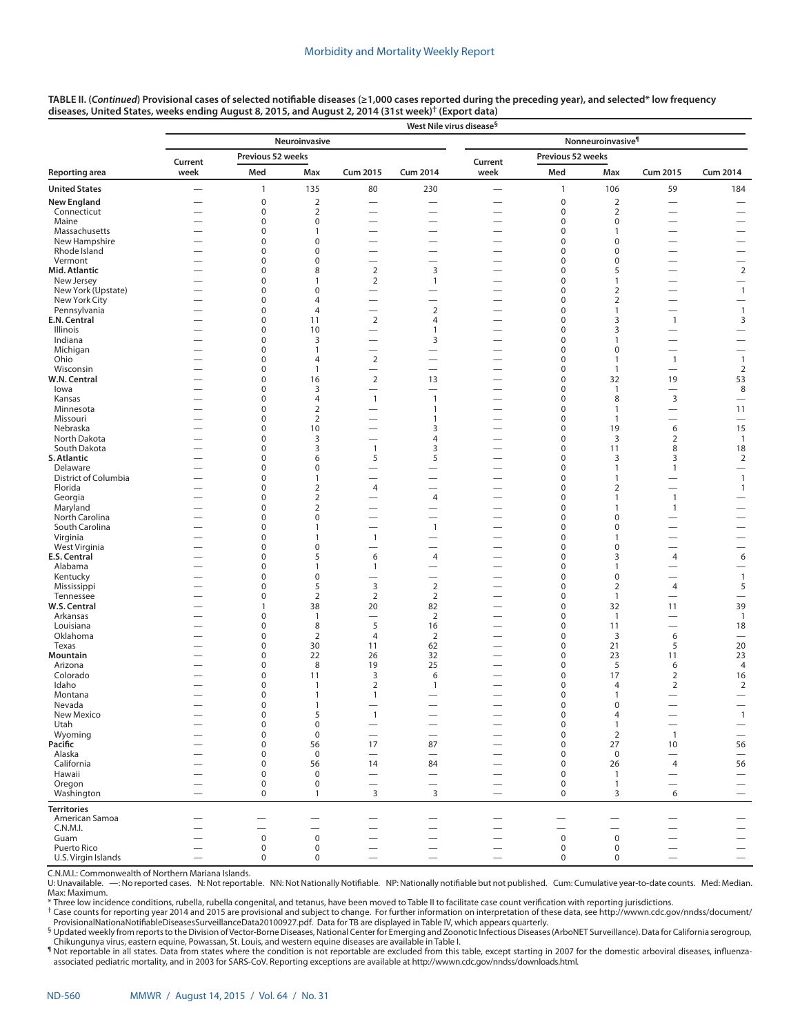TABLE II. (*Continued*) Provisional cases of selected notifiable diseases (≥1,000 cases reported during the preceding year), and selected* low frequency diseases, United States, weeks ending August 8, 2015, and August 2, 2014 (31st week)[†] (Export data)

| Reporting area | West Nile virus disease[§] | | | | | | | | | |
|---|---|---|---|---|---|---|---|---|---|---|
| | Neuroinvasive | | | | | Nonneuroinvasive[¶] | | | | |
| | Current week | Previous 52 weeks | | Cum 2015 | Cum 2014 | Current week | Previous 52 weeks | | Cum 2015 | Cum 2014 |
| | | Med | Max | | | | Med | Max | | |
| **United States** | — | 1 | 135 | 80 | 230 | — | 1 | 106 | 59 | 184 |
| **New England** | — | 0 | 2 | — | — | — | 0 | 2 | — | — |
| Connecticut | — | 0 | 2 | — | — | — | 0 | 2 | — | — |
| Maine | — | 0 | 0 | — | — | — | 0 | 0 | — | — |
| Massachusetts | — | 0 | 1 | — | — | — | 0 | 1 | — | — |
| New Hampshire | — | 0 | 0 | — | — | — | 0 | 0 | — | — |
| Rhode Island | — | 0 | 0 | — | — | — | 0 | 0 | — | — |
| Vermont | — | 0 | 0 | — | — | — | 0 | 0 | — | — |
| **Mid. Atlantic** | — | 0 | 8 | 2 | 3 | — | 0 | 5 | — | 2 |
| New Jersey | — | 0 | 1 | 2 | 1 | — | 0 | 1 | — | — |
| New York (Upstate) | — | 0 | 0 | — | — | — | 0 | 2 | — | 1 |
| New York City | — | 0 | 4 | — | — | — | 0 | 2 | — | — |
| Pennsylvania | — | 0 | 4 | — | 2 | — | 0 | 1 | — | 1 |
| **E.N. Central** | — | 0 | 11 | 2 | 4 | — | 0 | 3 | 1 | 3 |
| Illinois | — | 0 | 10 | — | 1 | — | 0 | 3 | — | — |
| Indiana | — | 0 | 3 | — | 3 | — | 0 | 1 | — | — |
| Michigan | — | 0 | 1 | — | — | — | 0 | 0 | — | — |
| Ohio | — | 0 | 4 | 2 | — | — | 0 | 1 | 1 | 1 |
| Wisconsin | — | 0 | 1 | — | — | — | 0 | 1 | — | 2 |
| **W.N. Central** | — | 0 | 16 | 2 | 13 | — | 0 | 32 | 19 | 53 |
| Iowa | — | 0 | 3 | — | — | — | 0 | 1 | — | 8 |
| Kansas | — | 0 | 4 | 1 | 1 | — | 0 | 8 | 3 | — |
| Minnesota | — | 0 | 2 | — | 1 | — | 0 | 1 | — | 11 |
| Missouri | — | 0 | 2 | — | 1 | — | 0 | 1 | — | — |
| Nebraska | — | 0 | 10 | — | 3 | — | 0 | 19 | 6 | 15 |
| North Dakota | — | 0 | 3 | — | 4 | — | 0 | 3 | 2 | 1 |
| South Dakota | — | 0 | 3 | 1 | 3 | — | 0 | 11 | 8 | 18 |
| **S. Atlantic** | — | 0 | 6 | 5 | 5 | — | 0 | 3 | 3 | 2 |
| Delaware | — | 0 | 0 | — | — | — | 0 | 1 | 1 | — |
| District of Columbia | — | 0 | 1 | — | — | — | 0 | 1 | — | 1 |
| Florida | — | 0 | 2 | 4 | — | — | 0 | 2 | — | 1 |
| Georgia | — | 0 | 2 | — | 4 | — | 0 | 1 | 1 | — |
| Maryland | — | 0 | 2 | — | — | — | 0 | 1 | 1 | — |
| North Carolina | — | 0 | 0 | — | — | — | 0 | 0 | — | — |
| South Carolina | — | 0 | 1 | — | 1 | — | 0 | 0 | — | — |
| Virginia | — | 0 | 1 | 1 | — | — | 0 | 1 | — | — |
| West Virginia | — | 0 | 0 | — | — | — | 0 | 0 | — | — |
| **E.S. Central** | — | 0 | 5 | 6 | 4 | — | 0 | 3 | 4 | 6 |
| Alabama | — | 0 | 1 | 1 | — | — | 0 | 1 | — | — |
| Kentucky | — | 0 | 0 | — | — | — | 0 | 0 | — | 1 |
| Mississippi | — | 0 | 5 | 3 | 2 | — | 0 | 2 | 4 | 5 |
| Tennessee | — | 0 | 2 | 2 | 2 | — | 0 | 1 | — | — |
| **W.S. Central** | — | 1 | 38 | 20 | 82 | — | 0 | 32 | 11 | 39 |
| Arkansas | — | 0 | 1 | — | 2 | — | 0 | 1 | — | 1 |
| Louisiana | — | 0 | 8 | 5 | 16 | — | 0 | 11 | — | 18 |
| Oklahoma | — | 0 | 2 | 4 | 2 | — | 0 | 3 | 6 | — |
| Texas | — | 0 | 30 | 11 | 62 | — | 0 | 21 | 5 | 20 |
| **Mountain** | — | 0 | 22 | 26 | 32 | — | 0 | 23 | 11 | 23 |
| Arizona | — | 0 | 8 | 19 | 25 | — | 0 | 5 | 6 | 4 |
| Colorado | — | 0 | 11 | 3 | 6 | — | 0 | 17 | 2 | 16 |
| Idaho | — | 0 | 1 | 2 | 1 | — | 0 | 4 | 2 | 2 |
| Montana | — | 0 | 1 | 1 | — | — | 0 | 1 | — | — |
| Nevada | — | 0 | 1 | — | — | — | 0 | 0 | — | — |
| New Mexico | — | 0 | 5 | 1 | — | — | 0 | 4 | — | 1 |
| Utah | — | 0 | 0 | — | — | — | 0 | 1 | — | — |
| Wyoming | — | 0 | 0 | — | — | — | 0 | 2 | 1 | — |
| **Pacific** | — | 0 | 56 | 17 | 87 | — | 0 | 27 | 10 | 56 |
| Alaska | — | 0 | 0 | — | — | — | 0 | 0 | — | — |
| California | — | 0 | 56 | 14 | 84 | — | 0 | 26 | 4 | 56 |
| Hawaii | — | 0 | 0 | — | — | — | 0 | 1 | — | — |
| Oregon | — | 0 | 0 | — | — | — | 0 | 1 | — | — |
| Washington | — | 0 | 1 | 3 | 3 | — | 0 | 3 | 6 | — |
| **Territories** | | | | | | | | | | |
| American Samoa | — | — | — | — | — | — | — | — | — | — |
| C.N.M.I. | — | — | — | — | — | — | — | — | — | — |
| Guam | — | 0 | 0 | — | — | — | 0 | 0 | — | — |
| Puerto Rico | — | 0 | 0 | — | — | — | 0 | 0 | — | — |
| U.S. Virgin Islands | — | 0 | 0 | — | — | — | 0 | 0 | — | — |

C.N.M.I.: Commonwealth of Northern Mariana Islands.

U: Unavailable. —: No reported cases. N: Not reportable. NN: Not Nationally Notifiable. NP: Nationally notifiable but not published. Cum: Cumulative year-to-date counts. Med: Median. Max: Maximum.

\* Three low incidence conditions, rubella, rubella congenital, and tetanus, have been moved to Table II to facilitate case count verification with reporting jurisdictions.

† Case counts for reporting year 2014 and 2015 are provisional and subject to change. For further information on interpretation of these data, see http://wwwn.cdc.gov/nndss/document/ProvisionalNationaNotifiableDiseasesSurveillanceData20100927.pdf. Data for TB are displayed in Table IV, which appears quarterly.

§ Updated weekly from reports to the Division of Vector-Borne Diseases, National Center for Emerging and Zoonotic Infectious Diseases (ArboNET Surveillance). Data for California serogroup, Chikungunya virus, eastern equine, Powassan, St. Louis, and western equine diseases are available in Table I.

¶ Not reportable in all states. Data from states where the condition is not reportable are excluded from this table, except starting in 2007 for the domestic arboviral diseases, influenza-associated pediatric mortality, and in 2003 for SARS-CoV. Reporting exceptions are available at http://wwwn.cdc.gov/nndss/downloads.html.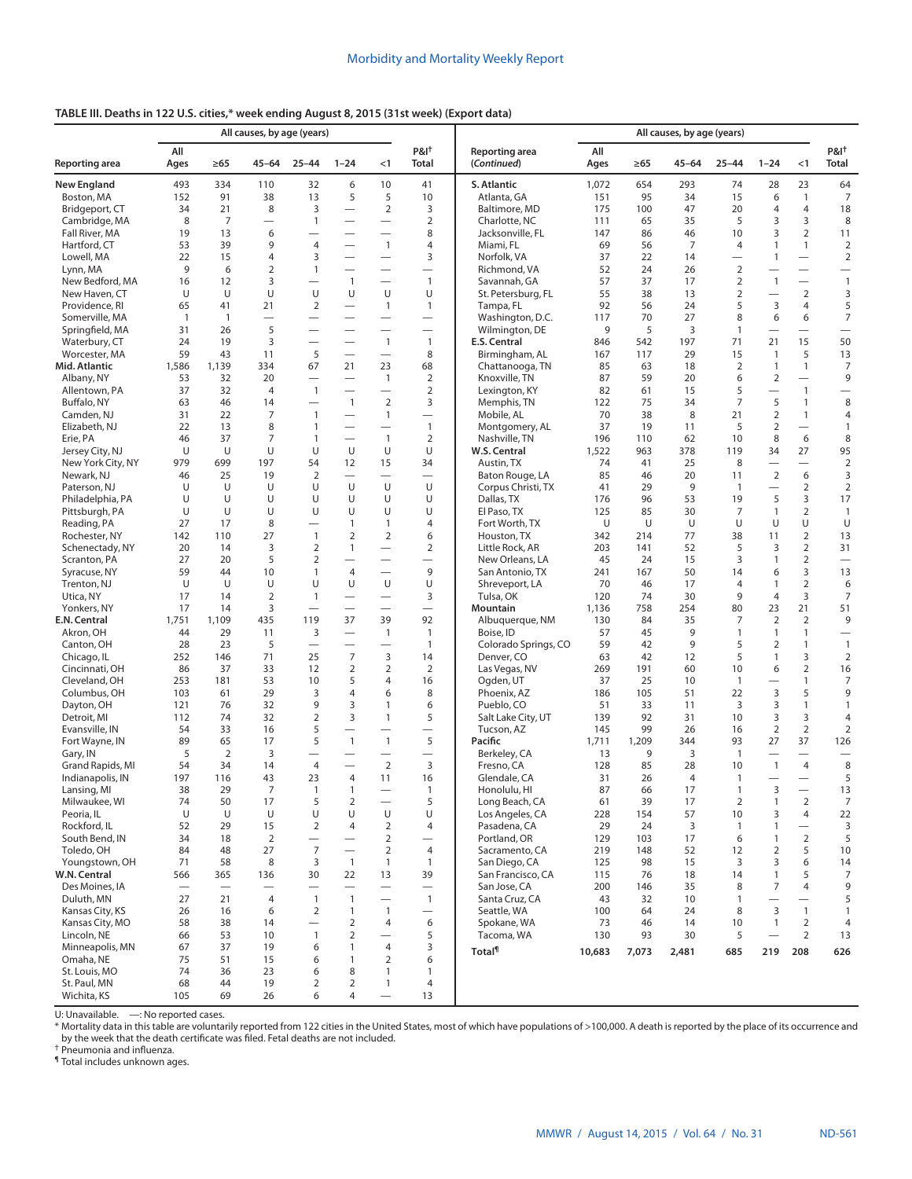**TABLE III. Deaths in 122 U.S. cities,* week ending August 8, 2015 (31st week) (Export data)**

| Reporting area | All causes, by age (years) | | | | | | P&I[†] Total |
|---|---|---|---|---|---|---|---|
| | All Ages | ≥65 | 45–64 | 25–44 | 1–24 | <1 | |
| **New England** | 493 | 334 | 110 | 32 | 6 | 10 | 41 |
| Boston, MA | 152 | 91 | 38 | 13 | 5 | 5 | 10 |
| Bridgeport, CT | 34 | 21 | 8 | 3 | — | 2 | 3 |
| Cambridge, MA | 8 | 7 | — | 1 | — | — | 2 |
| Fall River, MA | 19 | 13 | 6 | — | — | — | 8 |
| Hartford, CT | 53 | 39 | 9 | 4 | — | 1 | 4 |
| Lowell, MA | 22 | 15 | 4 | 3 | — | — | 3 |
| Lynn, MA | 9 | 6 | 2 | 1 | — | — | — |
| New Bedford, MA | 16 | 12 | 3 | — | 1 | — | 1 |
| New Haven, CT | U | U | U | U | U | U | U |
| Providence, RI | 65 | 41 | 21 | 2 | — | 1 | 1 |
| Somerville, MA | 1 | 1 | — | — | — | — | — |
| Springfield, MA | 31 | 26 | 5 | — | — | — | — |
| Waterbury, CT | 24 | 19 | 3 | — | — | 1 | 1 |
| Worcester, MA | 59 | 43 | 11 | 5 | — | — | 8 |
| **Mid. Atlantic** | 1,586 | 1,139 | 334 | 67 | 21 | 23 | 68 |
| Albany, NY | 53 | 32 | 20 | — | — | 1 | 2 |
| Allentown, PA | 37 | 32 | 4 | 1 | — | — | 2 |
| Buffalo, NY | 63 | 46 | 14 | — | 1 | 2 | 3 |
| Camden, NJ | 31 | 22 | 7 | 1 | — | 1 | — |
| Elizabeth, NJ | 22 | 13 | 8 | 1 | — | — | 1 |
| Erie, PA | 46 | 37 | 7 | 1 | — | 1 | 2 |
| Jersey City, NJ | U | U | U | U | U | U | U |
| New York City, NY | 979 | 699 | 197 | 54 | 12 | 15 | 34 |
| Newark, NJ | 46 | 25 | 19 | 2 | — | — | — |
| Paterson, NJ | U | U | U | U | U | U | U |
| Philadelphia, PA | U | U | U | U | U | U | U |
| Pittsburgh, PA | U | U | U | U | U | U | U |
| Reading, PA | 27 | 17 | 8 | — | 1 | 1 | 4 |
| Rochester, NY | 142 | 110 | 27 | 1 | 2 | 2 | 6 |
| Schenectady, NY | 20 | 14 | 3 | 2 | 1 | — | 2 |
| Scranton, PA | 27 | 20 | 5 | 2 | — | — | — |
| Syracuse, NY | 59 | 44 | 10 | 1 | 4 | — | 9 |
| Trenton, NJ | U | U | U | U | U | U | U |
| Utica, NY | 17 | 14 | 2 | 1 | — | — | 3 |
| Yonkers, NY | 17 | 14 | 3 | — | — | — | — |
| **E.N. Central** | 1,751 | 1,109 | 435 | 119 | 37 | 39 | 92 |
| Akron, OH | 44 | 29 | 11 | 3 | — | 1 | 1 |
| Canton, OH | 28 | 23 | 5 | — | — | — | 1 |
| Chicago, IL | 252 | 146 | 71 | 25 | 7 | 3 | 14 |
| Cincinnati, OH | 86 | 37 | 33 | 12 | 2 | 2 | 2 |
| Cleveland, OH | 253 | 181 | 53 | 10 | 5 | 4 | 16 |
| Columbus, OH | 103 | 61 | 29 | 3 | 4 | 6 | 8 |
| Dayton, OH | 121 | 76 | 32 | 9 | 3 | 1 | 6 |
| Detroit, MI | 112 | 74 | 32 | 2 | 3 | 1 | 5 |
| Evansville, IN | 54 | 33 | 16 | 5 | — | — | — |
| Fort Wayne, IN | 89 | 65 | 17 | 5 | 1 | 1 | 5 |
| Gary, IN | 5 | 2 | 3 | — | — | — | — |
| Grand Rapids, MI | 54 | 34 | 14 | 4 | — | 2 | 3 |
| Indianapolis, IN | 197 | 116 | 43 | 23 | 4 | 11 | 16 |
| Lansing, MI | 38 | 29 | 7 | 1 | 1 | — | 1 |
| Milwaukee, WI | 74 | 50 | 17 | 5 | 2 | — | 5 |
| Peoria, IL | U | U | U | U | U | U | U |
| Rockford, IL | 52 | 29 | 15 | 2 | 4 | 2 | 4 |
| South Bend, IN | 34 | 18 | 2 | — | — | 2 | — |
| Toledo, OH | 84 | 48 | 27 | 7 | — | 2 | 4 |
| Youngstown, OH | 71 | 58 | 8 | 3 | 1 | 1 | 1 |
| **W.N. Central** | 566 | 365 | 136 | 30 | 22 | 13 | 39 |
| Des Moines, IA | — | — | — | — | — | — | — |
| Duluth, MN | 27 | 21 | 4 | 1 | 1 | — | 1 |
| Kansas City, KS | 26 | 16 | 6 | 2 | 1 | 1 | — |
| Kansas City, MO | 58 | 38 | 14 | — | 2 | 4 | 6 |
| Lincoln, NE | 66 | 53 | 10 | 1 | 2 | — | 5 |
| Minneapolis, MN | 67 | 37 | 19 | 6 | 1 | 4 | 3 |
| Omaha, NE | 75 | 51 | 15 | 6 | 1 | 2 | 6 |
| St. Louis, MO | 74 | 36 | 23 | 6 | 8 | 1 | 1 |
| St. Paul, MN | 68 | 44 | 19 | 2 | 2 | 1 | 4 |
| Wichita, KS | 105 | 69 | 26 | 6 | 4 | — | 13 |
| **S. Atlantic** | 1,072 | 654 | 293 | 74 | 28 | 23 | 64 |
| Atlanta, GA | 151 | 95 | 34 | 15 | 6 | 1 | 7 |
| Baltimore, MD | 175 | 100 | 47 | 20 | 4 | 4 | 18 |
| Charlotte, NC | 111 | 65 | 35 | 5 | 3 | 3 | 8 |
| Jacksonville, FL | 147 | 86 | 46 | 10 | 3 | 2 | 11 |
| Miami, FL | 69 | 56 | 7 | 4 | 1 | 1 | 2 |
| Norfolk, VA | 37 | 22 | 14 | — | 1 | — | 2 |
| Richmond, VA | 52 | 24 | 26 | 2 | — | — | — |
| Savannah, GA | 57 | 37 | 17 | 2 | 1 | — | 1 |
| St. Petersburg, FL | 55 | 38 | 13 | 2 | — | 2 | 3 |
| Tampa, FL | 92 | 56 | 24 | 5 | 3 | 4 | 5 |
| Washington, D.C. | 117 | 70 | 27 | 8 | 6 | 6 | 7 |
| Wilmington, DE | 9 | 5 | 3 | 1 | — | — | — |
| **E.S. Central** | 846 | 542 | 197 | 71 | 21 | 15 | 50 |
| Birmingham, AL | 167 | 117 | 29 | 15 | 1 | 5 | 13 |
| Chattanooga, TN | 85 | 63 | 18 | 2 | 1 | 1 | 7 |
| Knoxville, TN | 87 | 59 | 20 | 6 | 2 | — | 9 |
| Lexington, KY | 82 | 61 | 15 | 5 | — | 1 | — |
| Memphis, TN | 122 | 75 | 34 | 7 | 5 | 1 | 8 |
| Mobile, AL | 70 | 38 | 8 | 21 | 2 | 1 | 4 |
| Montgomery, AL | 37 | 19 | 11 | 5 | 2 | — | 1 |
| Nashville, TN | 196 | 110 | 62 | 10 | 8 | 6 | 8 |
| **W.S. Central** | 1,522 | 963 | 378 | 119 | 34 | 27 | 95 |
| Austin, TX | 74 | 41 | 25 | 8 | — | — | 2 |
| Baton Rouge, LA | 85 | 46 | 20 | 11 | 2 | 6 | 3 |
| Corpus Christi, TX | 41 | 29 | 9 | 1 | — | 2 | 2 |
| Dallas, TX | 176 | 96 | 53 | 19 | 5 | 3 | 17 |
| El Paso, TX | 125 | 85 | 30 | 7 | 1 | 2 | 1 |
| Fort Worth, TX | U | U | U | U | U | U | U |
| Houston, TX | 342 | 214 | 77 | 38 | 11 | 2 | 13 |
| Little Rock, AR | 203 | 141 | 52 | 5 | 3 | 2 | 31 |
| New Orleans, LA | 45 | 24 | 15 | 3 | 1 | 2 | — |
| San Antonio, TX | 241 | 167 | 50 | 14 | 6 | 3 | 13 |
| Shreveport, LA | 70 | 46 | 17 | 4 | 1 | 2 | 6 |
| Tulsa, OK | 120 | 74 | 30 | 9 | 4 | 3 | 7 |
| **Mountain** | 1,136 | 758 | 254 | 80 | 23 | 21 | 51 |
| Albuquerque, NM | 130 | 84 | 35 | 7 | 2 | 2 | 9 |
| Boise, ID | 57 | 45 | 9 | 1 | 1 | 1 | — |
| Colorado Springs, CO | 59 | 42 | 9 | 5 | 2 | 1 | 1 |
| Denver, CO | 63 | 42 | 12 | 5 | 1 | 3 | 2 |
| Las Vegas, NV | 269 | 191 | 60 | 10 | 6 | 2 | 16 |
| Ogden, UT | 37 | 25 | 10 | 1 | — | 1 | 7 |
| Phoenix, AZ | 186 | 105 | 51 | 22 | 3 | 5 | 9 |
| Pueblo, CO | 51 | 33 | 11 | 3 | 3 | 1 | 1 |
| Salt Lake City, UT | 139 | 92 | 31 | 10 | 3 | 3 | 4 |
| Tucson, AZ | 145 | 99 | 26 | 16 | 2 | 2 | 2 |
| **Pacific** | 1,711 | 1,209 | 344 | 93 | 27 | 37 | 126 |
| Berkeley, CA | 13 | 9 | 3 | 1 | — | — | — |
| Fresno, CA | 128 | 85 | 28 | 10 | 1 | 4 | 8 |
| Glendale, CA | 31 | 26 | 4 | 1 | — | — | 5 |
| Honolulu, HI | 87 | 66 | 17 | 1 | 3 | — | 13 |
| Long Beach, CA | 61 | 39 | 17 | 2 | 1 | 2 | 7 |
| Los Angeles, CA | 228 | 154 | 57 | 10 | 3 | 4 | 22 |
| Pasadena, CA | 29 | 24 | 3 | 1 | 1 | — | 3 |
| Portland, OR | 129 | 103 | 17 | 6 | 1 | 2 | 5 |
| Sacramento, CA | 219 | 148 | 52 | 12 | 2 | 5 | 10 |
| San Diego, CA | 125 | 98 | 15 | 3 | 3 | 6 | 14 |
| San Francisco, CA | 115 | 76 | 18 | 14 | 1 | 5 | 7 |
| San Jose, CA | 200 | 146 | 35 | 8 | 7 | 4 | 9 |
| Santa Cruz, CA | 43 | 32 | 10 | 1 | — | — | 5 |
| Seattle, WA | 100 | 64 | 24 | 8 | 3 | 1 | 1 |
| Spokane, WA | 73 | 46 | 14 | 10 | 1 | 2 | 4 |
| Tacoma, WA | 130 | 93 | 30 | 5 | — | 2 | 13 |
| **Total[¶]** | **10,683** | **7,073** | **2,481** | **685** | **219** | **208** | **626** |

U: Unavailable. —: No reported cases.

* Mortality data in this table are voluntarily reported from 122 cities in the United States, most of which have populations of >100,000. A death is reported by the place of its occurrence and by the week that the death certificate was filed. Fetal deaths are not included.

[†] Pneumonia and influenza.

[¶] Total includes unknown ages.